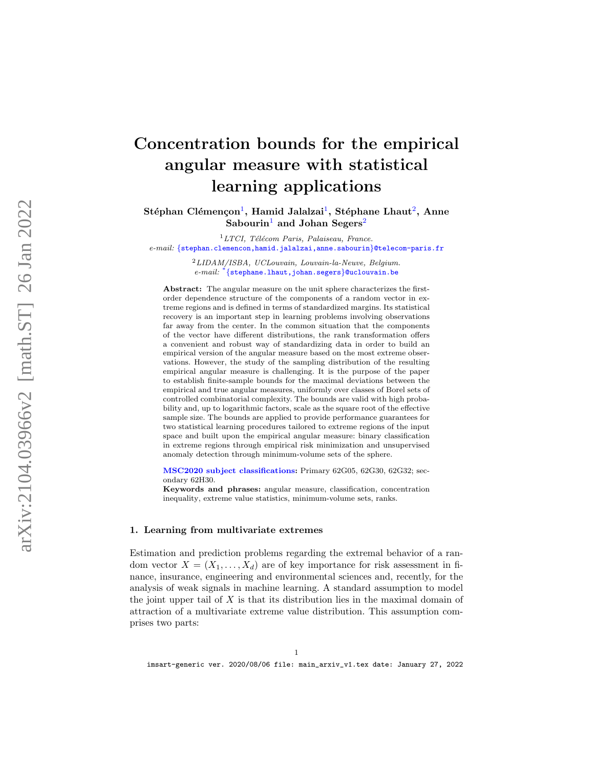# Concentration bounds for the empirical angular measure with statistical learning applications

**Stéphan Clémençon**[1], **Hamid Jalalzai**[1], **Stéphane Lhaut**[2], **Anne Sabourin**[1] **and Johan Segers**[2]

[1] *LTCI, Télécom Paris, Palaiseau, France.*
*e-mail:* {stephan.clemencon,hamid.jalalzai,anne.sabourin}@telecom-paris.fr

[2] *LIDAM/ISBA, UCLouvain, Louvain-la-Neuve, Belgium.*
*e-mail:* [*]{stephane.lhaut,johan.segers}@uclouvain.be

**Abstract:** The angular measure on the unit sphere characterizes the first-order dependence structure of the components of a random vector in extreme regions and is defined in terms of standardized margins. Its statistical recovery is an important step in learning problems involving observations far away from the center. In the common situation that the components of the vector have different distributions, the rank transformation offers a convenient and robust way of standardizing data in order to build an empirical version of the angular measure based on the most extreme observations. However, the study of the sampling distribution of the resulting empirical angular measure is challenging. It is the purpose of the paper to establish finite-sample bounds for the maximal deviations between the empirical and true angular measures, uniformly over classes of Borel sets of controlled combinatorial complexity. The bounds are valid with high probability and, up to logarithmic factors, scale as the square root of the effective sample size. The bounds are applied to provide performance guarantees for two statistical learning procedures tailored to extreme regions of the input space and built upon the empirical angular measure: binary classification in extreme regions through empirical risk minimization and unsupervised anomaly detection through minimum-volume sets of the sphere.

**MSC2020 subject classifications:** Primary 62G05, 62G30, 62G32; secondary 62H30.

**Keywords and phrases:** angular measure, classification, concentration inequality, extreme value statistics, minimum-volume sets, ranks.

## 1. Learning from multivariate extremes

Estimation and prediction problems regarding the extremal behavior of a random vector $X = (X_1, \dots, X_d)$ are of key importance for risk assessment in finance, insurance, engineering and environmental sciences and, recently, for the analysis of weak signals in machine learning. A standard assumption to model the joint upper tail of $X$ is that its distribution lies in the maximal domain of attraction of a multivariate extreme value distribution. This assumption comprises two parts: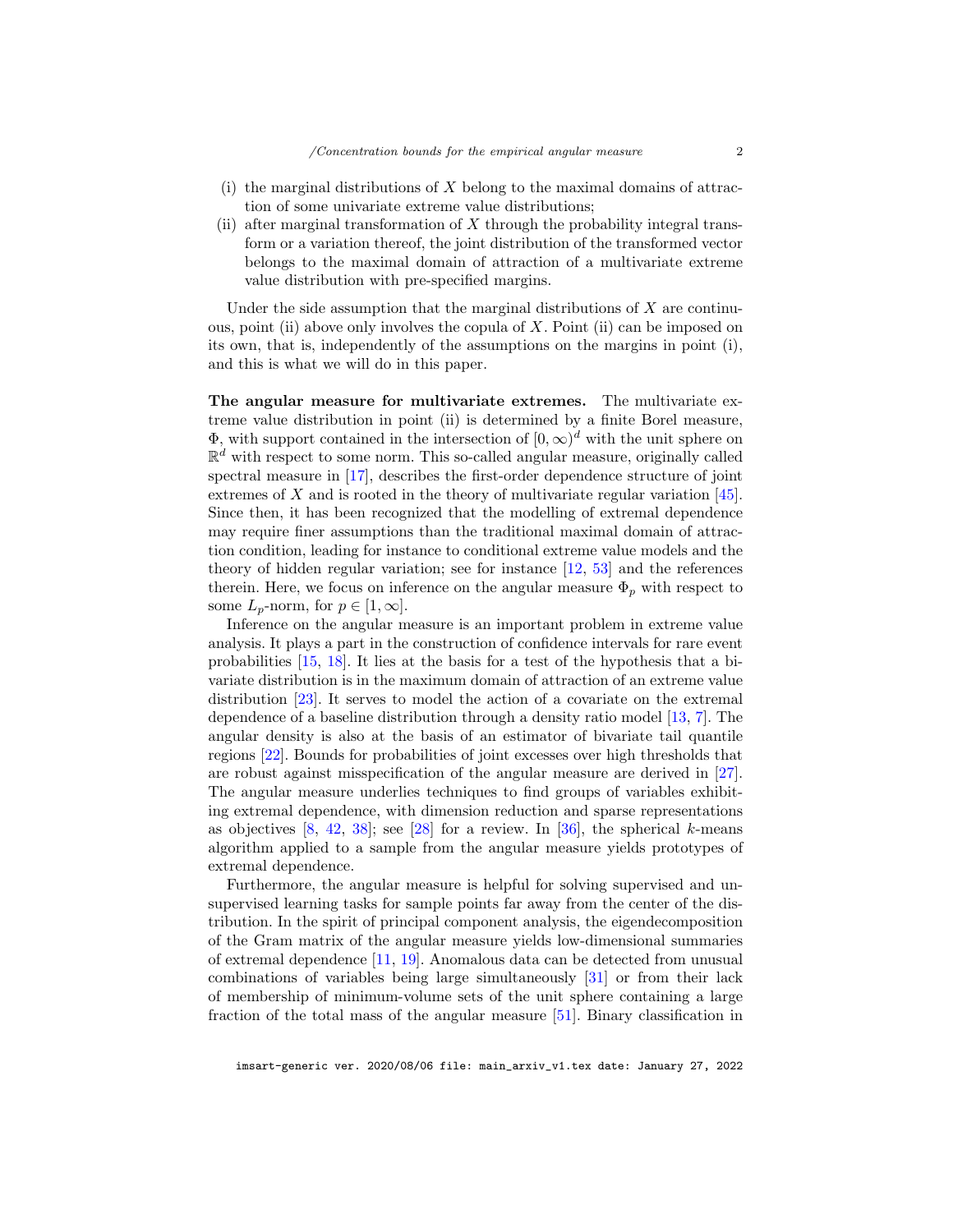(i) the marginal distributions of $X$ belong to the maximal domains of attraction of some univariate extreme value distributions;
(ii) after marginal transformation of $X$ through the probability integral transform or a variation thereof, the joint distribution of the transformed vector belongs to the maximal domain of attraction of a multivariate extreme value distribution with pre-specified margins.

Under the side assumption that the marginal distributions of $X$ are continuous, point (ii) above only involves the copula of $X$. Point (ii) can be imposed on its own, that is, independently of the assumptions on the margins in point (i), and this is what we will do in this paper.

**The angular measure for multivariate extremes.** The multivariate extreme value distribution in point (ii) is determined by a finite Borel measure, $\Phi$, with support contained in the intersection of $[0, \infty)^d$ with the unit sphere on $\mathbb{R}^d$ with respect to some norm. This so-called angular measure, originally called spectral measure in [17], describes the first-order dependence structure of joint extremes of $X$ and is rooted in the theory of multivariate regular variation [45]. Since then, it has been recognized that the modelling of extremal dependence may require finer assumptions than the traditional maximal domain of attraction condition, leading for instance to conditional extreme value models and the theory of hidden regular variation; see for instance [12, 53] and the references therein. Here, we focus on inference on the angular measure $\Phi_p$ with respect to some $L_p$-norm, for $p \in [1, \infty]$.

Inference on the angular measure is an important problem in extreme value analysis. It plays a part in the construction of confidence intervals for rare event probabilities [15, 18]. It lies at the basis for a test of the hypothesis that a bivariate distribution is in the maximum domain of attraction of an extreme value distribution [23]. It serves to model the action of a covariate on the extremal dependence of a baseline distribution through a density ratio model [13, 7]. The angular density is also at the basis of an estimator of bivariate tail quantile regions [22]. Bounds for probabilities of joint excesses over high thresholds that are robust against misspecification of the angular measure are derived in [27]. The angular measure underlies techniques to find groups of variables exhibiting extremal dependence, with dimension reduction and sparse representations as objectives [8, 42, 38]; see [28] for a review. In [36], the spherical $k$-means algorithm applied to a sample from the angular measure yields prototypes of extremal dependence.

Furthermore, the angular measure is helpful for solving supervised and unsupervised learning tasks for sample points far away from the center of the distribution. In the spirit of principal component analysis, the eigendecomposition of the Gram matrix of the angular measure yields low-dimensional summaries of extremal dependence [11, 19]. Anomalous data can be detected from unusual combinations of variables being large simultaneously [31] or from their lack of membership of minimum-volume sets of the unit sphere containing a large fraction of the total mass of the angular measure [51]. Binary classification in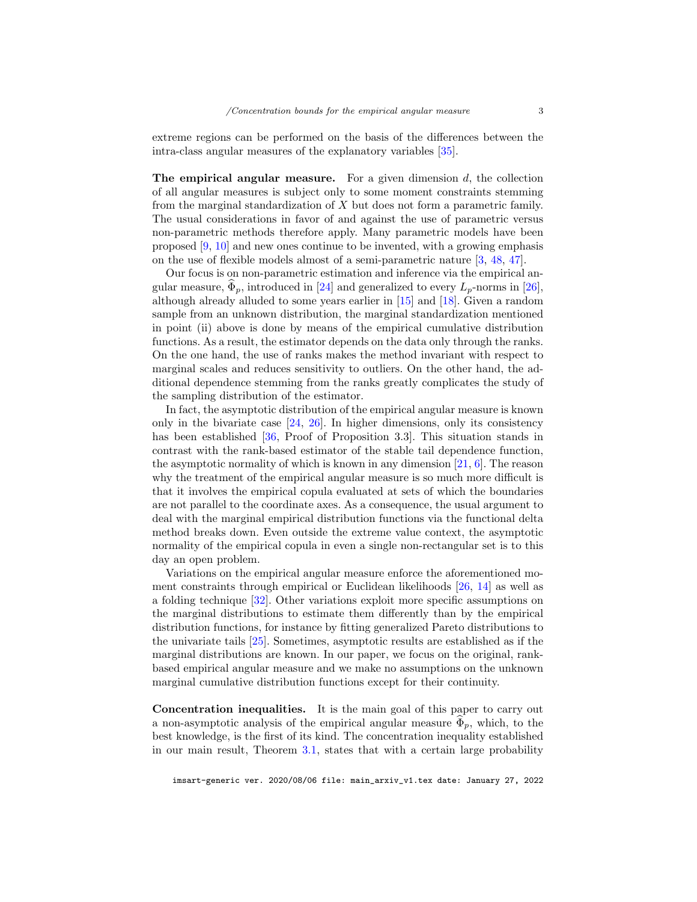extreme regions can be performed on the basis of the differences between the intra-class angular measures of the explanatory variables [35].

**The empirical angular measure.** For a given dimension $d$, the collection of all angular measures is subject only to some moment constraints stemming from the marginal standardization of $X$ but does not form a parametric family. The usual considerations in favor of and against the use of parametric versus non-parametric methods therefore apply. Many parametric models have been proposed [9, 10] and new ones continue to be invented, with a growing emphasis on the use of flexible models almost of a semi-parametric nature [3, 48, 47].

Our focus is on non-parametric estimation and inference via the empirical angular measure, $\widehat{\Phi}_p$, introduced in [24] and generalized to every $L_p$-norms in [26], although already alluded to some years earlier in [15] and [18]. Given a random sample from an unknown distribution, the marginal standardization mentioned in point (ii) above is done by means of the empirical cumulative distribution functions. As a result, the estimator depends on the data only through the ranks. On the one hand, the use of ranks makes the method invariant with respect to marginal scales and reduces sensitivity to outliers. On the other hand, the additional dependence stemming from the ranks greatly complicates the study of the sampling distribution of the estimator.

In fact, the asymptotic distribution of the empirical angular measure is known only in the bivariate case [24, 26]. In higher dimensions, only its consistency has been established [36, Proof of Proposition 3.3]. This situation stands in contrast with the rank-based estimator of the stable tail dependence function, the asymptotic normality of which is known in any dimension [21, 6]. The reason why the treatment of the empirical angular measure is so much more difficult is that it involves the empirical copula evaluated at sets of which the boundaries are not parallel to the coordinate axes. As a consequence, the usual argument to deal with the marginal empirical distribution functions via the functional delta method breaks down. Even outside the extreme value context, the asymptotic normality of the empirical copula in even a single non-rectangular set is to this day an open problem.

Variations on the empirical angular measure enforce the aforementioned moment constraints through empirical or Euclidean likelihoods [26, 14] as well as a folding technique [32]. Other variations exploit more specific assumptions on the marginal distributions to estimate them differently than by the empirical distribution functions, for instance by fitting generalized Pareto distributions to the univariate tails [25]. Sometimes, asymptotic results are established as if the marginal distributions are known. In our paper, we focus on the original, rank-based empirical angular measure and we make no assumptions on the unknown marginal cumulative distribution functions except for their continuity.

**Concentration inequalities.** It is the main goal of this paper to carry out a non-asymptotic analysis of the empirical angular measure $\widehat{\Phi}_p$, which, to the best knowledge, is the first of its kind. The concentration inequality established in our main result, Theorem 3.1, states that with a certain large probability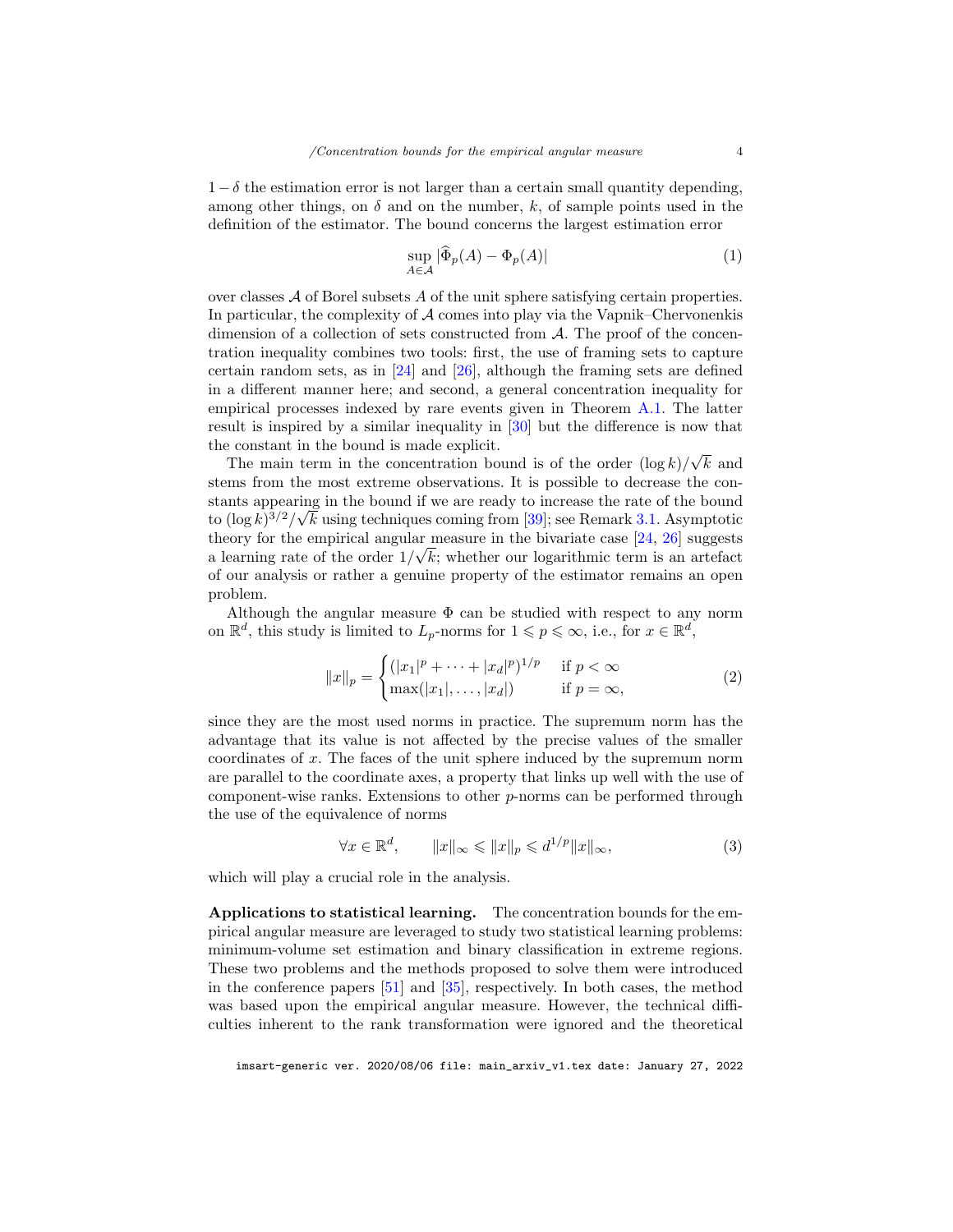$1-\delta$ the estimation error is not larger than a certain small quantity depending, among other things, on $\delta$ and on the number, $k$, of sample points used in the definition of the estimator. The bound concerns the largest estimation error

$$\sup_{A \in \mathcal{A}} |\widehat{\Phi}_p(A) - \Phi_p(A)| \tag{1}$$

over classes $\mathcal{A}$ of Borel subsets $A$ of the unit sphere satisfying certain properties. In particular, the complexity of $\mathcal{A}$ comes into play via the Vapnik–Chervonenkis dimension of a collection of sets constructed from $\mathcal{A}$. The proof of the concentration inequality combines two tools: first, the use of framing sets to capture certain random sets, as in [24] and [26], although the framing sets are defined in a different manner here; and second, a general concentration inequality for empirical processes indexed by rare events given in Theorem A.1. The latter result is inspired by a similar inequality in [30] but the difference is now that the constant in the bound is made explicit.

The main term in the concentration bound is of the order $(\log k)/\sqrt{k}$ and stems from the most extreme observations. It is possible to decrease the constants appearing in the bound if we are ready to increase the rate of the bound to $(\log k)^{3/2}/\sqrt{k}$ using techniques coming from [39]; see Remark 3.1. Asymptotic theory for the empirical angular measure in the bivariate case [24, 26] suggests a learning rate of the order $1/\sqrt{k}$; whether our logarithmic term is an artefact of our analysis or rather a genuine property of the estimator remains an open problem.

Although the angular measure $\Phi$ can be studied with respect to any norm on $\mathbb{R}^d$, this study is limited to $L_p$-norms for $1 \leqslant p \leqslant \infty$, i.e., for $x \in \mathbb{R}^d$,

$$\|x\|_p = \begin{cases} (|x_1|^p + \cdots + |x_d|^p)^{1/p} & \text{if } p < \infty \\ \max(|x_1|, \ldots, |x_d|) & \text{if } p = \infty, \end{cases} \tag{2}$$

since they are the most used norms in practice. The supremum norm has the advantage that its value is not affected by the precise values of the smaller coordinates of $x$. The faces of the unit sphere induced by the supremum norm are parallel to the coordinate axes, a property that links up well with the use of component-wise ranks. Extensions to other $p$-norms can be performed through the use of the equivalence of norms

$$\forall x \in \mathbb{R}^d, \qquad \|x\|_\infty \leqslant \|x\|_p \leqslant d^{1/p}\|x\|_\infty, \tag{3}$$

which will play a crucial role in the analysis.

**Applications to statistical learning.** The concentration bounds for the empirical angular measure are leveraged to study two statistical learning problems: minimum-volume set estimation and binary classification in extreme regions. These two problems and the methods proposed to solve them were introduced in the conference papers [51] and [35], respectively. In both cases, the method was based upon the empirical angular measure. However, the technical difficulties inherent to the rank transformation were ignored and the theoretical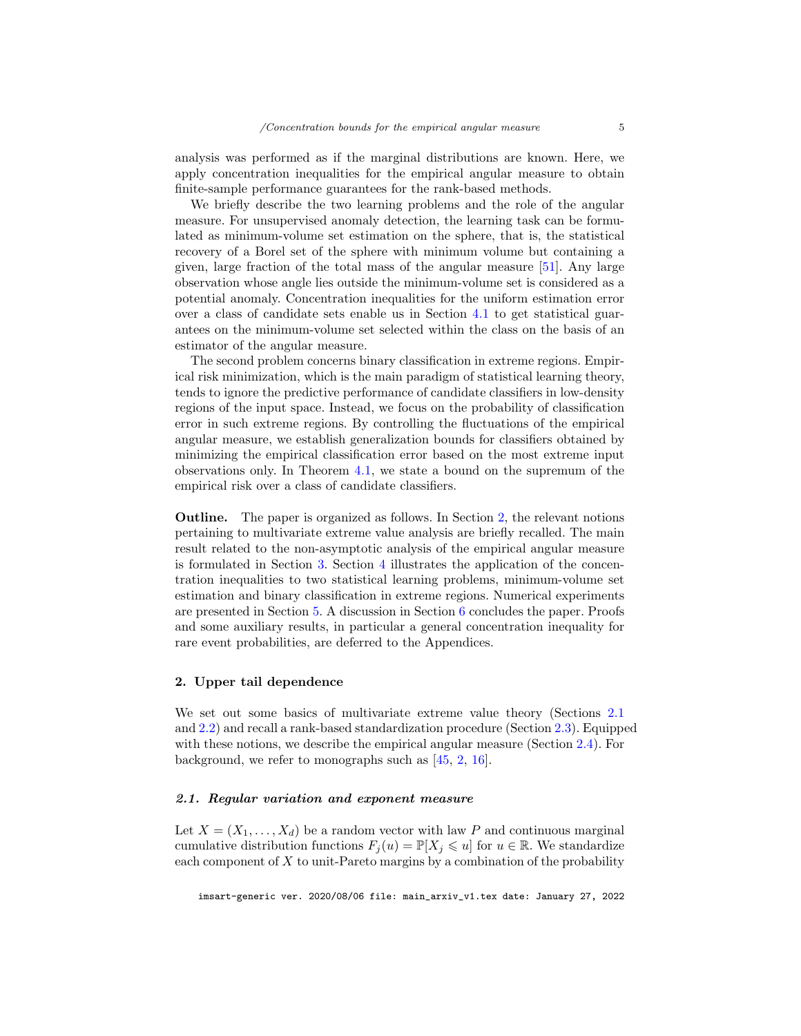analysis was performed as if the marginal distributions are known. Here, we apply concentration inequalities for the empirical angular measure to obtain finite-sample performance guarantees for the rank-based methods.

We briefly describe the two learning problems and the role of the angular measure. For unsupervised anomaly detection, the learning task can be formulated as minimum-volume set estimation on the sphere, that is, the statistical recovery of a Borel set of the sphere with minimum volume but containing a given, large fraction of the total mass of the angular measure [51]. Any large observation whose angle lies outside the minimum-volume set is considered as a potential anomaly. Concentration inequalities for the uniform estimation error over a class of candidate sets enable us in Section 4.1 to get statistical guarantees on the minimum-volume set selected within the class on the basis of an estimator of the angular measure.

The second problem concerns binary classification in extreme regions. Empirical risk minimization, which is the main paradigm of statistical learning theory, tends to ignore the predictive performance of candidate classifiers in low-density regions of the input space. Instead, we focus on the probability of classification error in such extreme regions. By controlling the fluctuations of the empirical angular measure, we establish generalization bounds for classifiers obtained by minimizing the empirical classification error based on the most extreme input observations only. In Theorem 4.1, we state a bound on the supremum of the empirical risk over a class of candidate classifiers.

**Outline.** The paper is organized as follows. In Section 2, the relevant notions pertaining to multivariate extreme value analysis are briefly recalled. The main result related to the non-asymptotic analysis of the empirical angular measure is formulated in Section 3. Section 4 illustrates the application of the concentration inequalities to two statistical learning problems, minimum-volume set estimation and binary classification in extreme regions. Numerical experiments are presented in Section 5. A discussion in Section 6 concludes the paper. Proofs and some auxiliary results, in particular a general concentration inequality for rare event probabilities, are deferred to the Appendices.

## 2. Upper tail dependence

We set out some basics of multivariate extreme value theory (Sections 2.1 and 2.2) and recall a rank-based standardization procedure (Section 2.3). Equipped with these notions, we describe the empirical angular measure (Section 2.4). For background, we refer to monographs such as [45, 2, 16].

### *2.1. Regular variation and exponent measure*

Let $X = (X_1, \ldots, X_d)$ be a random vector with law $P$ and continuous marginal cumulative distribution functions $F_j(u) = \mathbb{P}[X_j \leqslant u]$ for $u \in \mathbb{R}$. We standardize each component of $X$ to unit-Pareto margins by a combination of the probability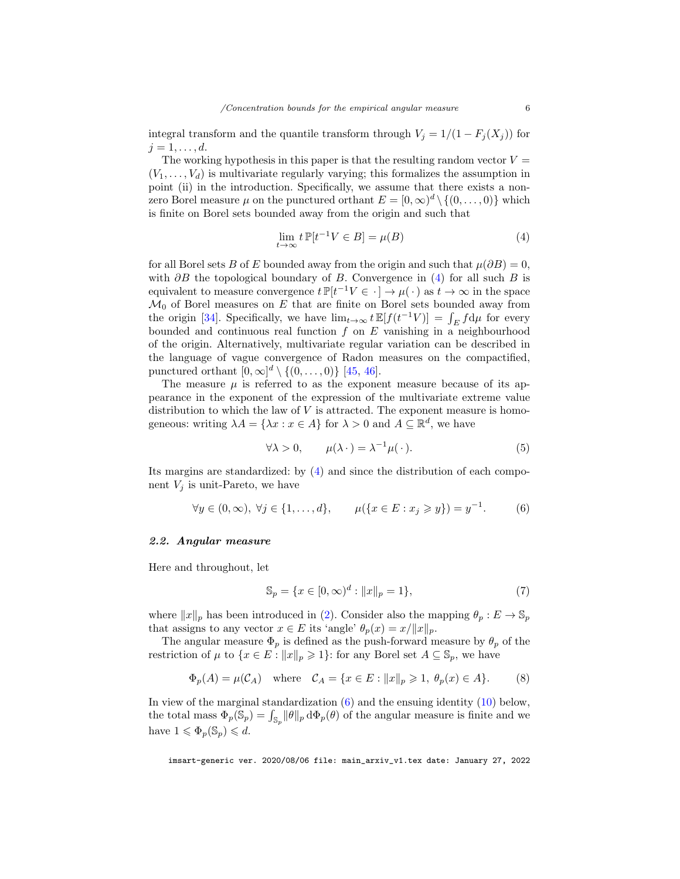integral transform and the quantile transform through $V_j = 1/(1 - F_j(X_j))$ for $j = 1, \ldots, d$.

The working hypothesis in this paper is that the resulting random vector $V = (V_1, \ldots, V_d)$ is multivariate regularly varying; this formalizes the assumption in point (ii) in the introduction. Specifically, we assume that there exists a non-zero Borel measure $\mu$ on the punctured orthant $E = [0, \infty)^d \setminus \{(0, \ldots, 0)\}$ which is finite on Borel sets bounded away from the origin and such that

$$\lim_{t \to \infty} t \, \mathbb{P}[t^{-1} V \in B] = \mu(B) \tag{4}$$

for all Borel sets $B$ of $E$ bounded away from the origin and such that $\mu(\partial B) = 0$, with $\partial B$ the topological boundary of $B$. Convergence in (4) for all such $B$ is equivalent to measure convergence $t \, \mathbb{P}[t^{-1} V \in \cdot\,] \to \mu(\,\cdot\,)$ as $t \to \infty$ in the space $\mathcal{M}_0$ of Borel measures on $E$ that are finite on Borel sets bounded away from the origin [34]. Specifically, we have $\lim_{t \to \infty} t \, \mathbb{E}[f(t^{-1} V)] = \int_E f \mathrm{d}\mu$ for every bounded and continuous real function $f$ on $E$ vanishing in a neighbourhood of the origin. Alternatively, multivariate regular variation can be described in the language of vague convergence of Radon measures on the compactified, punctured orthant $[0, \infty]^d \setminus \{(0, \ldots, 0)\}$ [45, 46].

The measure $\mu$ is referred to as the exponent measure because of its appearance in the exponent of the expression of the multivariate extreme value distribution to which the law of $V$ is attracted. The exponent measure is homogeneous: writing $\lambda A = \{\lambda x : x \in A\}$ for $\lambda > 0$ and $A \subseteq \mathbb{R}^d$, we have

$$\forall \lambda > 0, \qquad \mu(\lambda\,\cdot\,) = \lambda^{-1} \mu(\,\cdot\,). \tag{5}$$

Its margins are standardized: by (4) and since the distribution of each component $V_j$ is unit-Pareto, we have

$$\forall y \in (0, \infty), \ \forall j \in \{1, \ldots, d\}, \qquad \mu(\{x \in E : x_j \geqslant y\}) = y^{-1}. \tag{6}$$

### *2.2. Angular measure*

Here and throughout, let

$$\mathbb{S}_p = \{x \in [0, \infty)^d : \|x\|_p = 1\}, \tag{7}$$

where $\|x\|_p$ has been introduced in (2). Consider also the mapping $\theta_p : E \to \mathbb{S}_p$ that assigns to any vector $x \in E$ its 'angle' $\theta_p(x) = x / \|x\|_p$.

The angular measure $\Phi_p$ is defined as the push-forward measure by $\theta_p$ of the restriction of $\mu$ to $\{x \in E : \|x\|_p \geqslant 1\}$: for any Borel set $A \subseteq \mathbb{S}_p$, we have

$$\Phi_p(A) = \mu(\mathcal{C}_A) \quad \text{where} \quad \mathcal{C}_A = \{x \in E : \|x\|_p \geqslant 1, \ \theta_p(x) \in A\}. \tag{8}$$

In view of the marginal standardization (6) and the ensuing identity (10) below, the total mass $\Phi_p(\mathbb{S}_p) = \int_{\mathbb{S}_p} \|\theta\|_p \, \mathrm{d}\Phi_p(\theta)$ of the angular measure is finite and we have $1 \leqslant \Phi_p(\mathbb{S}_p) \leqslant d$.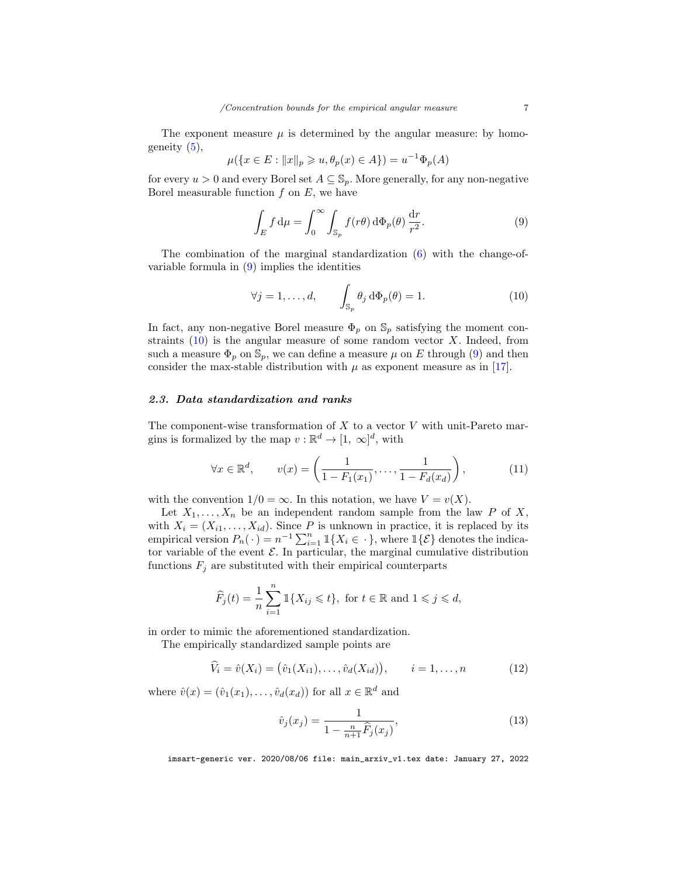The exponent measure $\mu$ is determined by the angular measure: by homogeneity (5),

$$\mu(\{x \in E : \|x\|_p \geqslant u, \theta_p(x) \in A\}) = u^{-1}\Phi_p(A)$$

for every $u > 0$ and every Borel set $A \subseteq \mathbb{S}_p$. More generally, for any non-negative Borel measurable function $f$ on $E$, we have

$$\int_E f \, \mathrm{d}\mu = \int_0^\infty \int_{\mathbb{S}_p} f(r\theta) \, \mathrm{d}\Phi_p(\theta) \, \frac{\mathrm{d}r}{r^2}. \tag{9}$$

The combination of the marginal standardization (6) with the change-of-variable formula in (9) implies the identities

$$\forall j = 1, \ldots, d, \qquad \int_{\mathbb{S}_p} \theta_j \, \mathrm{d}\Phi_p(\theta) = 1. \tag{10}$$

In fact, any non-negative Borel measure $\Phi_p$ on $\mathbb{S}_p$ satisfying the moment constraints (10) is the angular measure of some random vector $X$. Indeed, from such a measure $\Phi_p$ on $\mathbb{S}_p$, we can define a measure $\mu$ on $E$ through (9) and then consider the max-stable distribution with $\mu$ as exponent measure as in [17].

### 2.3. Data standardization and ranks

The component-wise transformation of $X$ to a vector $V$ with unit-Pareto margins is formalized by the map $v : \mathbb{R}^d \to [1, \infty]^d$, with

$$\forall x \in \mathbb{R}^d, \qquad v(x) = \left( \frac{1}{1 - F_1(x_1)}, \ldots, \frac{1}{1 - F_d(x_d)} \right), \tag{11}$$

with the convention $1/0 = \infty$. In this notation, we have $V = v(X)$.

Let $X_1, \ldots, X_n$ be an independent random sample from the law $P$ of $X$, with $X_i = (X_{i1}, \ldots, X_{id})$. Since $P$ is unknown in practice, it is replaced by its empirical version $P_n(\,\cdot\,) = n^{-1} \sum_{i=1}^n \mathbb{1}\{X_i \in \,\cdot\,\}$, where $\mathbb{1}\{\mathcal{E}\}$ denotes the indicator variable of the event $\mathcal{E}$. In particular, the marginal cumulative distribution functions $F_j$ are substituted with their empirical counterparts

$$\widehat{F}_j(t) = \frac{1}{n} \sum_{i=1}^n \mathbb{1}\{X_{ij} \leqslant t\}, \text{ for } t \in \mathbb{R} \text{ and } 1 \leqslant j \leqslant d,$$

in order to mimic the aforementioned standardization.

The empirically standardized sample points are

$$\widehat{V}_i = \hat{v}(X_i) = \big(\hat{v}_1(X_{i1}), \ldots, \hat{v}_d(X_{id})\big), \qquad i = 1, \ldots, n \tag{12}$$

where $\hat{v}(x) = (\hat{v}_1(x_1), \ldots, \hat{v}_d(x_d))$ for all $x \in \mathbb{R}^d$ and

$$\hat{v}_j(x_j) = \frac{1}{1 - \frac{n}{n+1} \widehat{F}_j(x_j)}, \tag{13}$$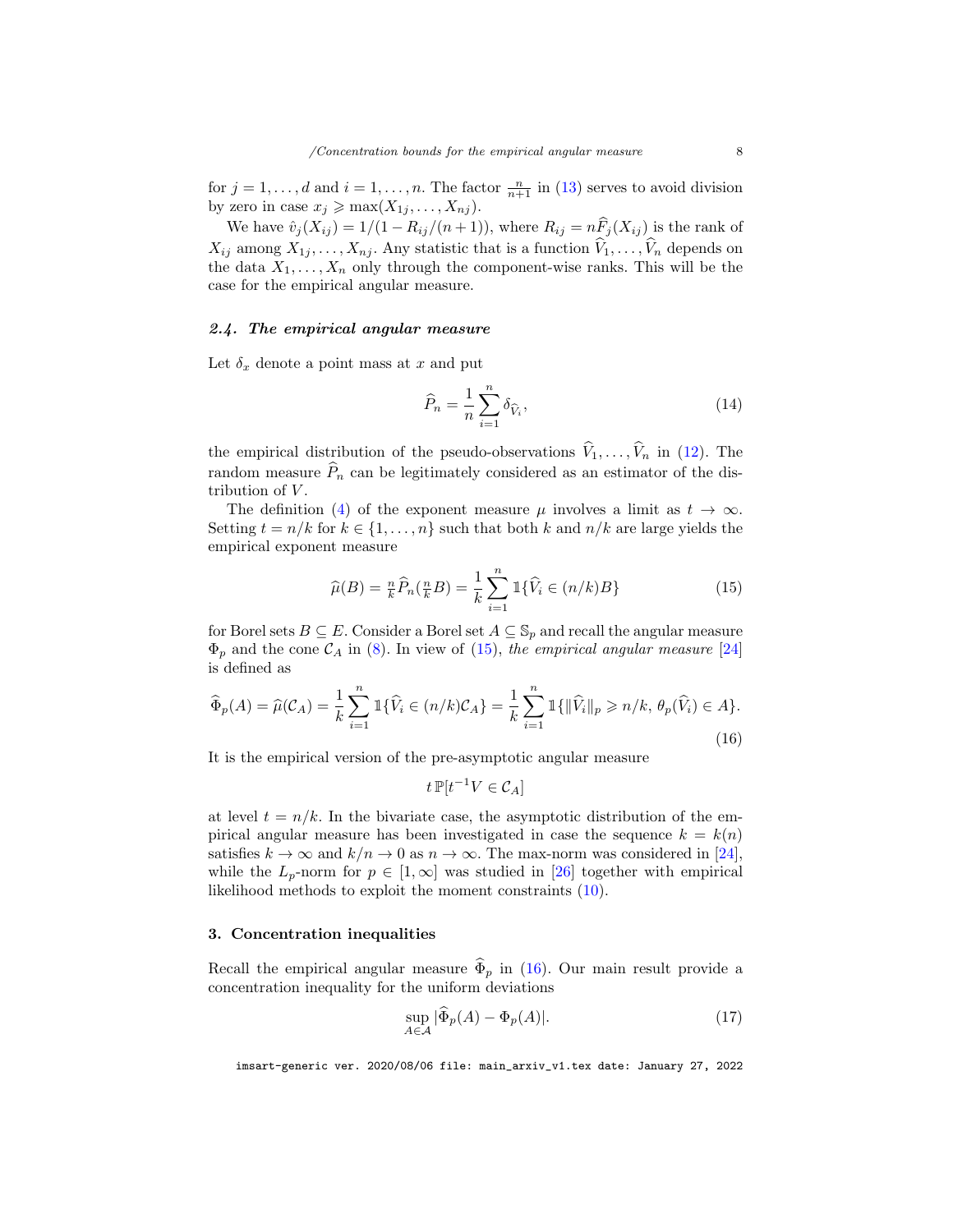for $j = 1, \ldots, d$ and $i = 1, \ldots, n$. The factor $\frac{n}{n+1}$ in (13) serves to avoid division by zero in case $x_j \geqslant \max(X_{1j}, \ldots, X_{nj})$.

We have $\hat{v}_j(X_{ij}) = 1/(1 - R_{ij}/(n+1))$, where $R_{ij} = n\widehat{F}_j(X_{ij})$ is the rank of $X_{ij}$ among $X_{1j}, \ldots, X_{nj}$. Any statistic that is a function $\widehat{V}_1, \ldots, \widehat{V}_n$ depends on the data $X_1, \ldots, X_n$ only through the component-wise ranks. This will be the case for the empirical angular measure.

### 2.4. The empirical angular measure

Let $\delta_x$ denote a point mass at $x$ and put

$$\widehat{P}_n = \frac{1}{n} \sum_{i=1}^{n} \delta_{\widehat{V}_i}, \tag{14}$$

the empirical distribution of the pseudo-observations $\widehat{V}_1, \ldots, \widehat{V}_n$ in (12). The random measure $\widehat{P}_n$ can be legitimately considered as an estimator of the distribution of $V$.

The definition (4) of the exponent measure $\mu$ involves a limit as $t \to \infty$. Setting $t = n/k$ for $k \in \{1, \ldots, n\}$ such that both $k$ and $n/k$ are large yields the empirical exponent measure

$$\widehat{\mu}(B) = \tfrac{n}{k} \widehat{P}_n(\tfrac{n}{k} B) = \frac{1}{k} \sum_{i=1}^{n} \mathbb{1}\{\widehat{V}_i \in (n/k)B\} \tag{15}$$

for Borel sets $B \subseteq E$. Consider a Borel set $A \subseteq \mathbb{S}_p$ and recall the angular measure $\Phi_p$ and the cone $\mathcal{C}_A$ in (8). In view of (15), *the empirical angular measure* [24] is defined as

$$\widehat{\Phi}_p(A) = \widehat{\mu}(\mathcal{C}_A) = \frac{1}{k} \sum_{i=1}^{n} \mathbb{1}\{\widehat{V}_i \in (n/k)\mathcal{C}_A\} = \frac{1}{k} \sum_{i=1}^{n} \mathbb{1}\{\|\widehat{V}_i\|_p \geqslant n/k,\, \theta_p(\widehat{V}_i) \in A\}. \tag{16}$$

It is the empirical version of the pre-asymptotic angular measure

$$t\,\mathbb{P}[t^{-1}V \in \mathcal{C}_A]$$

at level $t = n/k$. In the bivariate case, the asymptotic distribution of the empirical angular measure has been investigated in case the sequence $k = k(n)$ satisfies $k \to \infty$ and $k/n \to 0$ as $n \to \infty$. The max-norm was considered in [24], while the $L_p$-norm for $p \in [1, \infty]$ was studied in [26] together with empirical likelihood methods to exploit the moment constraints (10).

## 3. Concentration inequalities

Recall the empirical angular measure $\widehat{\Phi}_p$ in (16). Our main result provide a concentration inequality for the uniform deviations

$$\sup_{A \in \mathcal{A}} |\widehat{\Phi}_p(A) - \Phi_p(A)|. \tag{17}$$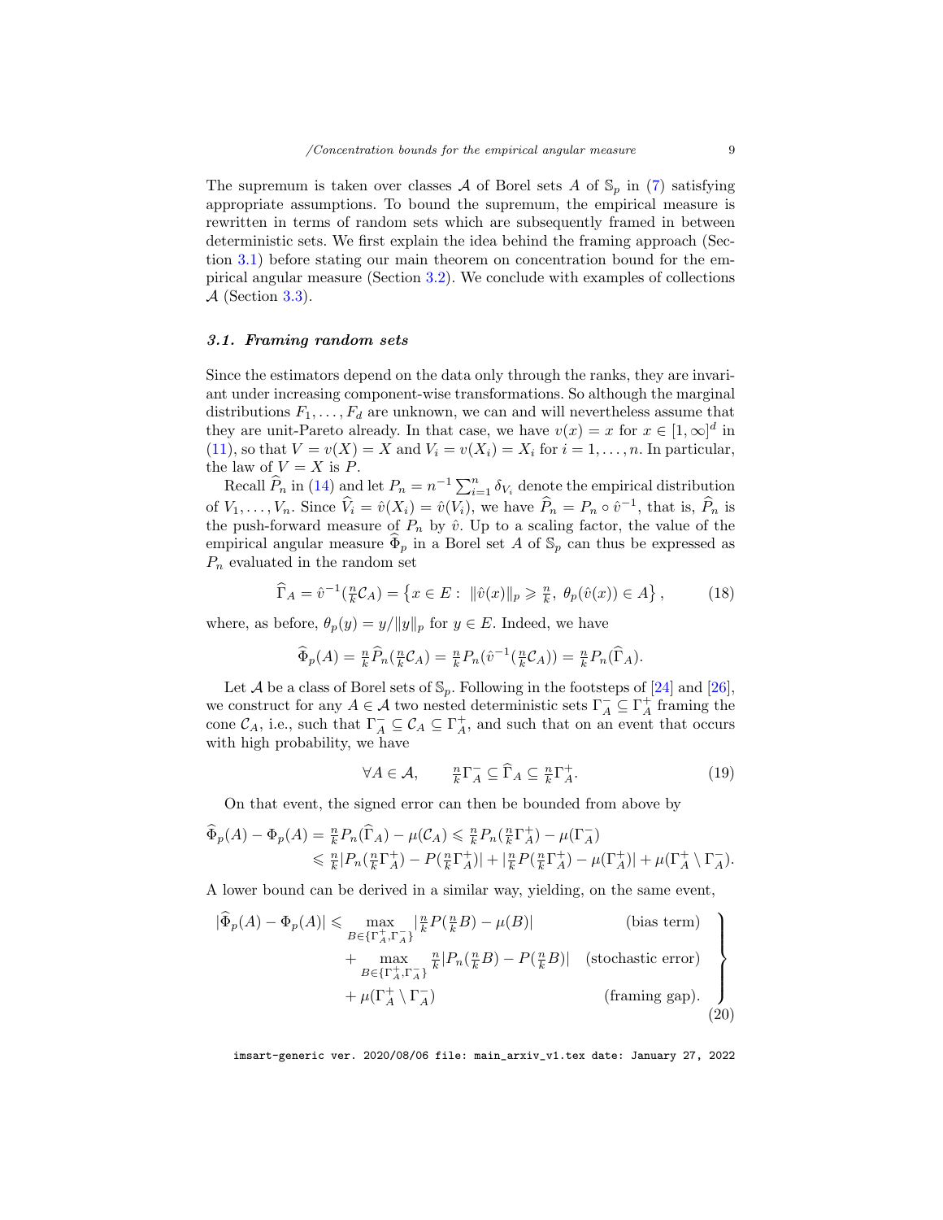The supremum is taken over classes $\mathcal{A}$ of Borel sets $A$ of $\mathbb{S}_p$ in (7) satisfying appropriate assumptions. To bound the supremum, the empirical measure is rewritten in terms of random sets which are subsequently framed in between deterministic sets. We first explain the idea behind the framing approach (Section 3.1) before stating our main theorem on concentration bound for the empirical angular measure (Section 3.2). We conclude with examples of collections $\mathcal{A}$ (Section 3.3).

### *3.1. Framing random sets*

Since the estimators depend on the data only through the ranks, they are invariant under increasing component-wise transformations. So although the marginal distributions $F_1, \ldots, F_d$ are unknown, we can and will nevertheless assume that they are unit-Pareto already. In that case, we have $v(x) = x$ for $x \in [1, \infty]^d$ in (11), so that $V = v(X) = X$ and $V_i = v(X_i) = X_i$ for $i = 1, \ldots, n$. In particular, the law of $V = X$ is $P$.

Recall $\widehat{P}_n$ in (14) and let $P_n = n^{-1} \sum_{i=1}^n \delta_{V_i}$ denote the empirical distribution of $V_1, \ldots, V_n$. Since $\widehat{V}_i = \hat{v}(X_i) = \hat{v}(V_i)$, we have $\widehat{P}_n = P_n \circ \hat{v}^{-1}$, that is, $\widehat{P}_n$ is the push-forward measure of $P_n$ by $\hat{v}$. Up to a scaling factor, the value of the empirical angular measure $\widehat{\Phi}_p$ in a Borel set $A$ of $\mathbb{S}_p$ can thus be expressed as $P_n$ evaluated in the random set

$$\widehat{\Gamma}_A = \hat{v}^{-1}(\tfrac{n}{k}\mathcal{C}_A) = \left\{ x \in E : \ \|\hat{v}(x)\|_p \geqslant \tfrac{n}{k}, \ \theta_p(\hat{v}(x)) \in A \right\}, \tag{18}$$

where, as before, $\theta_p(y) = y/\|y\|_p$ for $y \in E$. Indeed, we have

$$\widehat{\Phi}_p(A) = \tfrac{n}{k} \widehat{P}_n(\tfrac{n}{k}\mathcal{C}_A) = \tfrac{n}{k} P_n(\hat{v}^{-1}(\tfrac{n}{k}\mathcal{C}_A)) = \tfrac{n}{k} P_n(\widehat{\Gamma}_A).$$

Let $\mathcal{A}$ be a class of Borel sets of $\mathbb{S}_p$. Following in the footsteps of [24] and [26], we construct for any $A \in \mathcal{A}$ two nested deterministic sets $\Gamma_A^- \subseteq \Gamma_A^+$ framing the cone $\mathcal{C}_A$, i.e., such that $\Gamma_A^- \subseteq \mathcal{C}_A \subseteq \Gamma_A^+$, and such that on an event that occurs with high probability, we have

$$\forall A \in \mathcal{A}, \qquad \tfrac{n}{k}\Gamma_A^- \subseteq \widehat{\Gamma}_A \subseteq \tfrac{n}{k}\Gamma_A^+. \tag{19}$$

On that event, the signed error can then be bounded from above by

$$\begin{aligned}
\widehat{\Phi}_p(A) - \Phi_p(A) &= \tfrac{n}{k} P_n(\widehat{\Gamma}_A) - \mu(\mathcal{C}_A) \leqslant \tfrac{n}{k} P_n(\tfrac{n}{k}\Gamma_A^+) - \mu(\Gamma_A^-) \\
&\leqslant \tfrac{n}{k} |P_n(\tfrac{n}{k}\Gamma_A^+) - P(\tfrac{n}{k}\Gamma_A^+)| + |\tfrac{n}{k} P(\tfrac{n}{k}\Gamma_A^+) - \mu(\Gamma_A^+)| + \mu(\Gamma_A^+ \setminus \Gamma_A^-).
\end{aligned}$$

A lower bound can be derived in a similar way, yielding, on the same event,

$$\left.\begin{aligned}
|\widehat{\Phi}_p(A) - \Phi_p(A)| \leqslant &\max_{B \in \{\Gamma_A^+, \Gamma_A^-\}} |\tfrac{n}{k} P(\tfrac{n}{k}B) - \mu(B)| && \text{(bias term)} \\
&+ \max_{B \in \{\Gamma_A^+, \Gamma_A^-\}} \tfrac{n}{k} |P_n(\tfrac{n}{k}B) - P(\tfrac{n}{k}B)| && \text{(stochastic error)} \\
&+ \mu(\Gamma_A^+ \setminus \Gamma_A^-) && \text{(framing gap).}
\end{aligned}\right\} \tag{20}$$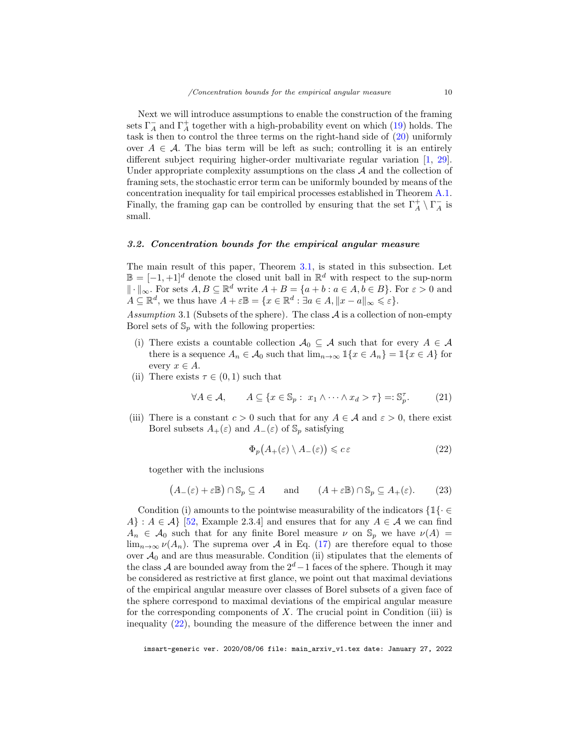Next we will introduce assumptions to enable the construction of the framing sets $\Gamma_A^-$ and $\Gamma_A^+$ together with a high-probability event on which (19) holds. The task is then to control the three terms on the right-hand side of (20) uniformly over $A \in \mathcal{A}$. The bias term will be left as such; controlling it is an entirely different subject requiring higher-order multivariate regular variation [1, 29]. Under appropriate complexity assumptions on the class $\mathcal{A}$ and the collection of framing sets, the stochastic error term can be uniformly bounded by means of the concentration inequality for tail empirical processes established in Theorem A.1. Finally, the framing gap can be controlled by ensuring that the set $\Gamma_A^+ \setminus \Gamma_A^-$ is small.

### 3.2. Concentration bounds for the empirical angular measure

The main result of this paper, Theorem 3.1, is stated in this subsection. Let $\mathbb{B} = [-1, +1]^d$ denote the closed unit ball in $\mathbb{R}^d$ with respect to the sup-norm $\|\cdot\|_\infty$. For sets $A, B \subseteq \mathbb{R}^d$ write $A + B = \{a + b : a \in A, b \in B\}$. For $\varepsilon > 0$ and $A \subseteq \mathbb{R}^d$, we thus have $A + \varepsilon\mathbb{B} = \{x \in \mathbb{R}^d : \exists a \in A, \|x - a\|_\infty \leqslant \varepsilon\}$.

*Assumption* 3.1 (Subsets of the sphere). The class $\mathcal{A}$ is a collection of non-empty Borel sets of $\mathbb{S}_p$ with the following properties:

(i) There exists a countable collection $\mathcal{A}_0 \subseteq \mathcal{A}$ such that for every $A \in \mathcal{A}$ there is a sequence $A_n \in \mathcal{A}_0$ such that $\lim_{n\to\infty} \mathbb{1}\{x \in A_n\} = \mathbb{1}\{x \in A\}$ for every $x \in A$.

(ii) There exists $\tau \in (0, 1)$ such that

$$\forall A \in \mathcal{A}, \qquad A \subseteq \{x \in \mathbb{S}_p : \; x_1 \wedge \cdots \wedge x_d > \tau\} =: \mathbb{S}_p^\tau. \tag{21}$$

(iii) There is a constant $c > 0$ such that for any $A \in \mathcal{A}$ and $\varepsilon > 0$, there exist Borel subsets $A_+(\varepsilon)$ and $A_-(\varepsilon)$ of $\mathbb{S}_p$ satisfying

$$\Phi_p\big(A_+(\varepsilon) \setminus A_-(\varepsilon)\big) \leqslant c\,\varepsilon \tag{22}$$

together with the inclusions

$$\big(A_-(\varepsilon) + \varepsilon\mathbb{B}\big) \cap \mathbb{S}_p \subseteq A \qquad \text{and} \qquad (A + \varepsilon\mathbb{B}) \cap \mathbb{S}_p \subseteq A_+(\varepsilon). \tag{23}$$

Condition (i) amounts to the pointwise measurability of the indicators $\{\mathbb{1}\{\cdot \in A\} : A \in \mathcal{A}\}$ [52, Example 2.3.4] and ensures that for any $A \in \mathcal{A}$ we can find $A_n \in \mathcal{A}_0$ such that for any finite Borel measure $\nu$ on $\mathbb{S}_p$ we have $\nu(A) = \lim_{n\to\infty} \nu(A_n)$. The suprema over $\mathcal{A}$ in Eq. (17) are therefore equal to those over $\mathcal{A}_0$ and are thus measurable. Condition (ii) stipulates that the elements of the class $\mathcal{A}$ are bounded away from the $2^d - 1$ faces of the sphere. Though it may be considered as restrictive at first glance, we point out that maximal deviations of the empirical angular measure over classes of Borel subsets of a given face of the sphere correspond to maximal deviations of the empirical angular measure for the corresponding components of $X$. The crucial point in Condition (iii) is inequality (22), bounding the measure of the difference between the inner and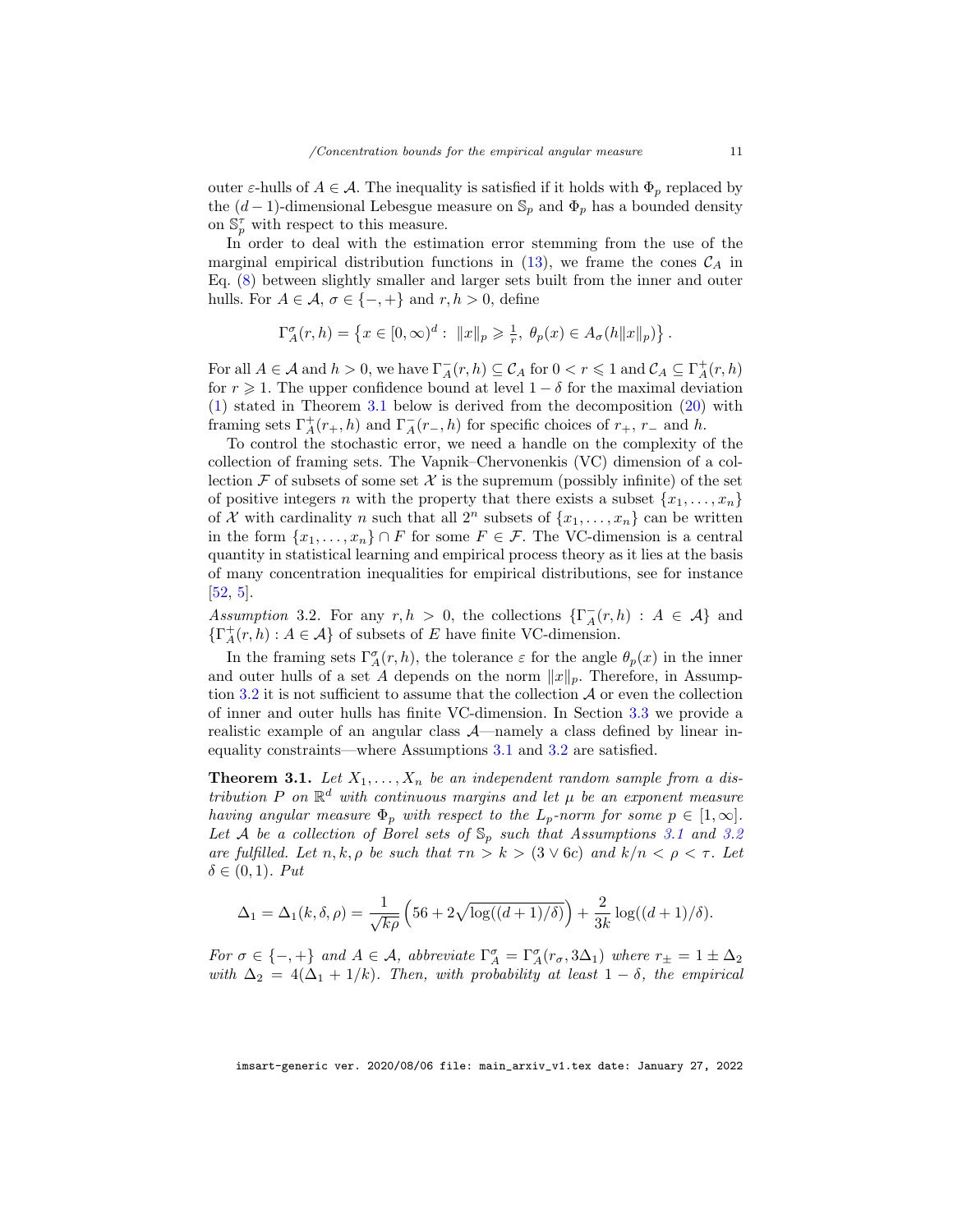outer $\varepsilon$-hulls of $A \in \mathcal{A}$. The inequality is satisfied if it holds with $\Phi_p$ replaced by the $(d-1)$-dimensional Lebesgue measure on $\mathbb{S}_p$ and $\Phi_p$ has a bounded density on $\mathbb{S}_p^{\tau}$ with respect to this measure.

In order to deal with the estimation error stemming from the use of the marginal empirical distribution functions in (13), we frame the cones $\mathcal{C}_A$ in Eq. (8) between slightly smaller and larger sets built from the inner and outer hulls. For $A \in \mathcal{A}$, $\sigma \in \{-,+\}$ and $r, h > 0$, define

$$\Gamma_A^{\sigma}(r,h) = \left\{ x \in [0,\infty)^d : \|x\|_p \geqslant \tfrac{1}{r},\ \theta_p(x) \in A_{\sigma}(h\|x\|_p) \right\}.$$

For all $A \in \mathcal{A}$ and $h > 0$, we have $\Gamma_A^{-}(r,h) \subseteq \mathcal{C}_A$ for $0 < r \leqslant 1$ and $\mathcal{C}_A \subseteq \Gamma_A^{+}(r,h)$ for $r \geqslant 1$. The upper confidence bound at level $1-\delta$ for the maximal deviation (1) stated in Theorem 3.1 below is derived from the decomposition (20) with framing sets $\Gamma_A^{+}(r_+,h)$ and $\Gamma_A^{-}(r_-,h)$ for specific choices of $r_+$, $r_-$ and $h$.

To control the stochastic error, we need a handle on the complexity of the collection of framing sets. The Vapnik–Chervonenkis (VC) dimension of a collection $\mathcal{F}$ of subsets of some set $\mathcal{X}$ is the supremum (possibly infinite) of the set of positive integers $n$ with the property that there exists a subset $\{x_1,\ldots,x_n\}$ of $\mathcal{X}$ with cardinality $n$ such that all $2^n$ subsets of $\{x_1,\ldots,x_n\}$ can be written in the form $\{x_1,\ldots,x_n\} \cap F$ for some $F \in \mathcal{F}$. The VC-dimension is a central quantity in statistical learning and empirical process theory as it lies at the basis of many concentration inequalities for empirical distributions, see for instance [52, 5].

*Assumption* 3.2. For any $r, h > 0$, the collections $\{\Gamma_A^{-}(r,h) : A \in \mathcal{A}\}$ and $\{\Gamma_A^{+}(r,h) : A \in \mathcal{A}\}$ of subsets of $E$ have finite VC-dimension.

In the framing sets $\Gamma_A^{\sigma}(r,h)$, the tolerance $\varepsilon$ for the angle $\theta_p(x)$ in the inner and outer hulls of a set $A$ depends on the norm $\|x\|_p$. Therefore, in Assumption 3.2 it is not sufficient to assume that the collection $\mathcal{A}$ or even the collection of inner and outer hulls has finite VC-dimension. In Section 3.3 we provide a realistic example of an angular class $\mathcal{A}$—namely a class defined by linear inequality constraints—where Assumptions 3.1 and 3.2 are satisfied.

**Theorem 3.1.** *Let $X_1,\ldots,X_n$ be an independent random sample from a distribution $P$ on $\mathbb{R}^d$ with continuous margins and let $\mu$ be an exponent measure having angular measure $\Phi_p$ with respect to the $L_p$-norm for some $p \in [1,\infty]$. Let $\mathcal{A}$ be a collection of Borel sets of $\mathbb{S}_p$ such that Assumptions 3.1 and 3.2 are fulfilled. Let $n, k, \rho$ be such that $\tau n > k > (3 \vee 6c)$ and $k/n < \rho < \tau$. Let $\delta \in (0,1)$. Put*

$$\Delta_1 = \Delta_1(k,\delta,\rho) = \frac{1}{\sqrt{k\rho}}\left(56 + 2\sqrt{\log((d+1)/\delta)}\right) + \frac{2}{3k}\log((d+1)/\delta).$$

*For $\sigma \in \{-,+\}$ and $A \in \mathcal{A}$, abbreviate $\Gamma_A^{\sigma} = \Gamma_A^{\sigma}(r_\sigma, 3\Delta_1)$ where $r_\pm = 1 \pm \Delta_2$ with $\Delta_2 = 4(\Delta_1 + 1/k)$. Then, with probability at least $1-\delta$, the empirical*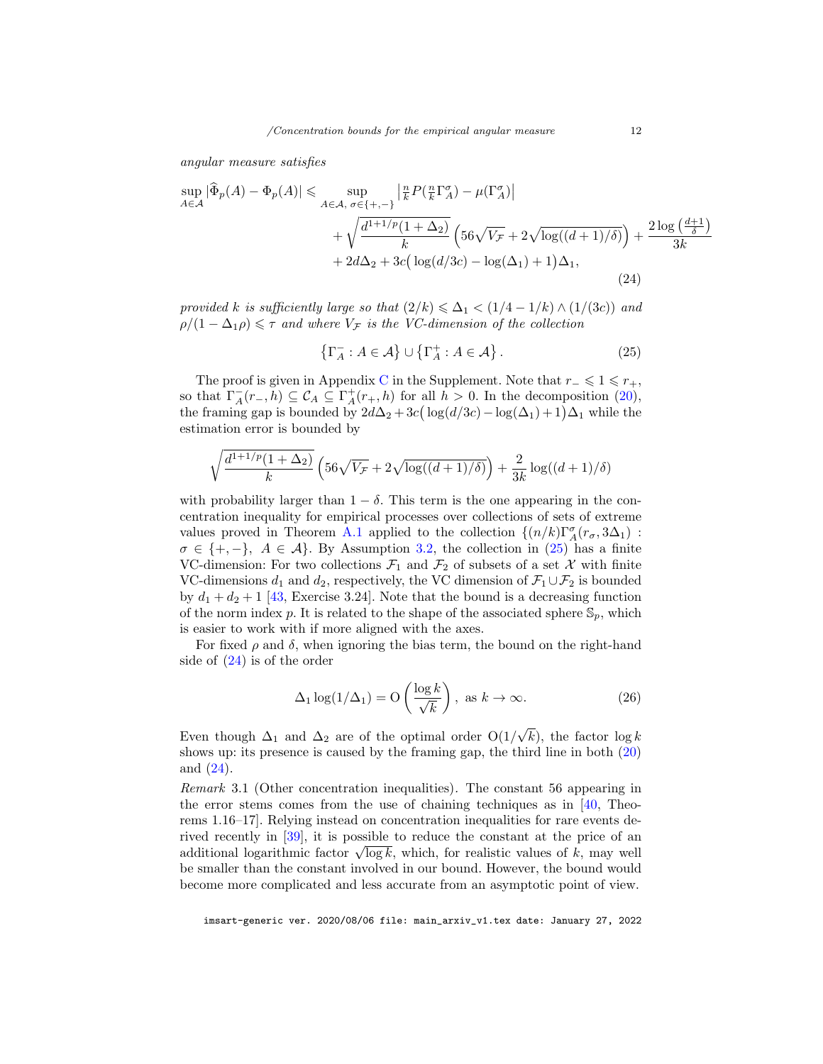*angular measure satisfies*

$$
\begin{aligned}
\sup_{A\in\mathcal{A}} |\widehat{\Phi}_p(A) - \Phi_p(A)| \leqslant \sup_{A\in\mathcal{A},\,\sigma\in\{+,-\}} \left|\tfrac{n}{k}P(\tfrac{n}{k}\Gamma_A^\sigma) - \mu(\Gamma_A^\sigma)\right| \\
+ \sqrt{\frac{d^{1+1/p}(1+\Delta_2)}{k}}\left(56\sqrt{V_{\mathcal{F}}} + 2\sqrt{\log((d+1)/\delta)}\right) + \frac{2\log\left(\frac{d+1}{\delta}\right)}{3k} \\
+ 2d\Delta_2 + 3c\big(\log(d/3c) - \log(\Delta_1) + 1\big)\Delta_1,
\end{aligned} \tag{24}
$$

*provided $k$ is sufficiently large so that $(2/k) \leqslant \Delta_1 < (1/4 - 1/k) \wedge (1/(3c))$ and $\rho/(1-\Delta_1\rho) \leqslant \tau$ and where $V_{\mathcal{F}}$ is the VC-dimension of the collection*

$$
\left\{\Gamma_A^- : A \in \mathcal{A}\right\} \cup \left\{\Gamma_A^+ : A \in \mathcal{A}\right\}. \tag{25}
$$

The proof is given in Appendix C in the Supplement. Note that $r_- \leqslant 1 \leqslant r_+$, so that $\Gamma_A^-(r_-, h) \subseteq \mathcal{C}_A \subseteq \Gamma_A^+(r_+, h)$ for all $h > 0$. In the decomposition (20), the framing gap is bounded by $2d\Delta_2 + 3c\big(\log(d/3c) - \log(\Delta_1) + 1\big)\Delta_1$ while the estimation error is bounded by

$$
\sqrt{\frac{d^{1+1/p}(1+\Delta_2)}{k}}\left(56\sqrt{V_{\mathcal{F}}} + 2\sqrt{\log((d+1)/\delta)}\right) + \frac{2}{3k}\log((d+1)/\delta)
$$

with probability larger than $1-\delta$. This term is the one appearing in the concentration inequality for empirical processes over collections of sets of extreme values proved in Theorem A.1 applied to the collection $\{(n/k)\Gamma_A^\sigma(r_\sigma, 3\Delta_1) : \sigma \in \{+,-\},\ A \in \mathcal{A}\}$. By Assumption 3.2, the collection in (25) has a finite VC-dimension: For two collections $\mathcal{F}_1$ and $\mathcal{F}_2$ of subsets of a set $\mathcal{X}$ with finite VC-dimensions $d_1$ and $d_2$, respectively, the VC dimension of $\mathcal{F}_1 \cup \mathcal{F}_2$ is bounded by $d_1 + d_2 + 1$ [43, Exercise 3.24]. Note that the bound is a decreasing function of the norm index $p$. It is related to the shape of the associated sphere $\mathbb{S}_p$, which is easier to work with if more aligned with the axes.

For fixed $\rho$ and $\delta$, when ignoring the bias term, the bound on the right-hand side of (24) is of the order

$$
\Delta_1 \log(1/\Delta_1) = \mathrm{O}\left(\frac{\log k}{\sqrt{k}}\right), \text{ as } k \to \infty. \tag{26}
$$

Even though $\Delta_1$ and $\Delta_2$ are of the optimal order $\mathrm{O}(1/\sqrt{k})$, the factor $\log k$ shows up: its presence is caused by the framing gap, the third line in both (20) and (24).

*Remark* 3.1 (Other concentration inequalities). The constant 56 appearing in the error stems comes from the use of chaining techniques as in [40, Theorems 1.16–17]. Relying instead on concentration inequalities for rare events derived recently in [39], it is possible to reduce the constant at the price of an additional logarithmic factor $\sqrt{\log k}$, which, for realistic values of $k$, may well be smaller than the constant involved in our bound. However, the bound would become more complicated and less accurate from an asymptotic point of view.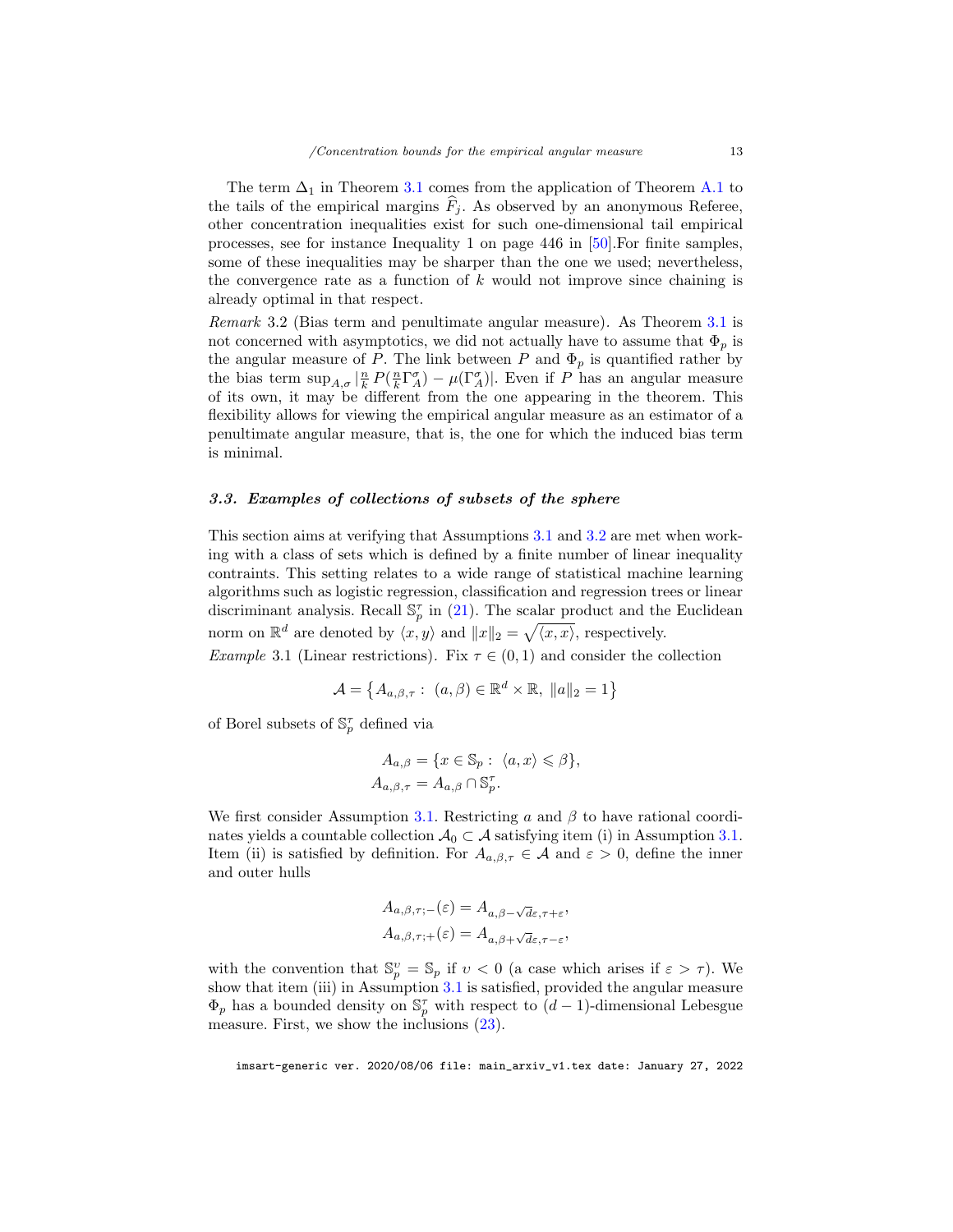The term $\Delta_1$ in Theorem 3.1 comes from the application of Theorem A.1 to the tails of the empirical margins $\widehat{F}_j$. As observed by an anonymous Referee, other concentration inequalities exist for such one-dimensional tail empirical processes, see for instance Inequality 1 on page 446 in [50].For finite samples, some of these inequalities may be sharper than the one we used; nevertheless, the convergence rate as a function of $k$ would not improve since chaining is already optimal in that respect.

*Remark* 3.2 (Bias term and penultimate angular measure). As Theorem 3.1 is not concerned with asymptotics, we did not actually have to assume that $\Phi_p$ is the angular measure of $P$. The link between $P$ and $\Phi_p$ is quantified rather by the bias term $\sup_{A,\sigma} |\frac{n}{k} P(\frac{n}{k}\Gamma_A^\sigma) - \mu(\Gamma_A^\sigma)|$. Even if $P$ has an angular measure of its own, it may be different from the one appearing in the theorem. This flexibility allows for viewing the empirical angular measure as an estimator of a penultimate angular measure, that is, the one for which the induced bias term is minimal.

### 3.3. Examples of collections of subsets of the sphere

This section aims at verifying that Assumptions 3.1 and 3.2 are met when working with a class of sets which is defined by a finite number of linear inequality contraints. This setting relates to a wide range of statistical machine learning algorithms such as logistic regression, classification and regression trees or linear discriminant analysis. Recall $\mathbb{S}_p^\tau$ in (21). The scalar product and the Euclidean norm on $\mathbb{R}^d$ are denoted by $\langle x, y\rangle$ and $\|x\|_2 = \sqrt{\langle x, x\rangle}$, respectively.

*Example* 3.1 (Linear restrictions). Fix $\tau \in (0, 1)$ and consider the collection

$$\mathcal{A} = \left\{ A_{a,\beta,\tau} : \ (a, \beta) \in \mathbb{R}^d \times \mathbb{R}, \ \|a\|_2 = 1 \right\}$$

of Borel subsets of $\mathbb{S}_p^\tau$ defined via

$$\begin{aligned} A_{a,\beta} &= \{x \in \mathbb{S}_p : \ \langle a, x\rangle \leqslant \beta\}, \\ A_{a,\beta,\tau} &= A_{a,\beta} \cap \mathbb{S}_p^\tau. \end{aligned}$$

We first consider Assumption 3.1. Restricting $a$ and $\beta$ to have rational coordinates yields a countable collection $\mathcal{A}_0 \subset \mathcal{A}$ satisfying item (i) in Assumption 3.1. Item (ii) is satisfied by definition. For $A_{a,\beta,\tau} \in \mathcal{A}$ and $\varepsilon > 0$, define the inner and outer hulls

$$\begin{aligned} A_{a,\beta,\tau;-}(\varepsilon) &= A_{a,\beta-\sqrt{d}\varepsilon,\tau+\varepsilon}, \\ A_{a,\beta,\tau;+}(\varepsilon) &= A_{a,\beta+\sqrt{d}\varepsilon,\tau-\varepsilon}, \end{aligned}$$

with the convention that $\mathbb{S}_p^\upsilon = \mathbb{S}_p$ if $\upsilon < 0$ (a case which arises if $\varepsilon > \tau$). We show that item (iii) in Assumption 3.1 is satisfied, provided the angular measure $\Phi_p$ has a bounded density on $\mathbb{S}_p^\tau$ with respect to $(d-1)$-dimensional Lebesgue measure. First, we show the inclusions (23).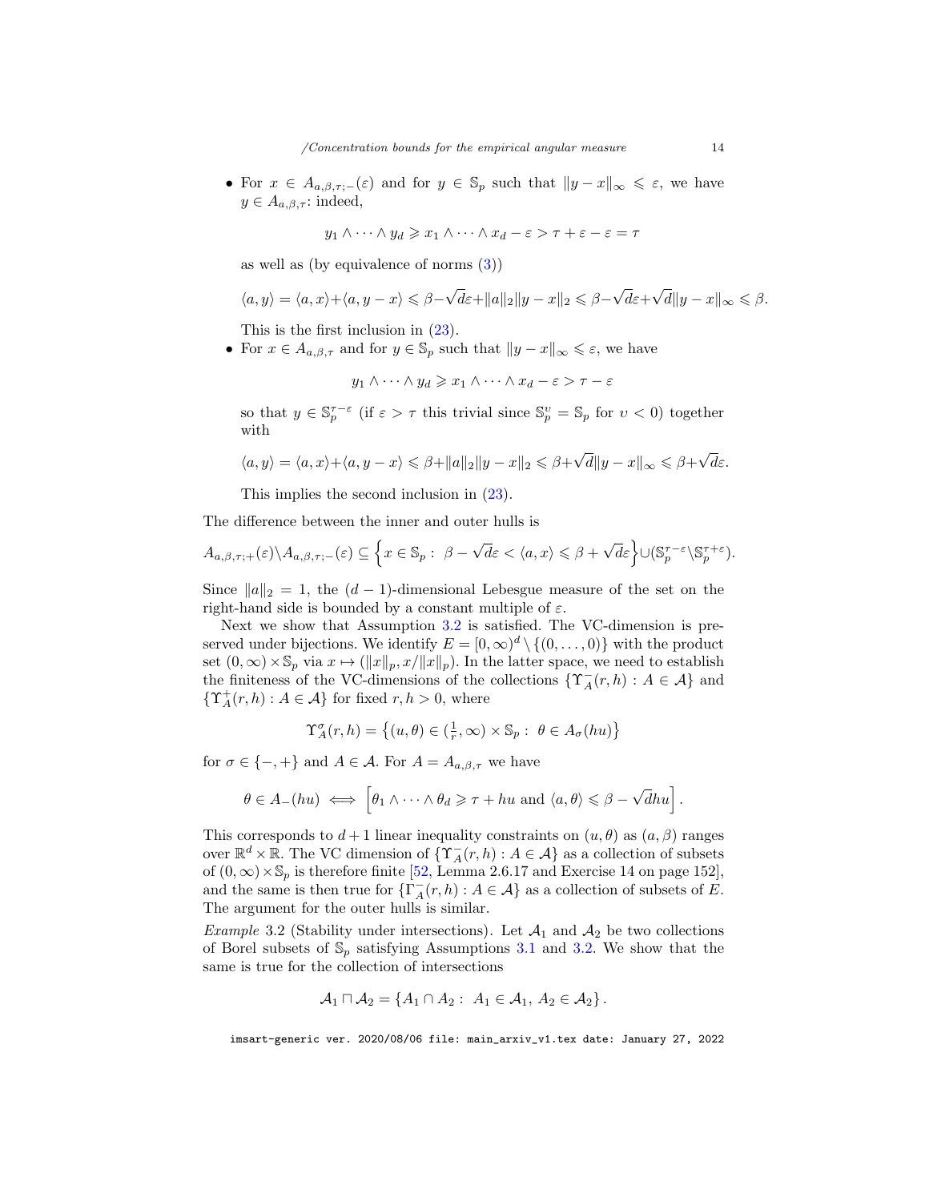- For $x \in A_{a,\beta,\tau;-}(\varepsilon)$ and for $y \in \mathbb{S}_p$ such that $\|y - x\|_\infty \leqslant \varepsilon$, we have $y \in A_{a,\beta,\tau}$: indeed,

$$y_1 \wedge \cdots \wedge y_d \geqslant x_1 \wedge \cdots \wedge x_d - \varepsilon > \tau + \varepsilon - \varepsilon = \tau$$

as well as (by equivalence of norms (3))

$$\langle a, y \rangle = \langle a, x \rangle + \langle a, y - x \rangle \leqslant \beta - \sqrt{d}\varepsilon + \|a\|_2 \|y - x\|_2 \leqslant \beta - \sqrt{d}\varepsilon + \sqrt{d}\|y - x\|_\infty \leqslant \beta.$$

This is the first inclusion in (23).

- For $x \in A_{a,\beta,\tau}$ and for $y \in \mathbb{S}_p$ such that $\|y - x\|_\infty \leqslant \varepsilon$, we have

$$y_1 \wedge \cdots \wedge y_d \geqslant x_1 \wedge \cdots \wedge x_d - \varepsilon > \tau - \varepsilon$$

so that $y \in \mathbb{S}_p^{\tau-\varepsilon}$ (if $\varepsilon > \tau$ this trivial since $\mathbb{S}_p^{\upsilon} = \mathbb{S}_p$ for $\upsilon < 0$) together with

$$\langle a, y \rangle = \langle a, x \rangle + \langle a, y - x \rangle \leqslant \beta + \|a\|_2 \|y - x\|_2 \leqslant \beta + \sqrt{d}\|y - x\|_\infty \leqslant \beta + \sqrt{d}\varepsilon.$$

This implies the second inclusion in (23).

The difference between the inner and outer hulls is

$$A_{a,\beta,\tau;+}(\varepsilon) \setminus A_{a,\beta,\tau;-}(\varepsilon) \subseteq \left\{x \in \mathbb{S}_p : \ \beta - \sqrt{d}\varepsilon < \langle a, x \rangle \leqslant \beta + \sqrt{d}\varepsilon\right\} \cup (\mathbb{S}_p^{\tau-\varepsilon} \setminus \mathbb{S}_p^{\tau+\varepsilon}).$$

Since $\|a\|_2 = 1$, the $(d-1)$-dimensional Lebesgue measure of the set on the right-hand side is bounded by a constant multiple of $\varepsilon$.

Next we show that Assumption 3.2 is satisfied. The VC-dimension is preserved under bijections. We identify $E = [0, \infty)^d \setminus \{(0, \dots, 0)\}$ with the product set $(0, \infty) \times \mathbb{S}_p$ via $x \mapsto (\|x\|_p, x/\|x\|_p)$. In the latter space, we need to establish the finiteness of the VC-dimensions of the collections $\{\Upsilon_A^-(r, h) : A \in \mathcal{A}\}$ and $\{\Upsilon_A^+(r, h) : A \in \mathcal{A}\}$ for fixed $r, h > 0$, where

$$\Upsilon_A^\sigma(r, h) = \left\{(u, \theta) \in (\tfrac{1}{r}, \infty) \times \mathbb{S}_p : \ \theta \in A_\sigma(hu)\right\}$$

for $\sigma \in \{-, +\}$ and $A \in \mathcal{A}$. For $A = A_{a,\beta,\tau}$ we have

$$\theta \in A_-(hu) \iff \left[\theta_1 \wedge \cdots \wedge \theta_d \geqslant \tau + hu \text{ and } \langle a, \theta \rangle \leqslant \beta - \sqrt{d}hu\right].$$

This corresponds to $d+1$ linear inequality constraints on $(u, \theta)$ as $(a, \beta)$ ranges over $\mathbb{R}^d \times \mathbb{R}$. The VC dimension of $\{\Upsilon_A^-(r, h) : A \in \mathcal{A}\}$ as a collection of subsets of $(0, \infty) \times \mathbb{S}_p$ is therefore finite [52, Lemma 2.6.17 and Exercise 14 on page 152], and the same is then true for $\{\Gamma_A^-(r, h) : A \in \mathcal{A}\}$ as a collection of subsets of $E$. The argument for the outer hulls is similar.

*Example* 3.2 (Stability under intersections). Let $\mathcal{A}_1$ and $\mathcal{A}_2$ be two collections of Borel subsets of $\mathbb{S}_p$ satisfying Assumptions 3.1 and 3.2. We show that the same is true for the collection of intersections

$$\mathcal{A}_1 \sqcap \mathcal{A}_2 = \{A_1 \cap A_2 : \ A_1 \in \mathcal{A}_1, \ A_2 \in \mathcal{A}_2\}.$$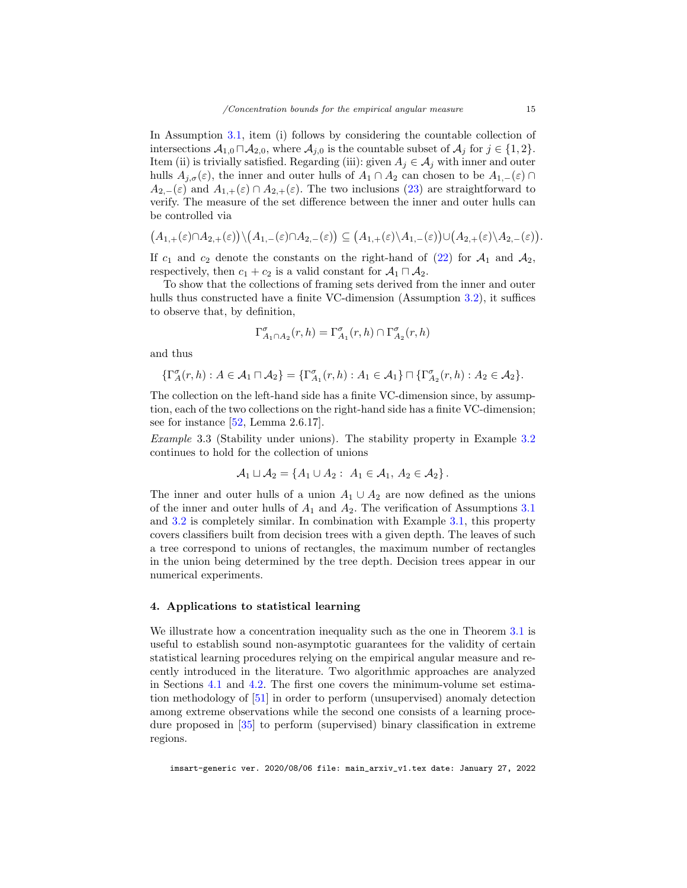In Assumption 3.1, item (i) follows by considering the countable collection of intersections $\mathcal{A}_{1,0} \sqcap \mathcal{A}_{2,0}$, where $\mathcal{A}_{j,0}$ is the countable subset of $\mathcal{A}_j$ for $j \in \{1,2\}$. Item (ii) is trivially satisfied. Regarding (iii): given $A_j \in \mathcal{A}_j$ with inner and outer hulls $A_{j,\sigma}(\varepsilon)$, the inner and outer hulls of $A_1 \cap A_2$ can chosen to be $A_{1,-}(\varepsilon) \cap A_{2,-}(\varepsilon)$ and $A_{1,+}(\varepsilon) \cap A_{2,+}(\varepsilon)$. The two inclusions (23) are straightforward to verify. The measure of the set difference between the inner and outer hulls can be controlled via

$$\big(A_{1,+}(\varepsilon)\cap A_{2,+}(\varepsilon)\big)\setminus\big(A_{1,-}(\varepsilon)\cap A_{2,-}(\varepsilon)\big) \subseteq \big(A_{1,+}(\varepsilon)\setminus A_{1,-}(\varepsilon)\big)\cup\big(A_{2,+}(\varepsilon)\setminus A_{2,-}(\varepsilon)\big).$$

If $c_1$ and $c_2$ denote the constants on the right-hand of (22) for $\mathcal{A}_1$ and $\mathcal{A}_2$, respectively, then $c_1 + c_2$ is a valid constant for $\mathcal{A}_1 \sqcap \mathcal{A}_2$.

To show that the collections of framing sets derived from the inner and outer hulls thus constructed have a finite VC-dimension (Assumption 3.2), it suffices to observe that, by definition,

$$\Gamma^{\sigma}_{A_1 \cap A_2}(r,h) = \Gamma^{\sigma}_{A_1}(r,h) \cap \Gamma^{\sigma}_{A_2}(r,h)$$

and thus

$$\{\Gamma^{\sigma}_{A}(r,h) : A \in \mathcal{A}_1 \sqcap \mathcal{A}_2\} = \{\Gamma^{\sigma}_{A_1}(r,h) : A_1 \in \mathcal{A}_1\} \sqcap \{\Gamma^{\sigma}_{A_2}(r,h) : A_2 \in \mathcal{A}_2\}.$$

The collection on the left-hand side has a finite VC-dimension since, by assumption, each of the two collections on the right-hand side has a finite VC-dimension; see for instance [52, Lemma 2.6.17].

*Example* 3.3 (Stability under unions). The stability property in Example 3.2 continues to hold for the collection of unions

$$\mathcal{A}_1 \sqcup \mathcal{A}_2 = \{A_1 \cup A_2 : \; A_1 \in \mathcal{A}_1, \; A_2 \in \mathcal{A}_2\}.$$

The inner and outer hulls of a union $A_1 \cup A_2$ are now defined as the unions of the inner and outer hulls of $A_1$ and $A_2$. The verification of Assumptions 3.1 and 3.2 is completely similar. In combination with Example 3.1, this property covers classifiers built from decision trees with a given depth. The leaves of such a tree correspond to unions of rectangles, the maximum number of rectangles in the union being determined by the tree depth. Decision trees appear in our numerical experiments.

## 4. Applications to statistical learning

We illustrate how a concentration inequality such as the one in Theorem 3.1 is useful to establish sound non-asymptotic guarantees for the validity of certain statistical learning procedures relying on the empirical angular measure and recently introduced in the literature. Two algorithmic approaches are analyzed in Sections 4.1 and 4.2. The first one covers the minimum-volume set estimation methodology of [51] in order to perform (unsupervised) anomaly detection among extreme observations while the second one consists of a learning procedure proposed in [35] to perform (supervised) binary classification in extreme regions.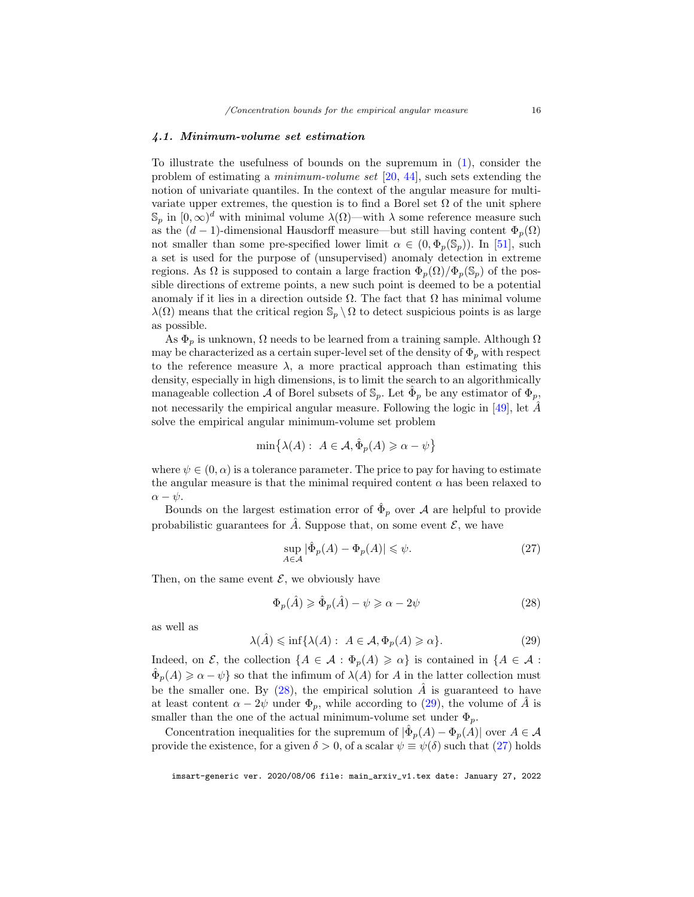### 4.1. Minimum-volume set estimation

To illustrate the usefulness of bounds on the supremum in (1), consider the problem of estimating a *minimum-volume set* [20, 44], such sets extending the notion of univariate quantiles. In the context of the angular measure for multivariate upper extremes, the question is to find a Borel set $\Omega$ of the unit sphere $\mathbb{S}_p$ in $[0,\infty)^d$ with minimal volume $\lambda(\Omega)$—with $\lambda$ some reference measure such as the $(d-1)$-dimensional Hausdorff measure—but still having content $\Phi_p(\Omega)$ not smaller than some pre-specified lower limit $\alpha \in (0, \Phi_p(\mathbb{S}_p))$. In [51], such a set is used for the purpose of (unsupervised) anomaly detection in extreme regions. As $\Omega$ is supposed to contain a large fraction $\Phi_p(\Omega)/\Phi_p(\mathbb{S}_p)$ of the possible directions of extreme points, a new such point is deemed to be a potential anomaly if it lies in a direction outside $\Omega$. The fact that $\Omega$ has minimal volume $\lambda(\Omega)$ means that the critical region $\mathbb{S}_p \setminus \Omega$ to detect suspicious points is as large as possible.

As $\Phi_p$ is unknown, $\Omega$ needs to be learned from a training sample. Although $\Omega$ may be characterized as a certain super-level set of the density of $\Phi_p$ with respect to the reference measure $\lambda$, a more practical approach than estimating this density, especially in high dimensions, is to limit the search to an algorithmically manageable collection $\mathcal{A}$ of Borel subsets of $\mathbb{S}_p$. Let $\hat{\Phi}_p$ be any estimator of $\Phi_p$, not necessarily the empirical angular measure. Following the logic in [49], let $\hat{A}$ solve the empirical angular minimum-volume set problem

$$\min\left\{\lambda(A) : \; A \in \mathcal{A}, \hat{\Phi}_p(A) \geqslant \alpha - \psi\right\}$$

where $\psi \in (0, \alpha)$ is a tolerance parameter. The price to pay for having to estimate the angular measure is that the minimal required content $\alpha$ has been relaxed to $\alpha - \psi$.

Bounds on the largest estimation error of $\hat{\Phi}_p$ over $\mathcal{A}$ are helpful to provide probabilistic guarantees for $\hat{A}$. Suppose that, on some event $\mathcal{E}$, we have

$$\sup_{A \in \mathcal{A}} |\hat{\Phi}_p(A) - \Phi_p(A)| \leqslant \psi. \tag{27}$$

Then, on the same event $\mathcal{E}$, we obviously have

$$\Phi_p(\hat{A}) \geqslant \hat{\Phi}_p(\hat{A}) - \psi \geqslant \alpha - 2\psi \tag{28}$$

as well as

$$\lambda(\hat{A}) \leqslant \inf\{\lambda(A) : \; A \in \mathcal{A}, \Phi_p(A) \geqslant \alpha\}. \tag{29}$$

Indeed, on $\mathcal{E}$, the collection $\{A \in \mathcal{A} : \Phi_p(A) \geqslant \alpha\}$ is contained in $\{A \in \mathcal{A} : \hat{\Phi}_p(A) \geqslant \alpha - \psi\}$ so that the infimum of $\lambda(A)$ for $A$ in the latter collection must be the smaller one. By (28), the empirical solution $\hat{A}$ is guaranteed to have at least content $\alpha - 2\psi$ under $\Phi_p$, while according to (29), the volume of $\hat{A}$ is smaller than the one of the actual minimum-volume set under $\Phi_p$.

Concentration inequalities for the supremum of $|\hat{\Phi}_p(A) - \Phi_p(A)|$ over $A \in \mathcal{A}$ provide the existence, for a given $\delta > 0$, of a scalar $\psi \equiv \psi(\delta)$ such that (27) holds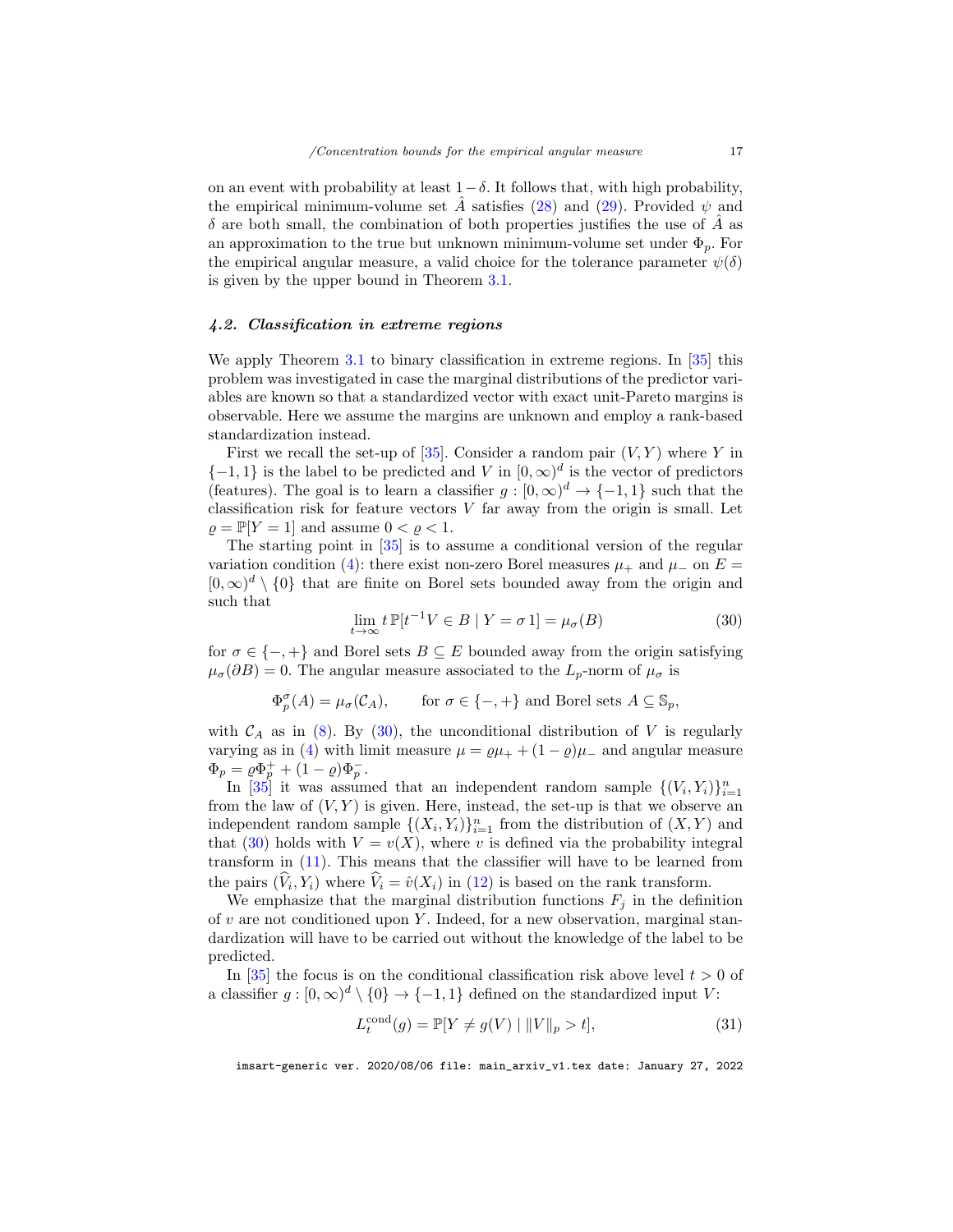on an event with probability at least $1-\delta$. It follows that, with high probability, the empirical minimum-volume set $\hat{A}$ satisfies (28) and (29). Provided $\psi$ and $\delta$ are both small, the combination of both properties justifies the use of $\hat{A}$ as an approximation to the true but unknown minimum-volume set under $\Phi_p$. For the empirical angular measure, a valid choice for the tolerance parameter $\psi(\delta)$ is given by the upper bound in Theorem 3.1.

### *4.2. Classification in extreme regions*

We apply Theorem 3.1 to binary classification in extreme regions. In [35] this problem was investigated in case the marginal distributions of the predictor variables are known so that a standardized vector with exact unit-Pareto margins is observable. Here we assume the margins are unknown and employ a rank-based standardization instead.

First we recall the set-up of [35]. Consider a random pair $(V, Y)$ where $Y$ in $\{-1, 1\}$ is the label to be predicted and $V$ in $[0, \infty)^d$ is the vector of predictors (features). The goal is to learn a classifier $g : [0, \infty)^d \to \{-1, 1\}$ such that the classification risk for feature vectors $V$ far away from the origin is small. Let $\varrho = \mathbb{P}[Y = 1]$ and assume $0 < \varrho < 1$.

The starting point in [35] is to assume a conditional version of the regular variation condition (4): there exist non-zero Borel measures $\mu_+$ and $\mu_-$ on $E = [0, \infty)^d \setminus \{0\}$ that are finite on Borel sets bounded away from the origin and such that

$$\lim_{t\to\infty} t\,\mathbb{P}[t^{-1}V \in B \mid Y = \sigma\, 1] = \mu_\sigma(B) \tag{30}$$

for $\sigma \in \{-, +\}$ and Borel sets $B \subseteq E$ bounded away from the origin satisfying $\mu_\sigma(\partial B) = 0$. The angular measure associated to the $L_p$-norm of $\mu_\sigma$ is

$$\Phi_p^\sigma(A) = \mu_\sigma(\mathcal{C}_A), \qquad \text{for } \sigma \in \{-, +\} \text{ and Borel sets } A \subseteq \mathbb{S}_p,$$

with $\mathcal{C}_A$ as in (8). By (30), the unconditional distribution of $V$ is regularly varying as in (4) with limit measure $\mu = \varrho\mu_+ + (1-\varrho)\mu_-$ and angular measure $\Phi_p = \varrho\Phi_p^+ + (1-\varrho)\Phi_p^-$.

In [35] it was assumed that an independent random sample $\{(V_i, Y_i)\}_{i=1}^n$ from the law of $(V, Y)$ is given. Here, instead, the set-up is that we observe an independent random sample $\{(X_i, Y_i)\}_{i=1}^n$ from the distribution of $(X, Y)$ and that (30) holds with $V = v(X)$, where $v$ is defined via the probability integral transform in (11). This means that the classifier will have to be learned from the pairs $(\widehat{V}_i, Y_i)$ where $\widehat{V}_i = \hat{v}(X_i)$ in (12) is based on the rank transform.

We emphasize that the marginal distribution functions $F_j$ in the definition of $v$ are not conditioned upon $Y$. Indeed, for a new observation, marginal standardization will have to be carried out without the knowledge of the label to be predicted.

In [35] the focus is on the conditional classification risk above level $t > 0$ of a classifier $g : [0, \infty)^d \setminus \{0\} \to \{-1, 1\}$ defined on the standardized input $V$:

$$L_t^{\mathrm{cond}}(g) = \mathbb{P}[Y \neq g(V) \mid \|V\|_p > t], \tag{31}$$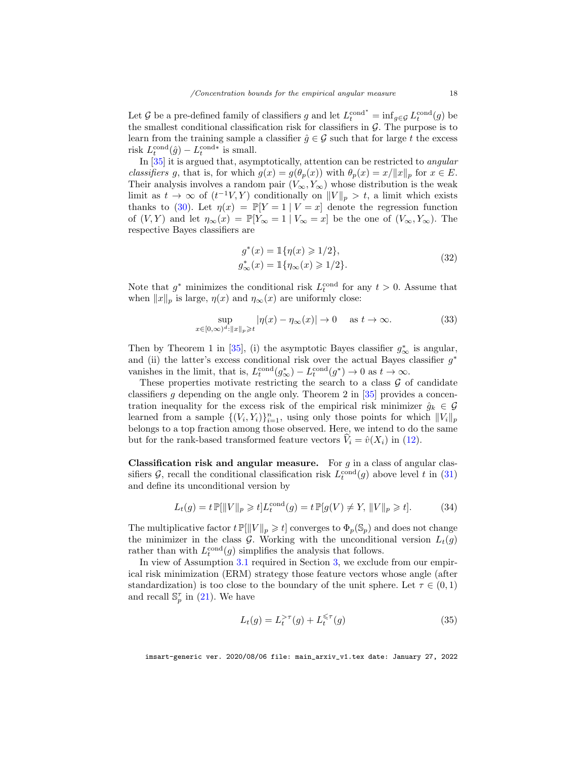Let $\mathcal{G}$ be a pre-defined family of classifiers $g$ and let $L_t^{\mathrm{cond}^*} = \inf_{g \in \mathcal{G}} L_t^{\mathrm{cond}}(g)$ be the smallest conditional classification risk for classifiers in $\mathcal{G}$. The purpose is to learn from the training sample a classifier $\hat{g} \in \mathcal{G}$ such that for large $t$ the excess risk $L_t^{\mathrm{cond}}(\hat{g}) - L_t^{\mathrm{cond}*}$ is small.

In [35] it is argued that, asymptotically, attention can be restricted to *angular classifiers* $g$, that is, for which $g(x) = g(\theta_p(x))$ with $\theta_p(x) = x/\|x\|_p$ for $x \in E$. Their analysis involves a random pair $(V_\infty, Y_\infty)$ whose distribution is the weak limit as $t \to \infty$ of $(t^{-1}V, Y)$ conditionally on $\|V\|_p > t$, a limit which exists thanks to (30). Let $\eta(x) = \mathbb{P}[Y = 1 \mid V = x]$ denote the regression function of $(V, Y)$ and let $\eta_\infty(x) = \mathbb{P}[Y_\infty = 1 \mid V_\infty = x]$ be the one of $(V_\infty, Y_\infty)$. The respective Bayes classifiers are

$$
\begin{aligned}
g^*(x) &= \mathbb{1}\{\eta(x) \geqslant 1/2\}, \\
g^*_\infty(x) &= \mathbb{1}\{\eta_\infty(x) \geqslant 1/2\}.
\end{aligned}
\tag{32}
$$

Note that $g^*$ minimizes the conditional risk $L_t^{\mathrm{cond}}$ for any $t > 0$. Assume that when $\|x\|_p$ is large, $\eta(x)$ and $\eta_\infty(x)$ are uniformly close:

$$
\sup_{x \in [0,\infty)^d : \|x\|_p \geqslant t} |\eta(x) - \eta_\infty(x)| \to 0 \quad \text{as } t \to \infty. \tag{33}
$$

Then by Theorem 1 in [35], (i) the asymptotic Bayes classifier $g^*_\infty$ is angular, and (ii) the latter's excess conditional risk over the actual Bayes classifier $g^*$ vanishes in the limit, that is, $L_t^{\mathrm{cond}}(g^*_\infty) - L_t^{\mathrm{cond}}(g^*) \to 0$ as $t \to \infty$.

These properties motivate restricting the search to a class $\mathcal{G}$ of candidate classifiers $g$ depending on the angle only. Theorem 2 in [35] provides a concentration inequality for the excess risk of the empirical risk minimizer $\hat{g}_k \in \mathcal{G}$ learned from a sample $\{(V_i, Y_i)\}_{i=1}^n$, using only those points for which $\|V_i\|_p$ belongs to a top fraction among those observed. Here, we intend to do the same but for the rank-based transformed feature vectors $\widehat{V}_i = \hat{v}(X_i)$ in (12).

**Classification risk and angular measure.** For $g$ in a class of angular classifiers $\mathcal{G}$, recall the conditional classification risk $L_t^{\mathrm{cond}}(g)$ above level $t$ in (31) and define its unconditional version by

$$
L_t(g) = t\,\mathbb{P}[\|V\|_p \geqslant t] L_t^{\mathrm{cond}}(g) = t\,\mathbb{P}[g(V) \neq Y,\, \|V\|_p \geqslant t]. \tag{34}
$$

The multiplicative factor $t\,\mathbb{P}[\|V\|_p \geqslant t]$ converges to $\Phi_p(\mathbb{S}_p)$ and does not change the minimizer in the class $\mathcal{G}$. Working with the unconditional version $L_t(g)$ rather than with $L_t^{\mathrm{cond}}(g)$ simplifies the analysis that follows.

In view of Assumption 3.1 required in Section 3, we exclude from our empirical risk minimization (ERM) strategy those feature vectors whose angle (after standardization) is too close to the boundary of the unit sphere. Let $\tau \in (0, 1)$ and recall $\mathbb{S}_p^\tau$ in (21). We have

$$
L_t(g) = L_t^{>\tau}(g) + L_t^{\leqslant\tau}(g) \tag{35}
$$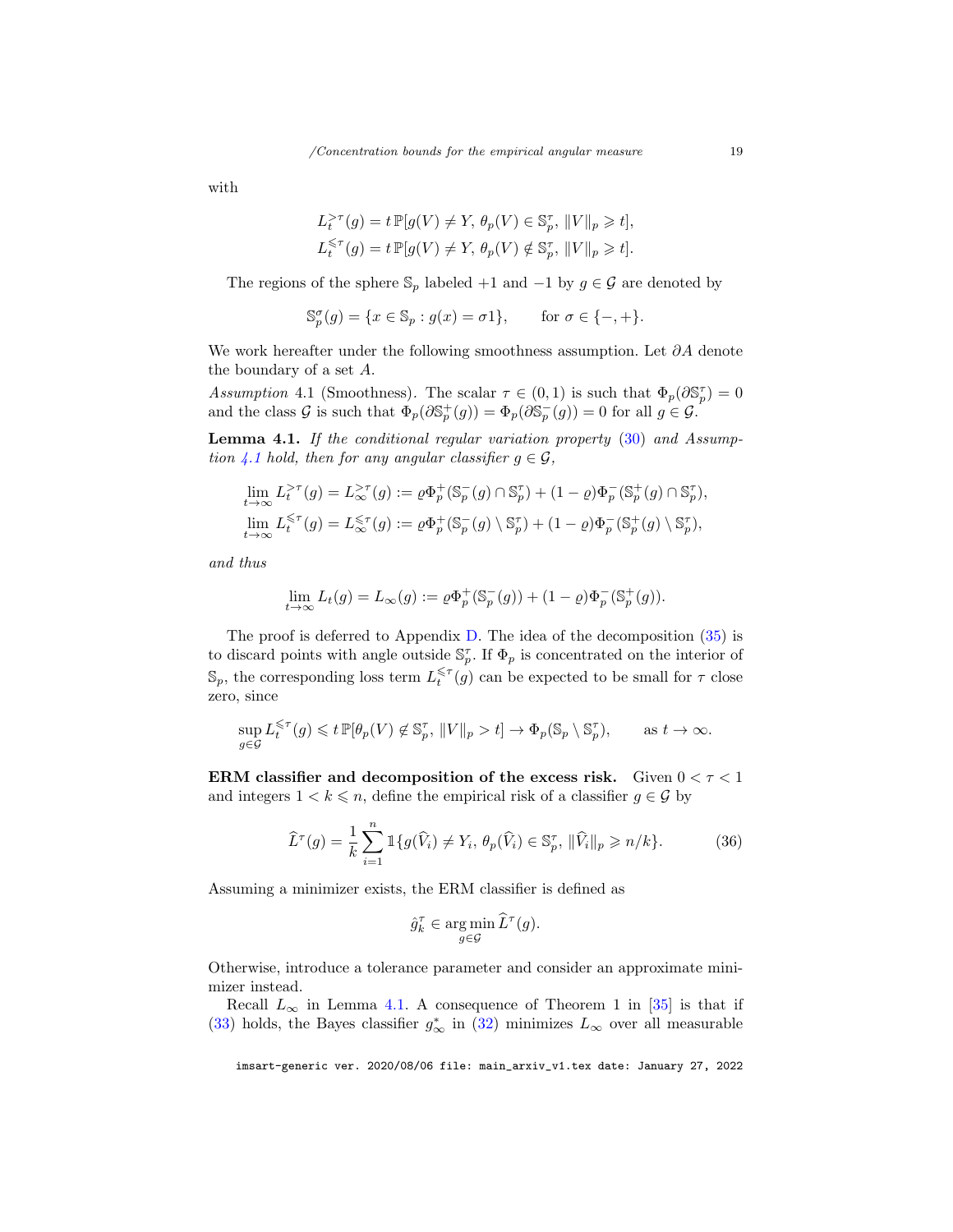with

$$
\begin{aligned}
L_t^{>\tau}(g) &= t\,\mathbb{P}[g(V) \neq Y,\, \theta_p(V) \in \mathbb{S}_p^\tau,\, \|V\|_p \geqslant t], \\
L_t^{\leqslant\tau}(g) &= t\,\mathbb{P}[g(V) \neq Y,\, \theta_p(V) \notin \mathbb{S}_p^\tau,\, \|V\|_p \geqslant t].
\end{aligned}
$$

The regions of the sphere $\mathbb{S}_p$ labeled $+1$ and $-1$ by $g \in \mathcal{G}$ are denoted by

$$
\mathbb{S}_p^\sigma(g) = \{x \in \mathbb{S}_p : g(x) = \sigma 1\}, \qquad \text{for } \sigma \in \{-,+\}.
$$

We work hereafter under the following smoothness assumption. Let $\partial A$ denote the boundary of a set $A$.

*Assumption* 4.1 (Smoothness). The scalar $\tau \in (0,1)$ is such that $\Phi_p(\partial \mathbb{S}_p^\tau) = 0$ and the class $\mathcal{G}$ is such that $\Phi_p(\partial \mathbb{S}_p^+(g)) = \Phi_p(\partial \mathbb{S}_p^-(g)) = 0$ for all $g \in \mathcal{G}$.

**Lemma 4.1.** *If the conditional regular variation property (30) and Assumption 4.1 hold, then for any angular classifier $g \in \mathcal{G}$,*

$$
\begin{aligned}
\lim_{t\to\infty} L_t^{>\tau}(g) = L_\infty^{>\tau}(g) &:= \varrho \Phi_p^+(\mathbb{S}_p^-(g) \cap \mathbb{S}_p^\tau) + (1-\varrho)\Phi_p^-(\mathbb{S}_p^+(g) \cap \mathbb{S}_p^\tau), \\
\lim_{t\to\infty} L_t^{\leqslant\tau}(g) = L_\infty^{\leqslant\tau}(g) &:= \varrho \Phi_p^+(\mathbb{S}_p^-(g) \setminus \mathbb{S}_p^\tau) + (1-\varrho)\Phi_p^-(\mathbb{S}_p^+(g) \setminus \mathbb{S}_p^\tau),
\end{aligned}
$$

*and thus*

$$
\lim_{t\to\infty} L_t(g) = L_\infty(g) := \varrho \Phi_p^+(\mathbb{S}_p^-(g)) + (1-\varrho)\Phi_p^-(\mathbb{S}_p^+(g)).
$$

The proof is deferred to Appendix D. The idea of the decomposition (35) is to discard points with angle outside $\mathbb{S}_p^\tau$. If $\Phi_p$ is concentrated on the interior of $\mathbb{S}_p$, the corresponding loss term $L_t^{\leqslant\tau}(g)$ can be expected to be small for $\tau$ close zero, since

$$
\sup_{g\in\mathcal{G}} L_t^{\leqslant\tau}(g) \leqslant t\,\mathbb{P}[\theta_p(V) \notin \mathbb{S}_p^\tau,\, \|V\|_p > t] \to \Phi_p(\mathbb{S}_p \setminus \mathbb{S}_p^\tau), \qquad \text{as } t \to \infty.
$$

**ERM classifier and decomposition of the excess risk.** Given $0 < \tau < 1$ and integers $1 < k \leqslant n$, define the empirical risk of a classifier $g \in \mathcal{G}$ by

$$
\widehat{L}^\tau(g) = \frac{1}{k}\sum_{i=1}^n \mathbb{1}\{g(\widehat{V}_i) \neq Y_i,\, \theta_p(\widehat{V}_i) \in \mathbb{S}_p^\tau,\, \|\widehat{V}_i\|_p \geqslant n/k\}. \tag{36}
$$

Assuming a minimizer exists, the ERM classifier is defined as

$$
\hat{g}_k^\tau \in \operatorname*{arg\,min}_{g\in\mathcal{G}} \widehat{L}^\tau(g).
$$

Otherwise, introduce a tolerance parameter and consider an approximate minimizer instead.

Recall $L_\infty$ in Lemma 4.1. A consequence of Theorem 1 in [35] is that if (33) holds, the Bayes classifier $g_\infty^*$ in (32) minimizes $L_\infty$ over all measurable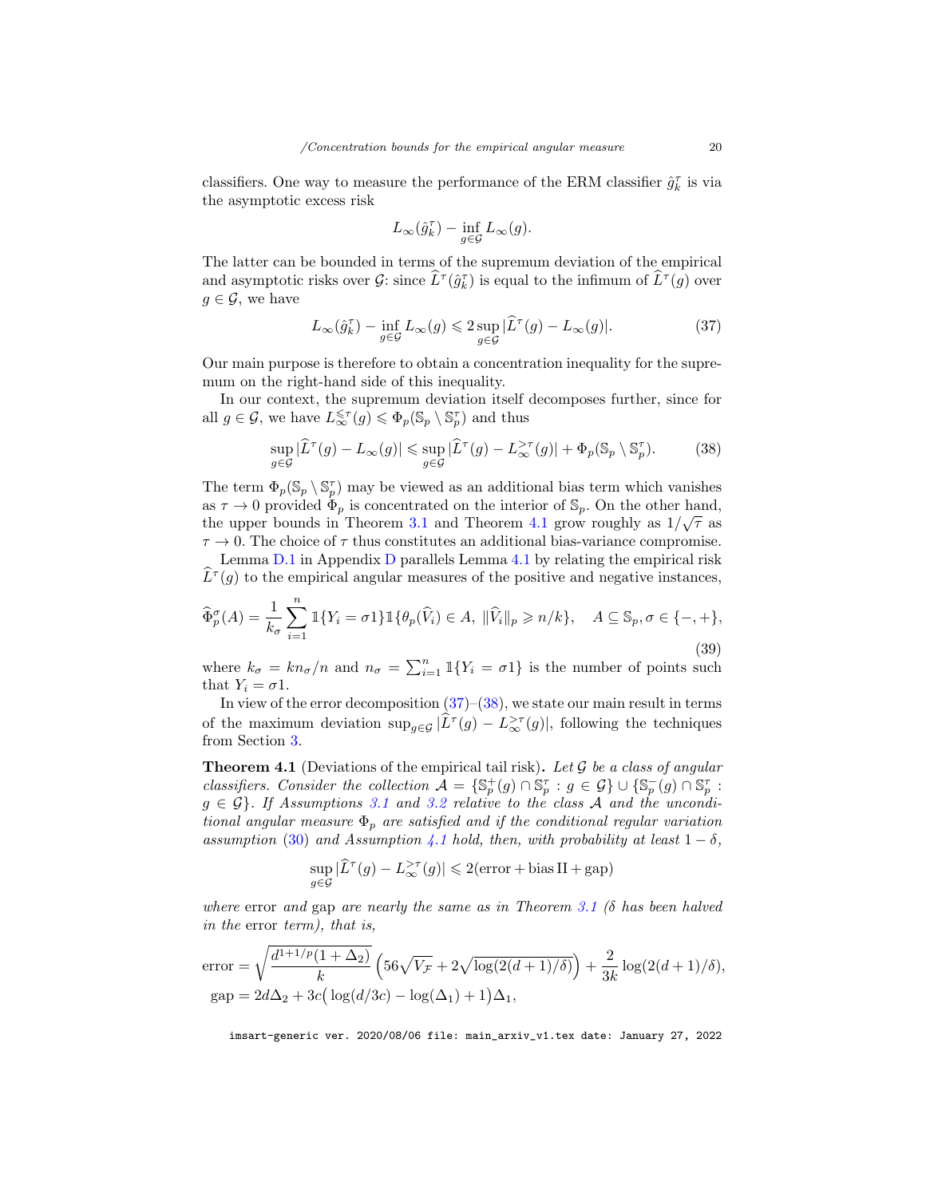classifiers. One way to measure the performance of the ERM classifier $\hat{g}_k^\tau$ is via the asymptotic excess risk

$$L_\infty(\hat{g}_k^\tau) - \inf_{g \in \mathcal{G}} L_\infty(g).$$

The latter can be bounded in terms of the supremum deviation of the empirical and asymptotic risks over $\mathcal{G}$: since $\widehat{L}^\tau(\hat{g}_k^\tau)$ is equal to the infimum of $\widehat{L}^\tau(g)$ over $g \in \mathcal{G}$, we have

$$L_\infty(\hat{g}_k^\tau) - \inf_{g \in \mathcal{G}} L_\infty(g) \leqslant 2 \sup_{g \in \mathcal{G}} |\widehat{L}^\tau(g) - L_\infty(g)|. \tag{37}$$

Our main purpose is therefore to obtain a concentration inequality for the supremum on the right-hand side of this inequality.

In our context, the supremum deviation itself decomposes further, since for all $g \in \mathcal{G}$, we have $L_\infty^{\leqslant \tau}(g) \leqslant \Phi_p(\mathbb{S}_p \setminus \mathbb{S}_p^\tau)$ and thus

$$\sup_{g \in \mathcal{G}} |\widehat{L}^\tau(g) - L_\infty(g)| \leqslant \sup_{g \in \mathcal{G}} |\widehat{L}^\tau(g) - L_\infty^{>\tau}(g)| + \Phi_p(\mathbb{S}_p \setminus \mathbb{S}_p^\tau). \tag{38}$$

The term $\Phi_p(\mathbb{S}_p \setminus \mathbb{S}_p^\tau)$ may be viewed as an additional bias term which vanishes as $\tau \to 0$ provided $\Phi_p$ is concentrated on the interior of $\mathbb{S}_p$. On the other hand, the upper bounds in Theorem 3.1 and Theorem 4.1 grow roughly as $1/\sqrt{\tau}$ as $\tau \to 0$. The choice of $\tau$ thus constitutes an additional bias-variance compromise.

Lemma D.1 in Appendix D parallels Lemma 4.1 by relating the empirical risk $\widehat{L}^\tau(g)$ to the empirical angular measures of the positive and negative instances,

$$\widehat{\Phi}_p^\sigma(A) = \frac{1}{k_\sigma} \sum_{i=1}^n \mathbb{1}\{Y_i = \sigma 1\} \mathbb{1}\{\theta_p(\widehat{V}_i) \in A,\ \|\widehat{V}_i\|_p \geqslant n/k\}, \quad A \subseteq \mathbb{S}_p, \sigma \in \{-,+\}, \tag{39}$$

where $k_\sigma = kn_\sigma/n$ and $n_\sigma = \sum_{i=1}^n \mathbb{1}\{Y_i = \sigma 1\}$ is the number of points such that $Y_i = \sigma 1$.

In view of the error decomposition (37)–(38), we state our main result in terms of the maximum deviation $\sup_{g \in \mathcal{G}} |\widehat{L}^\tau(g) - L_\infty^{>\tau}(g)|$, following the techniques from Section 3.

**Theorem 4.1** (Deviations of the empirical tail risk)**.** *Let $\mathcal{G}$ be a class of angular classifiers. Consider the collection $\mathcal{A} = \{\mathbb{S}_p^+(g) \cap \mathbb{S}_p^\tau : g \in \mathcal{G}\} \cup \{\mathbb{S}_p^-(g) \cap \mathbb{S}_p^\tau : g \in \mathcal{G}\}$. If Assumptions 3.1 and 3.2 relative to the class $\mathcal{A}$ and the unconditional angular measure $\Phi_p$ are satisfied and if the conditional regular variation assumption (30) and Assumption 4.1 hold, then, with probability at least $1 - \delta$,*

$$\sup_{g \in \mathcal{G}} |\widehat{L}^\tau(g) - L_\infty^{>\tau}(g)| \leqslant 2(\mathrm{error} + \mathrm{bias\,II} + \mathrm{gap})$$

*where* error *and* gap *are nearly the same as in Theorem 3.1 ($\delta$ has been halved in the* error *term), that is,*

$$\mathrm{error} = \sqrt{\frac{d^{1+1/p}(1+\Delta_2)}{k}} \left(56\sqrt{V_{\mathcal{F}}} + 2\sqrt{\log(2(d+1)/\delta)}\right) + \frac{2}{3k}\log(2(d+1)/\delta),$$
$$\mathrm{gap} = 2d\Delta_2 + 3c\big(\log(d/3c) - \log(\Delta_1) + 1\big)\Delta_1,$$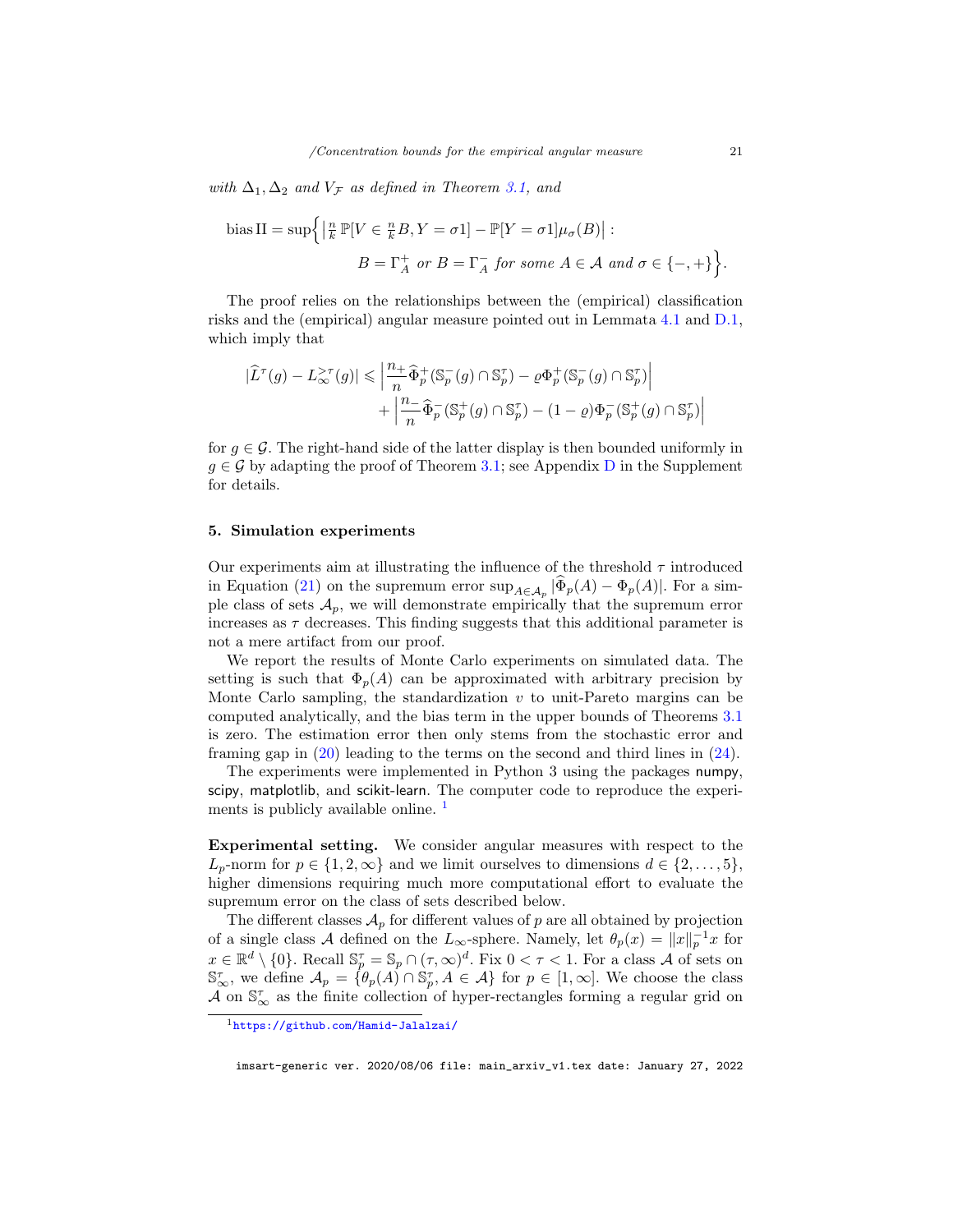*with $\Delta_1, \Delta_2$ and $V_{\mathcal{F}}$ as defined in Theorem 3.1, and*

$$\text{bias II} = \sup\Big\{ \big| \tfrac{n}{k}\, \mathbb{P}[V \in \tfrac{n}{k} B, Y = \sigma 1] - \mathbb{P}[Y = \sigma 1] \mu_\sigma(B) \big| : \\ B = \Gamma_A^+ \textit{ or } B = \Gamma_A^- \textit{ for some } A \in \mathcal{A} \textit{ and } \sigma \in \{-, +\} \Big\}.$$

The proof relies on the relationships between the (empirical) classification risks and the (empirical) angular measure pointed out in Lemmata 4.1 and D.1, which imply that

$$|\widehat{L}^\tau(g) - L_\infty^{>\tau}(g)| \leqslant \left| \frac{n_+}{n} \widehat{\Phi}_p^+(\mathbb{S}_p^-(g) \cap \mathbb{S}_p^\tau) - \varrho \Phi_p^+(\mathbb{S}_p^-(g) \cap \mathbb{S}_p^\tau) \right| \\ + \left| \frac{n_-}{n} \widehat{\Phi}_p^-(\mathbb{S}_p^+(g) \cap \mathbb{S}_p^\tau) - (1-\varrho) \Phi_p^-(\mathbb{S}_p^+(g) \cap \mathbb{S}_p^\tau) \right|$$

for $g \in \mathcal{G}$. The right-hand side of the latter display is then bounded uniformly in $g \in \mathcal{G}$ by adapting the proof of Theorem 3.1; see Appendix D in the Supplement for details.

## 5. Simulation experiments

Our experiments aim at illustrating the influence of the threshold $\tau$ introduced in Equation (21) on the supremum error $\sup_{A \in \mathcal{A}_p} |\widehat{\Phi}_p(A) - \Phi_p(A)|$. For a simple class of sets $\mathcal{A}_p$, we will demonstrate empirically that the supremum error increases as $\tau$ decreases. This finding suggests that this additional parameter is not a mere artifact from our proof.

We report the results of Monte Carlo experiments on simulated data. The setting is such that $\Phi_p(A)$ can be approximated with arbitrary precision by Monte Carlo sampling, the standardization $v$ to unit-Pareto margins can be computed analytically, and the bias term in the upper bounds of Theorems 3.1 is zero. The estimation error then only stems from the stochastic error and framing gap in (20) leading to the terms on the second and third lines in (24).

The experiments were implemented in Python 3 using the packages numpy, scipy, matplotlib, and scikit-learn. The computer code to reproduce the experiments is publicly available online. [1]

**Experimental setting.** We consider angular measures with respect to the $L_p$-norm for $p \in \{1, 2, \infty\}$ and we limit ourselves to dimensions $d \in \{2, \dots, 5\}$, higher dimensions requiring much more computational effort to evaluate the supremum error on the class of sets described below.

The different classes $\mathcal{A}_p$ for different values of $p$ are all obtained by projection of a single class $\mathcal{A}$ defined on the $L_\infty$-sphere. Namely, let $\theta_p(x) = \|x\|_p^{-1} x$ for $x \in \mathbb{R}^d \setminus \{0\}$. Recall $\mathbb{S}_p^\tau = \mathbb{S}_p \cap (\tau, \infty)^d$. Fix $0 < \tau < 1$. For a class $\mathcal{A}$ of sets on $\mathbb{S}_\infty^\tau$, we define $\mathcal{A}_p = \{\theta_p(A) \cap \mathbb{S}_p^\tau, A \in \mathcal{A}\}$ for $p \in [1, \infty]$. We choose the class $\mathcal{A}$ on $\mathbb{S}_\infty^\tau$ as the finite collection of hyper-rectangles forming a regular grid on

[1] https://github.com/Hamid-Jalalzai/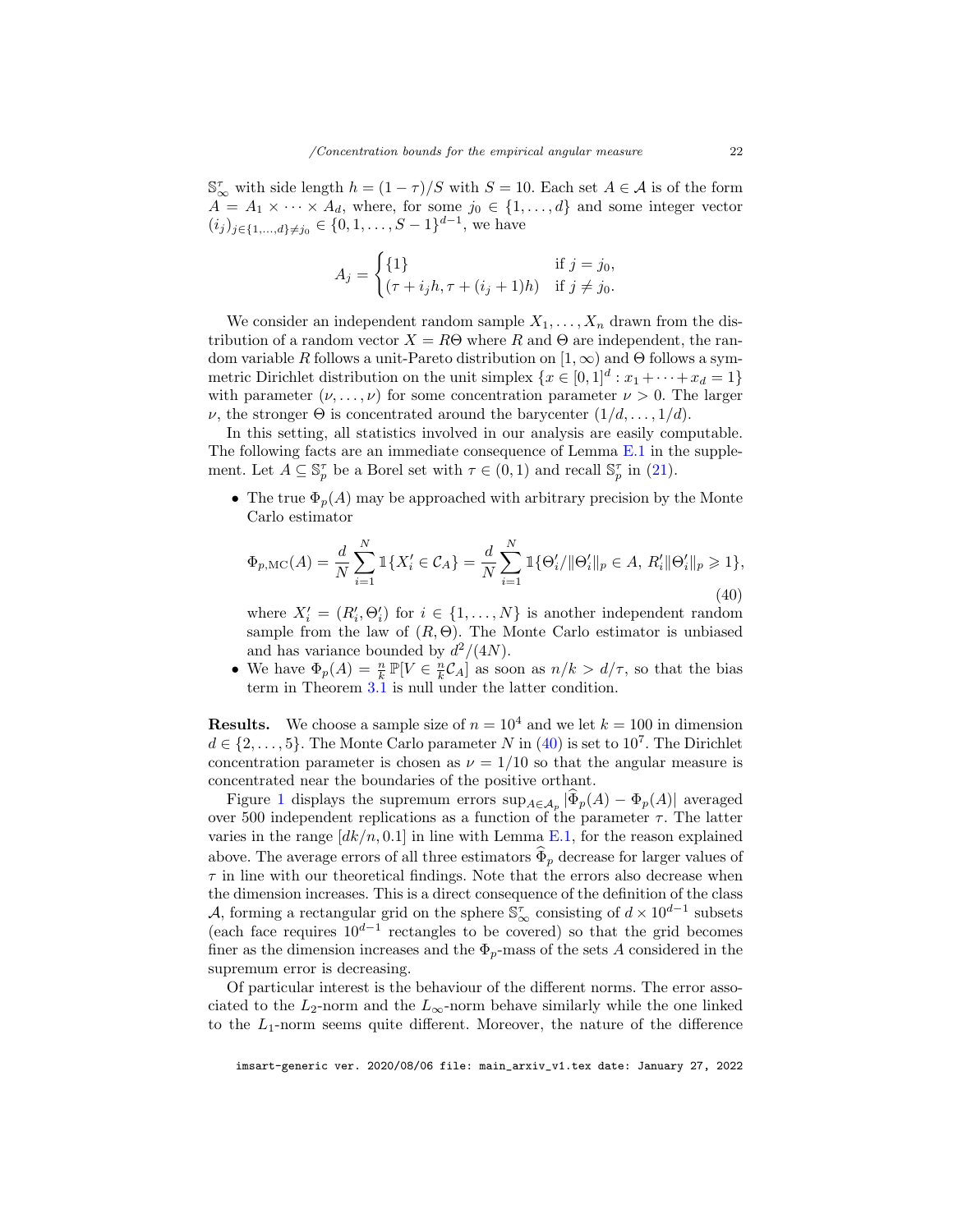$\mathbb{S}_\infty^\tau$ with side length $h = (1-\tau)/S$ with $S = 10$. Each set $A \in \mathcal{A}$ is of the form $A = A_1 \times \cdots \times A_d$, where, for some $j_0 \in \{1, \dots, d\}$ and some integer vector $(i_j)_{j \in \{1,\dots,d\} \neq j_0} \in \{0, 1, \dots, S-1\}^{d-1}$, we have

$$A_j = \begin{cases} \{1\} & \text{if } j = j_0, \\ (\tau + i_j h, \tau + (i_j + 1)h) & \text{if } j \neq j_0. \end{cases}$$

We consider an independent random sample $X_1, \dots, X_n$ drawn from the distribution of a random vector $X = R\Theta$ where $R$ and $\Theta$ are independent, the random variable $R$ follows a unit-Pareto distribution on $[1, \infty)$ and $\Theta$ follows a symmetric Dirichlet distribution on the unit simplex $\{x \in [0,1]^d : x_1 + \cdots + x_d = 1\}$ with parameter $(\nu, \dots, \nu)$ for some concentration parameter $\nu > 0$. The larger $\nu$, the stronger $\Theta$ is concentrated around the barycenter $(1/d, \dots, 1/d)$.

In this setting, all statistics involved in our analysis are easily computable. The following facts are an immediate consequence of Lemma E.1 in the supplement. Let $A \subseteq \mathbb{S}_p^\tau$ be a Borel set with $\tau \in (0,1)$ and recall $\mathbb{S}_p^\tau$ in (21).

- The true $\Phi_p(A)$ may be approached with arbitrary precision by the Monte Carlo estimator

$$\Phi_{p,\mathrm{MC}}(A) = \frac{d}{N} \sum_{i=1}^{N} \mathbb{1}\{X_i' \in \mathcal{C}_A\} = \frac{d}{N} \sum_{i=1}^{N} \mathbb{1}\{\Theta_i'/\|\Theta_i'\|_p \in A,\ R_i'\|\Theta_i'\|_p \geqslant 1\}, \tag{40}$$

  where $X_i' = (R_i', \Theta_i')$ for $i \in \{1, \dots, N\}$ is another independent random sample from the law of $(R, \Theta)$. The Monte Carlo estimator is unbiased and has variance bounded by $d^2/(4N)$.
- We have $\Phi_p(A) = \frac{n}{k}\,\mathbb{P}[V \in \frac{n}{k}\mathcal{C}_A]$ as soon as $n/k > d/\tau$, so that the bias term in Theorem 3.1 is null under the latter condition.

**Results.** We choose a sample size of $n = 10^4$ and we let $k = 100$ in dimension $d \in \{2, \dots, 5\}$. The Monte Carlo parameter $N$ in (40) is set to $10^7$. The Dirichlet concentration parameter is chosen as $\nu = 1/10$ so that the angular measure is concentrated near the boundaries of the positive orthant.

Figure 1 displays the supremum errors $\sup_{A \in \mathcal{A}_p} |\widehat{\Phi}_p(A) - \Phi_p(A)|$ averaged over 500 independent replications as a function of the parameter $\tau$. The latter varies in the range $[dk/n, 0.1]$ in line with Lemma E.1, for the reason explained above. The average errors of all three estimators $\widehat{\Phi}_p$ decrease for larger values of $\tau$ in line with our theoretical findings. Note that the errors also decrease when the dimension increases. This is a direct consequence of the definition of the class $\mathcal{A}$, forming a rectangular grid on the sphere $\mathbb{S}_\infty^\tau$ consisting of $d \times 10^{d-1}$ subsets (each face requires $10^{d-1}$ rectangles to be covered) so that the grid becomes finer as the dimension increases and the $\Phi_p$-mass of the sets $A$ considered in the supremum error is decreasing.

Of particular interest is the behaviour of the different norms. The error associated to the $L_2$-norm and the $L_\infty$-norm behave similarly while the one linked to the $L_1$-norm seems quite different. Moreover, the nature of the difference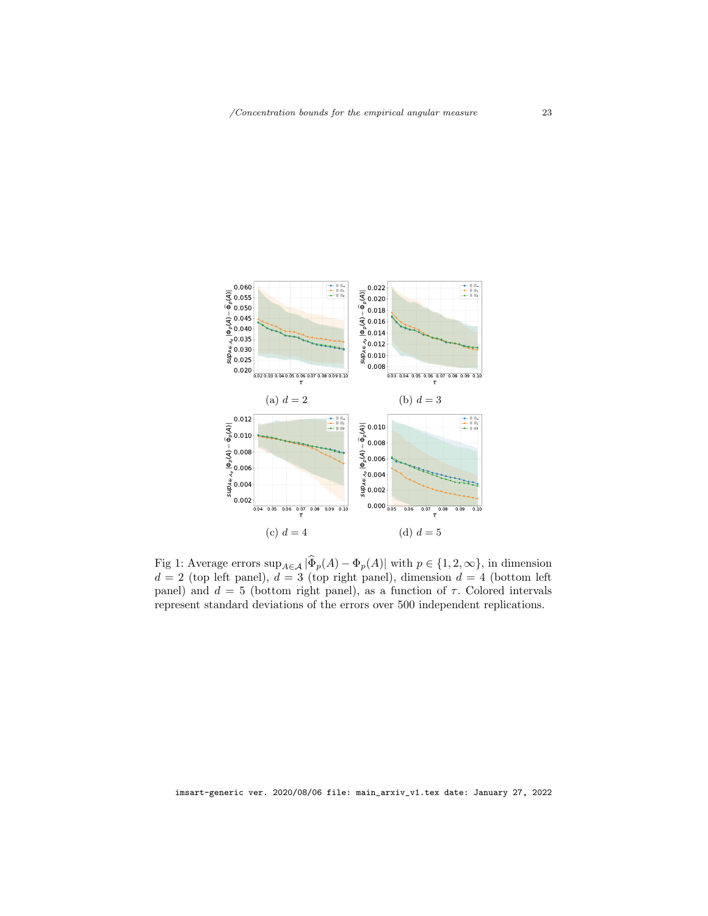(a) $d = 2$

(b) $d = 3$

(c) $d = 4$

(d) $d = 5$

Fig 1: Average errors $\sup_{A \in \mathcal{A}} |\widehat{\Phi}_p(A) - \Phi_p(A)|$ with $p \in \{1, 2, \infty\}$, in dimension $d = 2$ (top left panel), $d = 3$ (top right panel), dimension $d = 4$ (bottom left panel) and $d = 5$ (bottom right panel), as a function of $\tau$. Colored intervals represent standard deviations of the errors over 500 independent replications.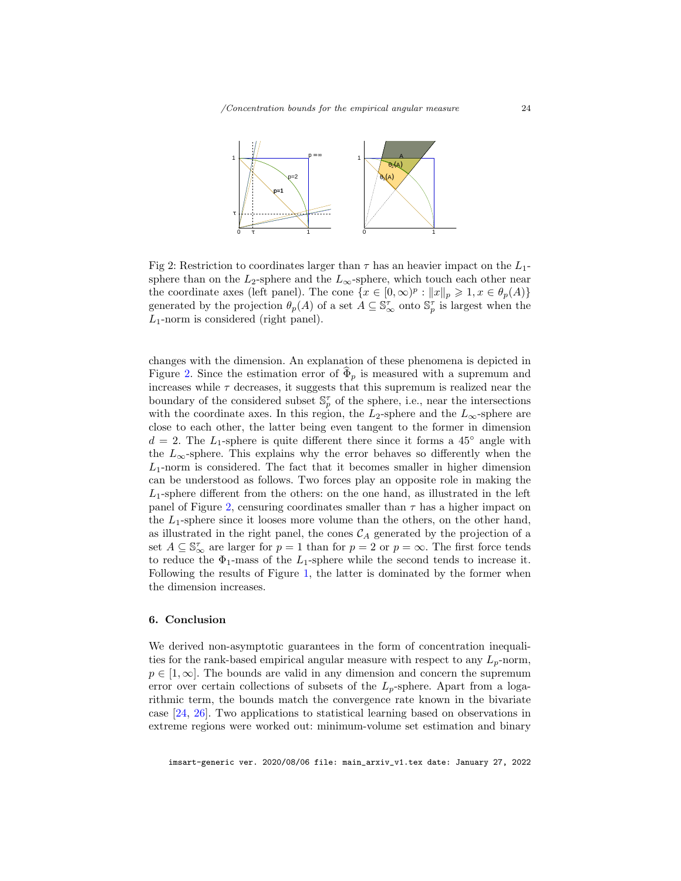Fig 2: Restriction to coordinates larger than $\tau$ has an heavier impact on the $L_1$-sphere than on the $L_2$-sphere and the $L_\infty$-sphere, which touch each other near the coordinate axes (left panel). The cone $\{x \in [0,\infty)^p : \|x\|_p \geqslant 1, x \in \theta_p(A)\}$ generated by the projection $\theta_p(A)$ of a set $A \subseteq \mathbb{S}_\infty^\tau$ onto $\mathbb{S}_p^\tau$ is largest when the $L_1$-norm is considered (right panel).

changes with the dimension. An explanation of these phenomena is depicted in Figure 2. Since the estimation error of $\widehat{\Phi}_p$ is measured with a supremum and increases while $\tau$ decreases, it suggests that this supremum is realized near the boundary of the considered subset $\mathbb{S}_p^\tau$ of the sphere, i.e., near the intersections with the coordinate axes. In this region, the $L_2$-sphere and the $L_\infty$-sphere are close to each other, the latter being even tangent to the former in dimension $d = 2$. The $L_1$-sphere is quite different there since it forms a $45°$ angle with the $L_\infty$-sphere. This explains why the error behaves so differently when the $L_1$-norm is considered. The fact that it becomes smaller in higher dimension can be understood as follows. Two forces play an opposite role in making the $L_1$-sphere different from the others: on the one hand, as illustrated in the left panel of Figure 2, censuring coordinates smaller than $\tau$ has a higher impact on the $L_1$-sphere since it looses more volume than the others, on the other hand, as illustrated in the right panel, the cones $\mathcal{C}_A$ generated by the projection of a set $A \subseteq \mathbb{S}_\infty^\tau$ are larger for $p = 1$ than for $p = 2$ or $p = \infty$. The first force tends to reduce the $\Phi_1$-mass of the $L_1$-sphere while the second tends to increase it. Following the results of Figure 1, the latter is dominated by the former when the dimension increases.

## 6. Conclusion

We derived non-asymptotic guarantees in the form of concentration inequalities for the rank-based empirical angular measure with respect to any $L_p$-norm, $p \in [1,\infty]$. The bounds are valid in any dimension and concern the supremum error over certain collections of subsets of the $L_p$-sphere. Apart from a logarithmic term, the bounds match the convergence rate known in the bivariate case [24, 26]. Two applications to statistical learning based on observations in extreme regions were worked out: minimum-volume set estimation and binary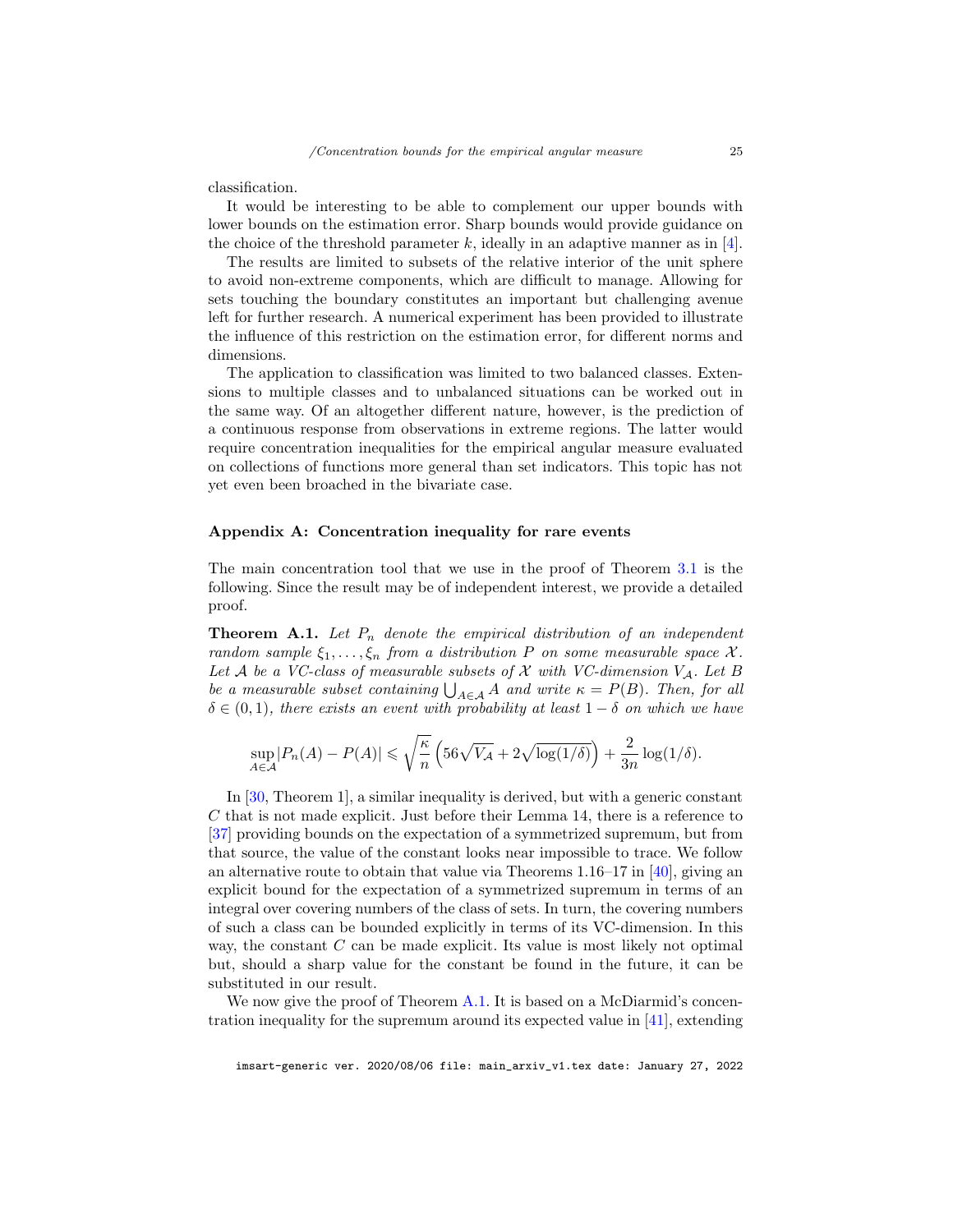classification.

It would be interesting to be able to complement our upper bounds with lower bounds on the estimation error. Sharp bounds would provide guidance on the choice of the threshold parameter $k$, ideally in an adaptive manner as in [4].

The results are limited to subsets of the relative interior of the unit sphere to avoid non-extreme components, which are difficult to manage. Allowing for sets touching the boundary constitutes an important but challenging avenue left for further research. A numerical experiment has been provided to illustrate the influence of this restriction on the estimation error, for different norms and dimensions.

The application to classification was limited to two balanced classes. Extensions to multiple classes and to unbalanced situations can be worked out in the same way. Of an altogether different nature, however, is the prediction of a continuous response from observations in extreme regions. The latter would require concentration inequalities for the empirical angular measure evaluated on collections of functions more general than set indicators. This topic has not yet even been broached in the bivariate case.

## Appendix A: Concentration inequality for rare events

The main concentration tool that we use in the proof of Theorem 3.1 is the following. Since the result may be of independent interest, we provide a detailed proof.

**Theorem A.1.** *Let $P_n$ denote the empirical distribution of an independent random sample $\xi_1, \ldots, \xi_n$ from a distribution $P$ on some measurable space $\mathcal{X}$. Let $\mathcal{A}$ be a VC-class of measurable subsets of $\mathcal{X}$ with VC-dimension $V_{\mathcal{A}}$. Let $B$ be a measurable subset containing $\bigcup_{A \in \mathcal{A}} A$ and write $\kappa = P(B)$. Then, for all $\delta \in (0, 1)$, there exists an event with probability at least $1 - \delta$ on which we have*

$$\sup_{A \in \mathcal{A}} |P_n(A) - P(A)| \leqslant \sqrt{\frac{\kappa}{n}} \left( 56\sqrt{V_{\mathcal{A}}} + 2\sqrt{\log(1/\delta)} \right) + \frac{2}{3n} \log(1/\delta).$$

In [30, Theorem 1], a similar inequality is derived, but with a generic constant $C$ that is not made explicit. Just before their Lemma 14, there is a reference to [37] providing bounds on the expectation of a symmetrized supremum, but from that source, the value of the constant looks near impossible to trace. We follow an alternative route to obtain that value via Theorems 1.16–17 in [40], giving an explicit bound for the expectation of a symmetrized supremum in terms of an integral over covering numbers of the class of sets. In turn, the covering numbers of such a class can be bounded explicitly in terms of its VC-dimension. In this way, the constant $C$ can be made explicit. Its value is most likely not optimal but, should a sharp value for the constant be found in the future, it can be substituted in our result.

We now give the proof of Theorem A.1. It is based on a McDiarmid's concentration inequality for the supremum around its expected value in [41], extending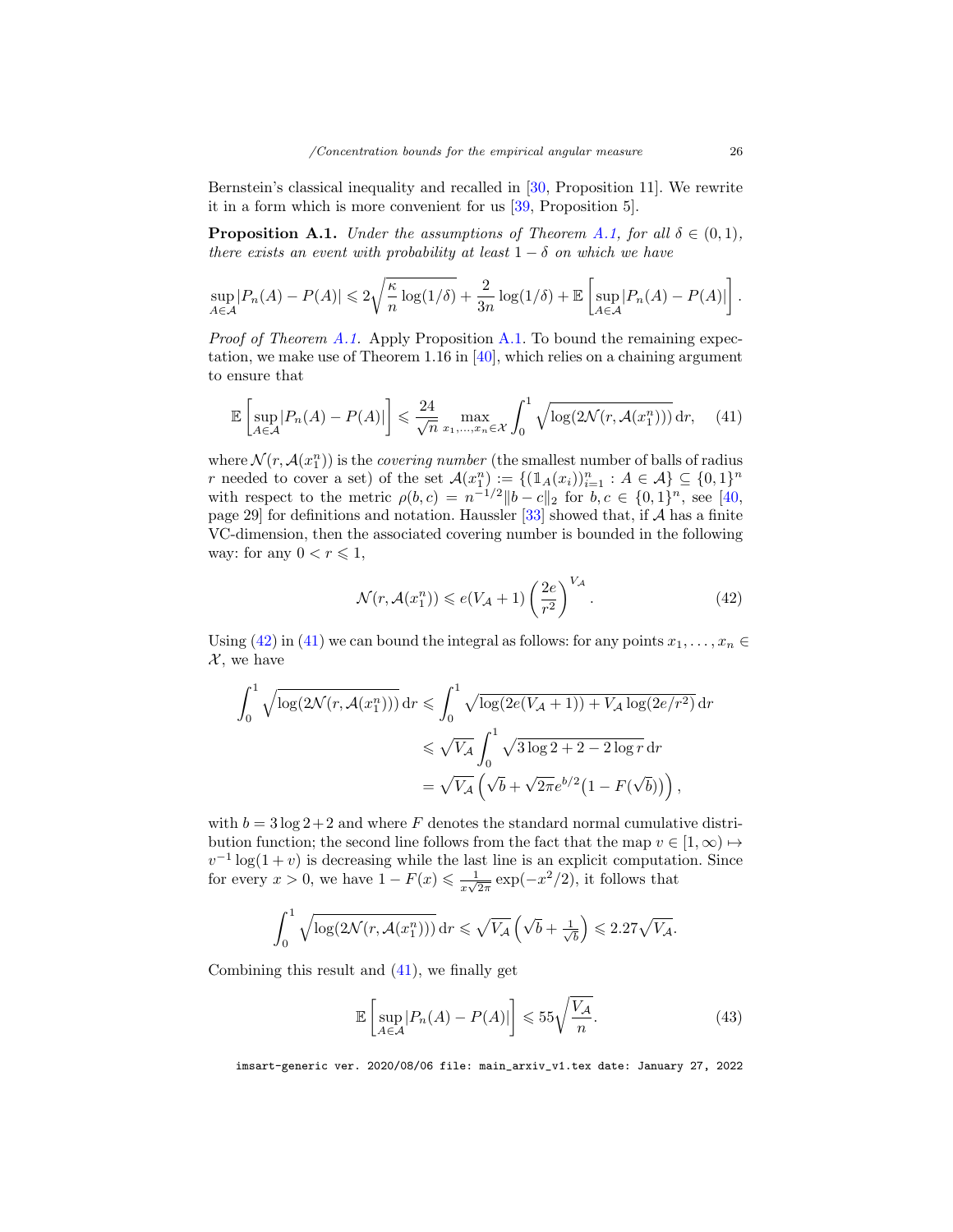Bernstein's classical inequality and recalled in [30, Proposition 11]. We rewrite it in a form which is more convenient for us [39, Proposition 5].

**Proposition A.1.** *Under the assumptions of Theorem A.1, for all $\delta \in (0,1)$, there exists an event with probability at least $1-\delta$ on which we have*

$$\sup_{A\in\mathcal{A}} |P_n(A) - P(A)| \leqslant 2\sqrt{\frac{\kappa}{n}\log(1/\delta)} + \frac{2}{3n}\log(1/\delta) + \mathbb{E}\left[\sup_{A\in\mathcal{A}}|P_n(A)-P(A)|\right].$$

*Proof of Theorem A.1.* Apply Proposition A.1. To bound the remaining expectation, we make use of Theorem 1.16 in [40], which relies on a chaining argument to ensure that

$$\mathbb{E}\left[\sup_{A\in\mathcal{A}}|P_n(A)-P(A)|\right] \leqslant \frac{24}{\sqrt{n}} \max_{x_1,\ldots,x_n\in\mathcal{X}} \int_0^1 \sqrt{\log(2\mathcal{N}(r,\mathcal{A}(x_1^n)))}\,\mathrm{d}r, \tag{41}$$

where $\mathcal{N}(r,\mathcal{A}(x_1^n))$ is the *covering number* (the smallest number of balls of radius $r$ needed to cover a set) of the set $\mathcal{A}(x_1^n) := \{(\mathbb{1}_A(x_i))_{i=1}^n : A \in \mathcal{A}\} \subseteq \{0,1\}^n$ with respect to the metric $\rho(b,c) = n^{-1/2}\|b-c\|_2$ for $b,c \in \{0,1\}^n$, see [40, page 29] for definitions and notation. Haussler [33] showed that, if $\mathcal{A}$ has a finite VC-dimension, then the associated covering number is bounded in the following way: for any $0 < r \leqslant 1$,

$$\mathcal{N}(r,\mathcal{A}(x_1^n)) \leqslant e(V_{\mathcal{A}}+1)\left(\frac{2e}{r^2}\right)^{V_{\mathcal{A}}}. \tag{42}$$

Using (42) in (41) we can bound the integral as follows: for any points $x_1,\ldots,x_n \in \mathcal{X}$, we have

$$\begin{aligned}
\int_0^1 \sqrt{\log(2\mathcal{N}(r,\mathcal{A}(x_1^n)))}\,\mathrm{d}r &\leqslant \int_0^1 \sqrt{\log(2e(V_{\mathcal{A}}+1)) + V_{\mathcal{A}}\log(2e/r^2)}\,\mathrm{d}r \\
&\leqslant \sqrt{V_{\mathcal{A}}}\int_0^1 \sqrt{3\log 2 + 2 - 2\log r}\,\mathrm{d}r \\
&= \sqrt{V_{\mathcal{A}}}\left(\sqrt{b} + \sqrt{2\pi}e^{b/2}\big(1-F(\sqrt{b})\big)\right),
\end{aligned}$$

with $b = 3\log 2 + 2$ and where $F$ denotes the standard normal cumulative distribution function; the second line follows from the fact that the map $v \in [1,\infty) \mapsto v^{-1}\log(1+v)$ is decreasing while the last line is an explicit computation. Since for every $x > 0$, we have $1 - F(x) \leqslant \frac{1}{x\sqrt{2\pi}}\exp(-x^2/2)$, it follows that

$$\int_0^1 \sqrt{\log(2\mathcal{N}(r,\mathcal{A}(x_1^n)))}\,\mathrm{d}r \leqslant \sqrt{V_{\mathcal{A}}}\left(\sqrt{b} + \tfrac{1}{\sqrt{b}}\right) \leqslant 2.27\sqrt{V_{\mathcal{A}}}.$$

Combining this result and (41), we finally get

$$\mathbb{E}\left[\sup_{A\in\mathcal{A}}|P_n(A)-P(A)|\right] \leqslant 55\sqrt{\frac{V_{\mathcal{A}}}{n}}. \tag{43}$$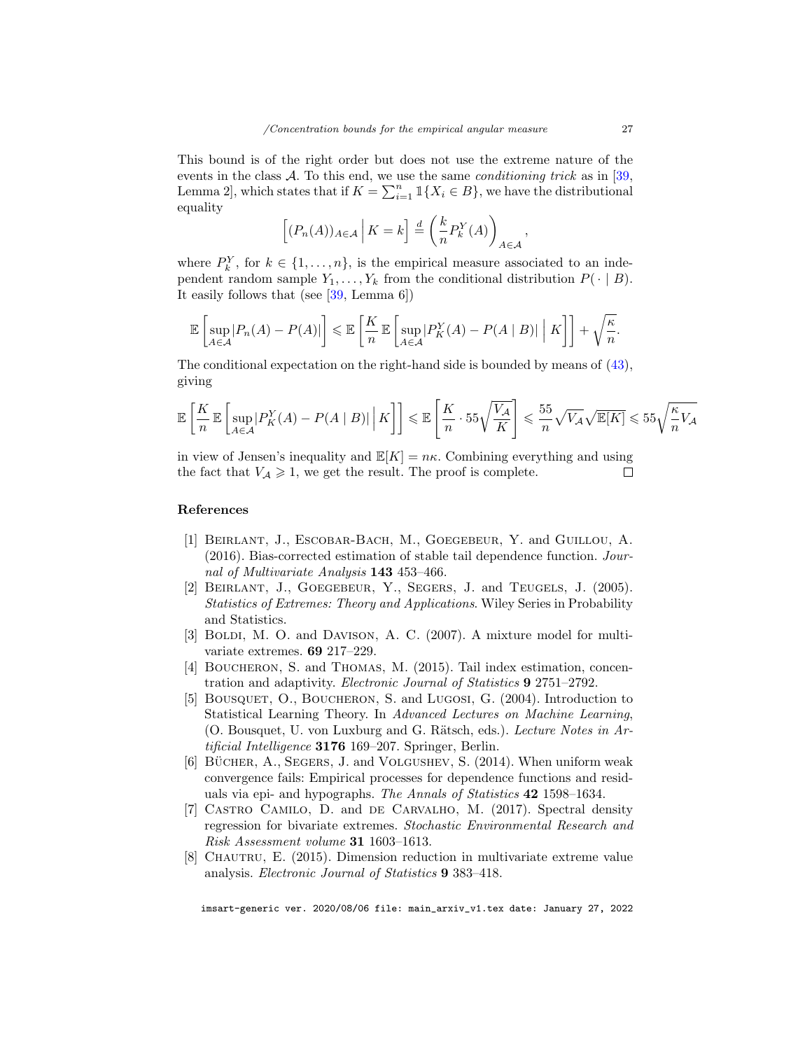This bound is of the right order but does not use the extreme nature of the events in the class $\mathcal{A}$. To this end, we use the same *conditioning trick* as in [39, Lemma 2], which states that if $K = \sum_{i=1}^n \mathbb{1}\{X_i \in B\}$, we have the distributional equality

$$\left[(P_n(A))_{A\in\mathcal{A}} \,\Big|\, K = k\right] \overset{d}{=} \left(\frac{k}{n} P_k^Y(A)\right)_{A\in\mathcal{A}},$$

where $P_k^Y$, for $k \in \{1, \ldots, n\}$, is the empirical measure associated to an independent random sample $Y_1, \ldots, Y_k$ from the conditional distribution $P(\cdot \mid B)$. It easily follows that (see [39, Lemma 6])

$$\mathbb{E}\left[\sup_{A\in\mathcal{A}} |P_n(A) - P(A)|\right] \leqslant \mathbb{E}\left[\frac{K}{n}\,\mathbb{E}\left[\sup_{A\in\mathcal{A}} |P_K^Y(A) - P(A \mid B)| \,\Big|\, K\right]\right] + \sqrt{\frac{\kappa}{n}}.$$

The conditional expectation on the right-hand side is bounded by means of (43), giving

$$\mathbb{E}\left[\frac{K}{n}\,\mathbb{E}\left[\sup_{A\in\mathcal{A}} |P_K^Y(A) - P(A \mid B)| \,\Big|\, K\right]\right] \leqslant \mathbb{E}\left[\frac{K}{n} \cdot 55\sqrt{\frac{V_\mathcal{A}}{K}}\right] \leqslant \frac{55}{n}\sqrt{V_\mathcal{A}}\sqrt{\mathbb{E}[K]} \leqslant 55\sqrt{\frac{\kappa}{n} V_\mathcal{A}}$$

in view of Jensen's inequality and $\mathbb{E}[K] = n\kappa$. Combining everything and using the fact that $V_\mathcal{A} \geqslant 1$, we get the result. The proof is complete. □

## References

[1] Beirlant, J., Escobar-Bach, M., Goegebeur, Y. and Guillou, A. (2016). Bias-corrected estimation of stable tail dependence function. *Journal of Multivariate Analysis* **143** 453–466.

[2] Beirlant, J., Goegebeur, Y., Segers, J. and Teugels, J. (2005). *Statistics of Extremes: Theory and Applications*. Wiley Series in Probability and Statistics.

[3] Boldi, M. O. and Davison, A. C. (2007). A mixture model for multivariate extremes. **69** 217–229.

[4] Boucheron, S. and Thomas, M. (2015). Tail index estimation, concentration and adaptivity. *Electronic Journal of Statistics* **9** 2751–2792.

[5] Bousquet, O., Boucheron, S. and Lugosi, G. (2004). Introduction to Statistical Learning Theory. In *Advanced Lectures on Machine Learning*, (O. Bousquet, U. von Luxburg and G. Rätsch, eds.). *Lecture Notes in Artificial Intelligence* **3176** 169–207. Springer, Berlin.

[6] Bücher, A., Segers, J. and Volgushev, S. (2014). When uniform weak convergence fails: Empirical processes for dependence functions and residuals via epi- and hypographs. *The Annals of Statistics* **42** 1598–1634.

[7] Castro Camilo, D. and de Carvalho, M. (2017). Spectral density regression for bivariate extremes. *Stochastic Environmental Research and Risk Assessment volume* **31** 1603–1613.

[8] Chautru, E. (2015). Dimension reduction in multivariate extreme value analysis. *Electronic Journal of Statistics* **9** 383–418.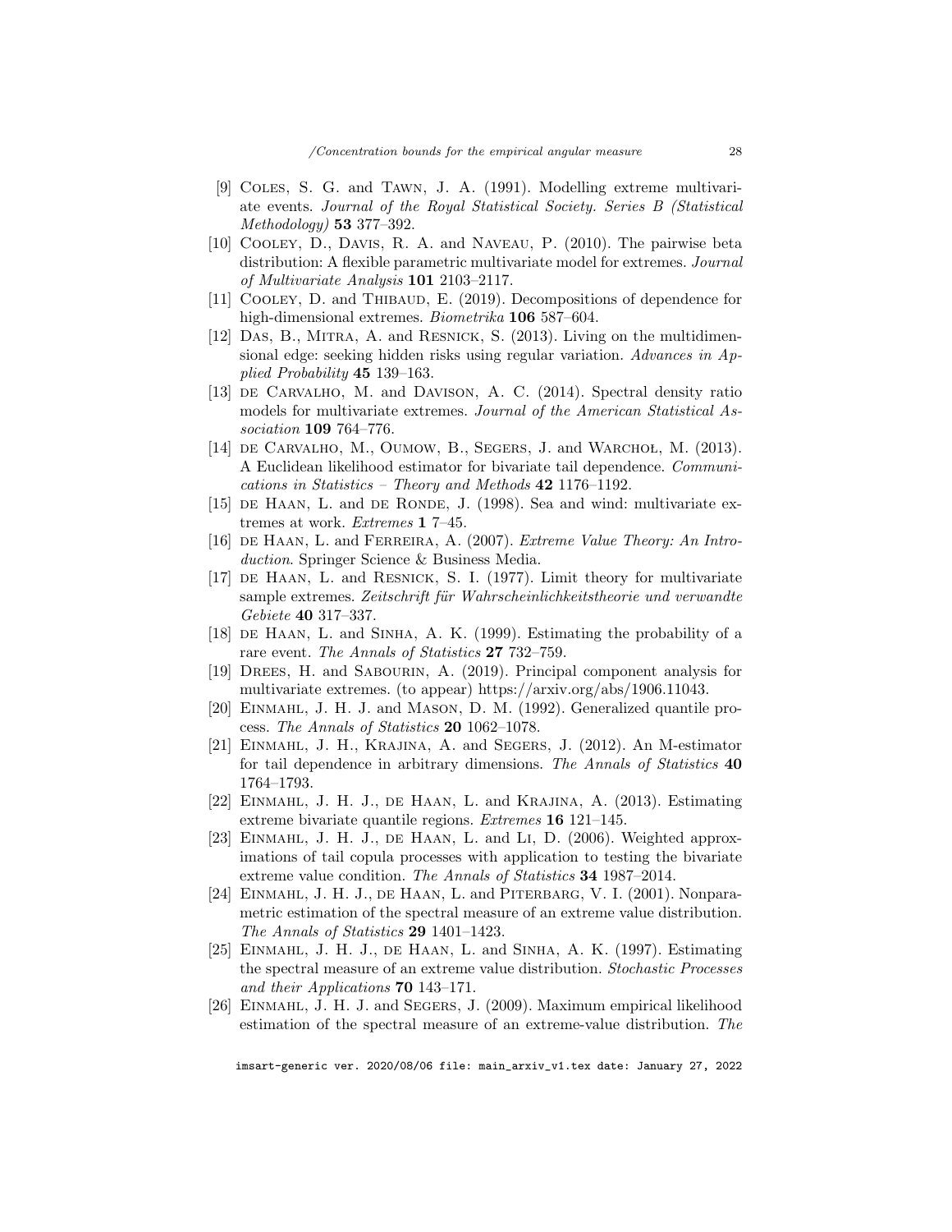[9] Coles, S. G. and Tawn, J. A. (1991). Modelling extreme multivariate events. *Journal of the Royal Statistical Society. Series B (Statistical Methodology)* **53** 377–392.

[10] Cooley, D., Davis, R. A. and Naveau, P. (2010). The pairwise beta distribution: A flexible parametric multivariate model for extremes. *Journal of Multivariate Analysis* **101** 2103–2117.

[11] Cooley, D. and Thibaud, E. (2019). Decompositions of dependence for high-dimensional extremes. *Biometrika* **106** 587–604.

[12] Das, B., Mitra, A. and Resnick, S. (2013). Living on the multidimensional edge: seeking hidden risks using regular variation. *Advances in Applied Probability* **45** 139–163.

[13] de Carvalho, M. and Davison, A. C. (2014). Spectral density ratio models for multivariate extremes. *Journal of the American Statistical Association* **109** 764–776.

[14] de Carvalho, M., Oumow, B., Segers, J. and Warchoł, M. (2013). A Euclidean likelihood estimator for bivariate tail dependence. *Communications in Statistics – Theory and Methods* **42** 1176–1192.

[15] de Haan, L. and de Ronde, J. (1998). Sea and wind: multivariate extremes at work. *Extremes* **1** 7–45.

[16] de Haan, L. and Ferreira, A. (2007). *Extreme Value Theory: An Introduction*. Springer Science & Business Media.

[17] de Haan, L. and Resnick, S. I. (1977). Limit theory for multivariate sample extremes. *Zeitschrift für Wahrscheinlichkeitstheorie und verwandte Gebiete* **40** 317–337.

[18] de Haan, L. and Sinha, A. K. (1999). Estimating the probability of a rare event. *The Annals of Statistics* **27** 732–759.

[19] Drees, H. and Sabourin, A. (2019). Principal component analysis for multivariate extremes. (to appear) https://arxiv.org/abs/1906.11043.

[20] Einmahl, J. H. J. and Mason, D. M. (1992). Generalized quantile process. *The Annals of Statistics* **20** 1062–1078.

[21] Einmahl, J. H., Krajina, A. and Segers, J. (2012). An M-estimator for tail dependence in arbitrary dimensions. *The Annals of Statistics* **40** 1764–1793.

[22] Einmahl, J. H. J., de Haan, L. and Krajina, A. (2013). Estimating extreme bivariate quantile regions. *Extremes* **16** 121–145.

[23] Einmahl, J. H. J., de Haan, L. and Li, D. (2006). Weighted approximations of tail copula processes with application to testing the bivariate extreme value condition. *The Annals of Statistics* **34** 1987–2014.

[24] Einmahl, J. H. J., de Haan, L. and Piterbarg, V. I. (2001). Nonparametric estimation of the spectral measure of an extreme value distribution. *The Annals of Statistics* **29** 1401–1423.

[25] Einmahl, J. H. J., de Haan, L. and Sinha, A. K. (1997). Estimating the spectral measure of an extreme value distribution. *Stochastic Processes and their Applications* **70** 143–171.

[26] Einmahl, J. H. J. and Segers, J. (2009). Maximum empirical likelihood estimation of the spectral measure of an extreme-value distribution. *The*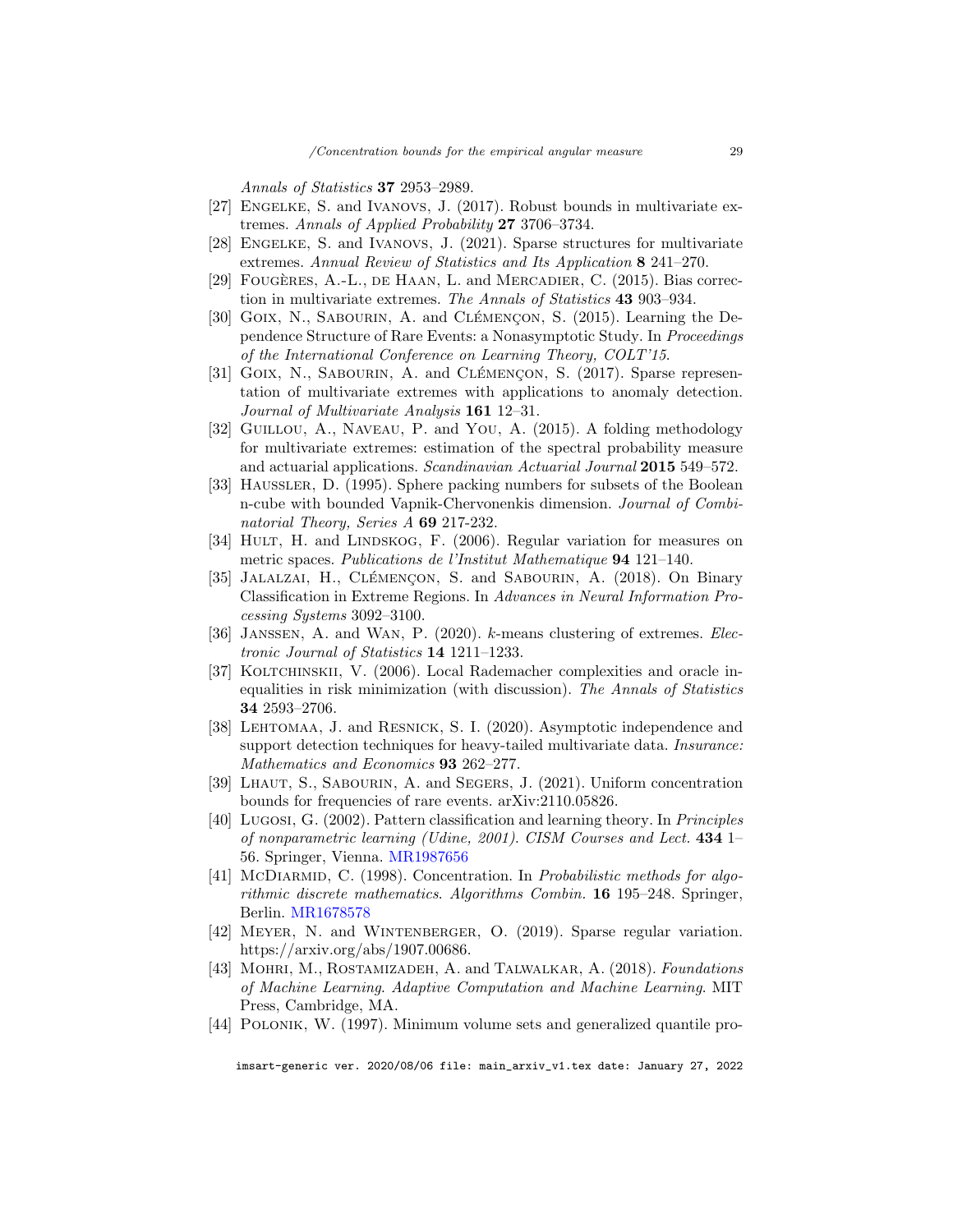*Annals of Statistics* **37** 2953–2989.

[27] Engelke, S. and Ivanovs, J. (2017). Robust bounds in multivariate extremes. *Annals of Applied Probability* **27** 3706–3734.

[28] Engelke, S. and Ivanovs, J. (2021). Sparse structures for multivariate extremes. *Annual Review of Statistics and Its Application* **8** 241–270.

[29] Fougères, A.-L., de Haan, L. and Mercadier, C. (2015). Bias correction in multivariate extremes. *The Annals of Statistics* **43** 903–934.

[30] Goix, N., Sabourin, A. and Clémençon, S. (2015). Learning the Dependence Structure of Rare Events: a Nonasymptotic Study. In *Proceedings of the International Conference on Learning Theory, COLT'15*.

[31] Goix, N., Sabourin, A. and Clémençon, S. (2017). Sparse representation of multivariate extremes with applications to anomaly detection. *Journal of Multivariate Analysis* **161** 12–31.

[32] Guillou, A., Naveau, P. and You, A. (2015). A folding methodology for multivariate extremes: estimation of the spectral probability measure and actuarial applications. *Scandinavian Actuarial Journal* **2015** 549–572.

[33] Haussler, D. (1995). Sphere packing numbers for subsets of the Boolean n-cube with bounded Vapnik-Chervonenkis dimension. *Journal of Combinatorial Theory, Series A* **69** 217-232.

[34] Hult, H. and Lindskog, F. (2006). Regular variation for measures on metric spaces. *Publications de l'Institut Mathematique* **94** 121–140.

[35] Jalalzai, H., Clémençon, S. and Sabourin, A. (2018). On Binary Classification in Extreme Regions. In *Advances in Neural Information Processing Systems* 3092–3100.

[36] Janssen, A. and Wan, P. (2020). $k$-means clustering of extremes. *Electronic Journal of Statistics* **14** 1211–1233.

[37] Koltchinskii, V. (2006). Local Rademacher complexities and oracle inequalities in risk minimization (with discussion). *The Annals of Statistics* **34** 2593–2706.

[38] Lehtomaa, J. and Resnick, S. I. (2020). Asymptotic independence and support detection techniques for heavy-tailed multivariate data. *Insurance: Mathematics and Economics* **93** 262–277.

[39] Lhaut, S., Sabourin, A. and Segers, J. (2021). Uniform concentration bounds for frequencies of rare events. arXiv:2110.05826.

[40] Lugosi, G. (2002). Pattern classification and learning theory. In *Principles of nonparametric learning (Udine, 2001). CISM Courses and Lect.* **434** 1–56. Springer, Vienna. MR1987656

[41] McDiarmid, C. (1998). Concentration. In *Probabilistic methods for algorithmic discrete mathematics. Algorithms Combin.* **16** 195–248. Springer, Berlin. MR1678578

[42] Meyer, N. and Wintenberger, O. (2019). Sparse regular variation. https://arxiv.org/abs/1907.00686.

[43] Mohri, M., Rostamizadeh, A. and Talwalkar, A. (2018). *Foundations of Machine Learning. Adaptive Computation and Machine Learning*. MIT Press, Cambridge, MA.

[44] Polonik, W. (1997). Minimum volume sets and generalized quantile pro-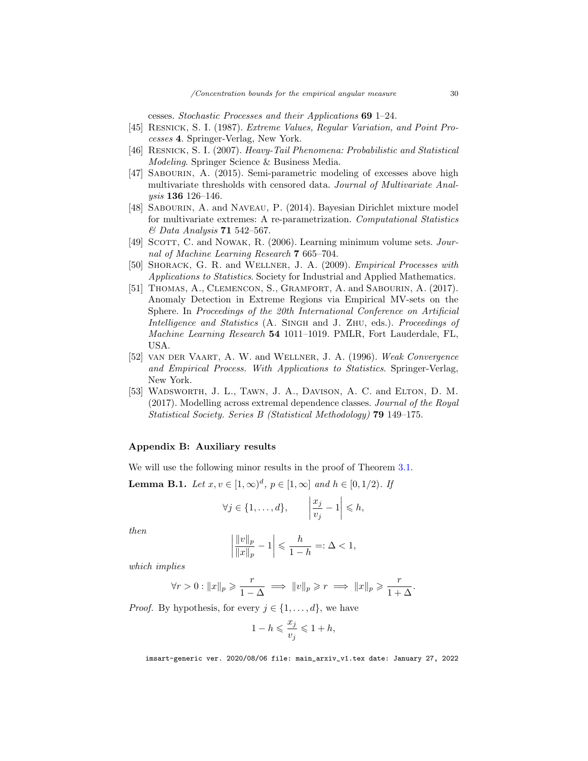cesses. *Stochastic Processes and their Applications* **69** 1–24.

[45] Resnick, S. I. (1987). *Extreme Values, Regular Variation, and Point Processes* **4**. Springer-Verlag, New York.

[46] Resnick, S. I. (2007). *Heavy-Tail Phenomena: Probabilistic and Statistical Modeling*. Springer Science & Business Media.

[47] Sabourin, A. (2015). Semi-parametric modeling of excesses above high multivariate thresholds with censored data. *Journal of Multivariate Analysis* **136** 126–146.

[48] Sabourin, A. and Naveau, P. (2014). Bayesian Dirichlet mixture model for multivariate extremes: A re-parametrization. *Computational Statistics & Data Analysis* **71** 542–567.

[49] Scott, C. and Nowak, R. (2006). Learning minimum volume sets. *Journal of Machine Learning Research* **7** 665–704.

[50] Shorack, G. R. and Wellner, J. A. (2009). *Empirical Processes with Applications to Statistics*. Society for Industrial and Applied Mathematics.

[51] Thomas, A., Clemencon, S., Gramfort, A. and Sabourin, A. (2017). Anomaly Detection in Extreme Regions via Empirical MV-sets on the Sphere. In *Proceedings of the 20th International Conference on Artificial Intelligence and Statistics* (A. Singh and J. Zhu, eds.). *Proceedings of Machine Learning Research* **54** 1011–1019. PMLR, Fort Lauderdale, FL, USA.

[52] van der Vaart, A. W. and Wellner, J. A. (1996). *Weak Convergence and Empirical Process. With Applications to Statistics*. Springer-Verlag, New York.

[53] Wadsworth, J. L., Tawn, J. A., Davison, A. C. and Elton, D. M. (2017). Modelling across extremal dependence classes. *Journal of the Royal Statistical Society. Series B (Statistical Methodology)* **79** 149–175.

## Appendix B: Auxiliary results

We will use the following minor results in the proof of Theorem 3.1.

**Lemma B.1.** *Let $x, v \in [1, \infty)^d$, $p \in [1, \infty]$ and $h \in [0, 1/2)$. If*

$$\forall j \in \{1, \dots, d\}, \qquad \left| \frac{x_j}{v_j} - 1 \right| \leqslant h,$$

*then*

$$\left| \frac{\|v\|_p}{\|x\|_p} - 1 \right| \leqslant \frac{h}{1-h} =: \Delta < 1,$$

*which implies*

$$\forall r > 0 : \|x\|_p \geqslant \frac{r}{1-\Delta} \implies \|v\|_p \geqslant r \implies \|x\|_p \geqslant \frac{r}{1+\Delta}.$$

*Proof.* By hypothesis, for every $j \in \{1, \dots, d\}$, we have

$$1 - h \leqslant \frac{x_j}{v_j} \leqslant 1 + h,$$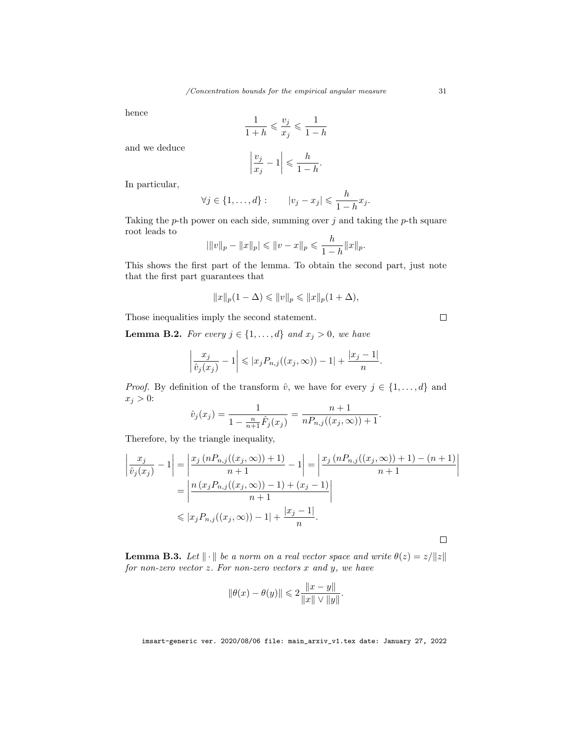hence

$$\frac{1}{1+h} \leqslant \frac{v_j}{x_j} \leqslant \frac{1}{1-h}$$

and we deduce

$$\left| \frac{v_j}{x_j} - 1 \right| \leqslant \frac{h}{1-h}.$$

In particular,

$$\forall j \in \{1, \ldots, d\} : \qquad |v_j - x_j| \leqslant \frac{h}{1-h} x_j.$$

Taking the $p$-th power on each side, summing over $j$ and taking the $p$-th square root leads to

$$|\|v\|_p - \|x\|_p| \leqslant \|v - x\|_p \leqslant \frac{h}{1-h} \|x\|_p.$$

This shows the first part of the lemma. To obtain the second part, just note that the first part guarantees that

$$\|x\|_p (1 - \Delta) \leqslant \|v\|_p \leqslant \|x\|_p (1 + \Delta),$$

Those inequalities imply the second statement. □

**Lemma B.2.** *For every $j \in \{1, \ldots, d\}$ and $x_j > 0$, we have*

$$\left| \frac{x_j}{\hat{v}_j(x_j)} - 1 \right| \leqslant |x_j P_{n,j}((x_j, \infty)) - 1| + \frac{|x_j - 1|}{n}.$$

*Proof.* By definition of the transform $\hat{v}$, we have for every $j \in \{1, \ldots, d\}$ and $x_j > 0$:

$$\hat{v}_j(x_j) = \frac{1}{1 - \frac{n}{n+1} \hat{F}_j(x_j)} = \frac{n+1}{n P_{n,j}((x_j, \infty)) + 1}.$$

Therefore, by the triangle inequality,

$$\begin{aligned}
\left| \frac{x_j}{\hat{v}_j(x_j)} - 1 \right| &= \left| \frac{x_j \left( n P_{n,j}((x_j, \infty)) + 1 \right)}{n+1} - 1 \right| = \left| \frac{x_j \left( n P_{n,j}((x_j, \infty)) + 1 \right) - (n+1)}{n+1} \right| \\
&= \left| \frac{n \left( x_j P_{n,j}((x_j, \infty)) - 1 \right) + (x_j - 1)}{n+1} \right| \\
&\leqslant |x_j P_{n,j}((x_j, \infty)) - 1| + \frac{|x_j - 1|}{n}.
\end{aligned}$$

□

**Lemma B.3.** *Let $\|\cdot\|$ be a norm on a real vector space and write $\theta(z) = z / \|z\|$ for non-zero vector $z$. For non-zero vectors $x$ and $y$, we have*

$$\|\theta(x) - \theta(y)\| \leqslant 2 \frac{\|x - y\|}{\|x\| \vee \|y\|}.$$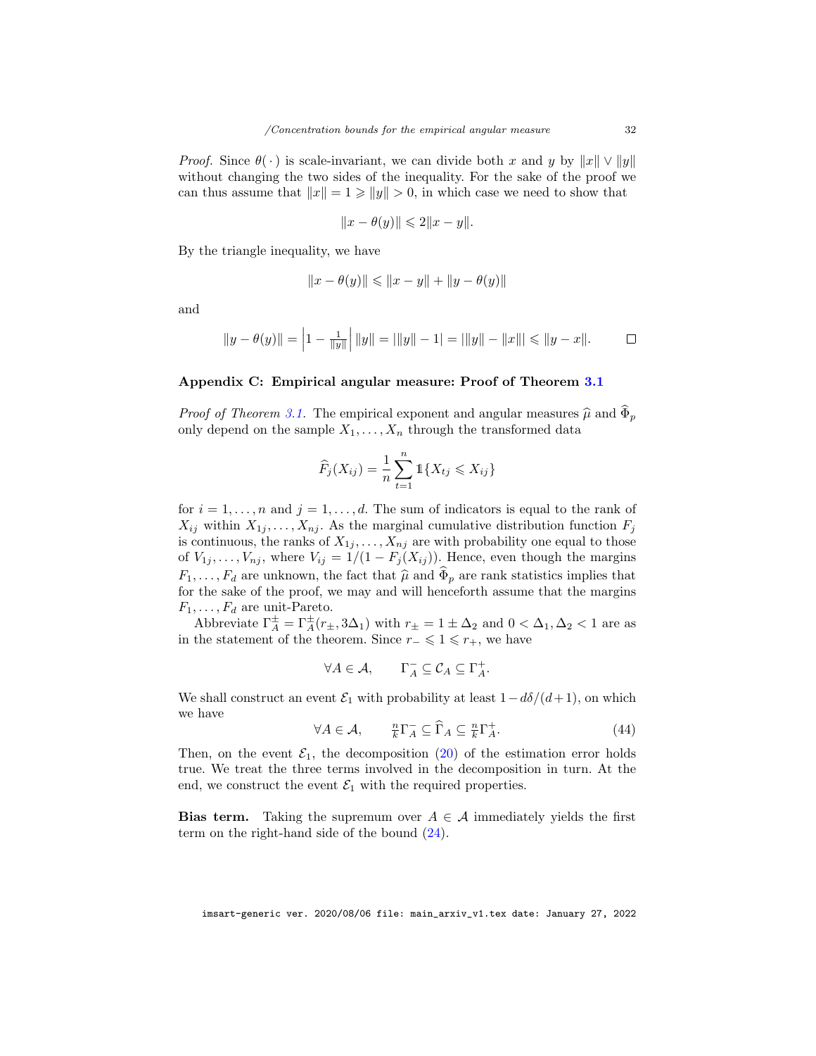*Proof.* Since $\theta(\cdot)$ is scale-invariant, we can divide both $x$ and $y$ by $\|x\| \vee \|y\|$ without changing the two sides of the inequality. For the sake of the proof we can thus assume that $\|x\| = 1 \geqslant \|y\| > 0$, in which case we need to show that

$$\|x - \theta(y)\| \leqslant 2\|x - y\|.$$

By the triangle inequality, we have

$$\|x - \theta(y)\| \leqslant \|x - y\| + \|y - \theta(y)\|$$

and

$$\|y - \theta(y)\| = \left|1 - \tfrac{1}{\|y\|}\right| \|y\| = |\|y\| - 1| = |\|y\| - \|x\|| \leqslant \|y - x\|. \qquad \square$$

## Appendix C: Empirical angular measure: Proof of Theorem 3.1

*Proof of Theorem 3.1.* The empirical exponent and angular measures $\widehat{\mu}$ and $\widehat{\Phi}_p$ only depend on the sample $X_1, \ldots, X_n$ through the transformed data

$$\widehat{F}_j(X_{ij}) = \frac{1}{n} \sum_{t=1}^{n} \mathbb{1}\{X_{tj} \leqslant X_{ij}\}$$

for $i = 1, \ldots, n$ and $j = 1, \ldots, d$. The sum of indicators is equal to the rank of $X_{ij}$ within $X_{1j}, \ldots, X_{nj}$. As the marginal cumulative distribution function $F_j$ is continuous, the ranks of $X_{1j}, \ldots, X_{nj}$ are with probability one equal to those of $V_{1j}, \ldots, V_{nj}$, where $V_{ij} = 1/(1 - F_j(X_{ij}))$. Hence, even though the margins $F_1, \ldots, F_d$ are unknown, the fact that $\widehat{\mu}$ and $\widehat{\Phi}_p$ are rank statistics implies that for the sake of the proof, we may and will henceforth assume that the margins $F_1, \ldots, F_d$ are unit-Pareto.

Abbreviate $\Gamma_A^{\pm} = \Gamma_A^{\pm}(r_{\pm}, 3\Delta_1)$ with $r_{\pm} = 1 \pm \Delta_2$ and $0 < \Delta_1, \Delta_2 < 1$ are as in the statement of the theorem. Since $r_- \leqslant 1 \leqslant r_+$, we have

$$\forall A \in \mathcal{A}, \qquad \Gamma_A^- \subseteq \mathcal{C}_A \subseteq \Gamma_A^+.$$

We shall construct an event $\mathcal{E}_1$ with probability at least $1 - d\delta/(d+1)$, on which we have

$$\forall A \in \mathcal{A}, \qquad \tfrac{n}{k}\Gamma_A^- \subseteq \widehat{\Gamma}_A \subseteq \tfrac{n}{k}\Gamma_A^+. \tag{44}$$

Then, on the event $\mathcal{E}_1$, the decomposition (20) of the estimation error holds true. We treat the three terms involved in the decomposition in turn. At the end, we construct the event $\mathcal{E}_1$ with the required properties.

**Bias term.** Taking the supremum over $A \in \mathcal{A}$ immediately yields the first term on the right-hand side of the bound (24).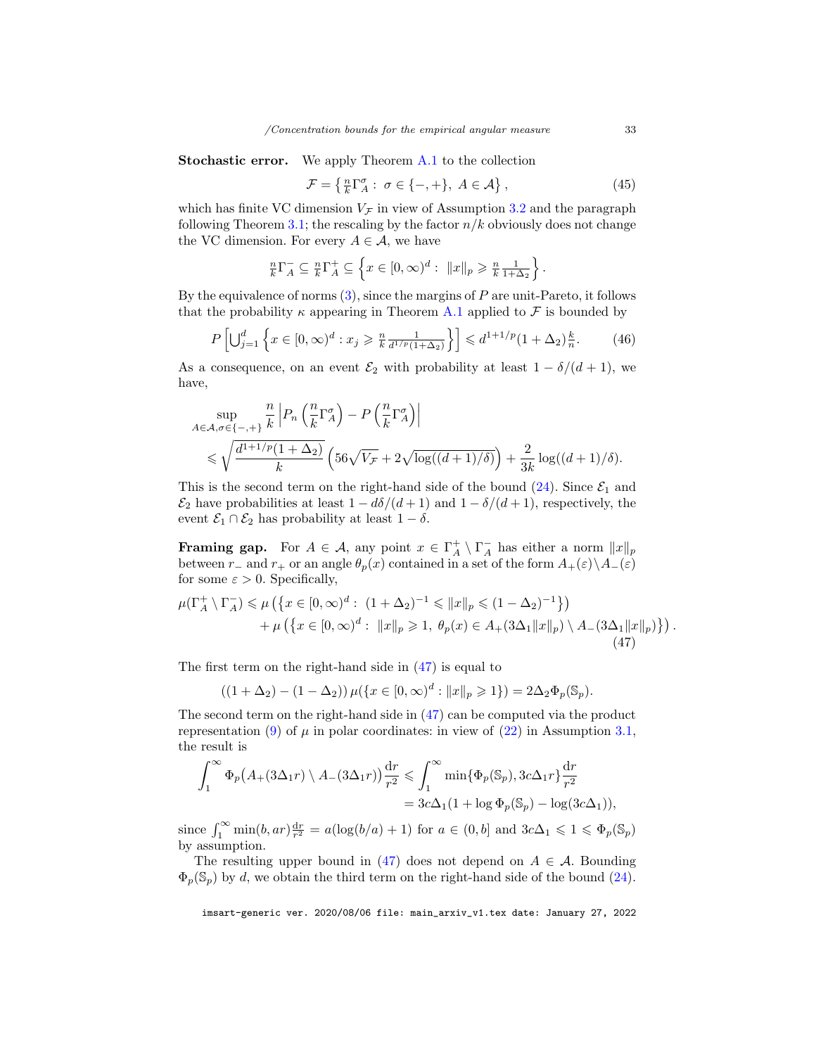**Stochastic error.** We apply Theorem A.1 to the collection

$$\mathcal{F} = \left\{ \tfrac{n}{k}\Gamma_A^\sigma : \sigma \in \{-,+\},\ A \in \mathcal{A} \right\}, \tag{45}$$

which has finite VC dimension $V_\mathcal{F}$ in view of Assumption 3.2 and the paragraph following Theorem 3.1; the rescaling by the factor $n/k$ obviously does not change the VC dimension. For every $A \in \mathcal{A}$, we have

$$\tfrac{n}{k}\Gamma_A^- \subseteq \tfrac{n}{k}\Gamma_A^+ \subseteq \left\{ x \in [0,\infty)^d : \ \|x\|_p \geqslant \tfrac{n}{k}\tfrac{1}{1+\Delta_2} \right\}.$$

By the equivalence of norms (3), since the margins of $P$ are unit-Pareto, it follows that the probability $\kappa$ appearing in Theorem A.1 applied to $\mathcal{F}$ is bounded by

$$P\left[ \bigcup_{j=1}^d \left\{ x \in [0,\infty)^d : x_j \geqslant \tfrac{n}{k}\tfrac{1}{d^{1/p}(1+\Delta_2)} \right\} \right] \leqslant d^{1+1/p}(1+\Delta_2)\tfrac{k}{n}. \tag{46}$$

As a consequence, on an event $\mathcal{E}_2$ with probability at least $1-\delta/(d+1)$, we have,

$$\begin{aligned}
&\sup_{A\in\mathcal{A},\sigma\in\{-,+\}} \frac{n}{k}\left| P_n\left(\frac{n}{k}\Gamma_A^\sigma\right) - P\left(\frac{n}{k}\Gamma_A^\sigma\right) \right| \\
&\qquad \leqslant \sqrt{\frac{d^{1+1/p}(1+\Delta_2)}{k}}\left(56\sqrt{V_\mathcal{F}} + 2\sqrt{\log((d+1)/\delta)}\right) + \frac{2}{3k}\log((d+1)/\delta).
\end{aligned}$$

This is the second term on the right-hand side of the bound (24). Since $\mathcal{E}_1$ and $\mathcal{E}_2$ have probabilities at least $1-d\delta/(d+1)$ and $1-\delta/(d+1)$, respectively, the event $\mathcal{E}_1 \cap \mathcal{E}_2$ has probability at least $1-\delta$.

**Framing gap.** For $A \in \mathcal{A}$, any point $x \in \Gamma_A^+ \setminus \Gamma_A^-$ has either a norm $\|x\|_p$ between $r_-$ and $r_+$ or an angle $\theta_p(x)$ contained in a set of the form $A_+(\varepsilon)\setminus A_-(\varepsilon)$ for some $\varepsilon > 0$. Specifically,

$$\begin{aligned}
\mu(\Gamma_A^+ \setminus \Gamma_A^-) \leqslant{}& \mu\left(\left\{x \in [0,\infty)^d : \ (1+\Delta_2)^{-1} \leqslant \|x\|_p \leqslant (1-\Delta_2)^{-1}\right\}\right) \\
&+ \mu\left(\left\{x \in [0,\infty)^d : \ \|x\|_p \geqslant 1,\ \theta_p(x) \in A_+(3\Delta_1\|x\|_p) \setminus A_-(3\Delta_1\|x\|_p)\right\}\right).
\end{aligned} \tag{47}$$

The first term on the right-hand side in (47) is equal to

$$((1+\Delta_2) - (1-\Delta_2))\,\mu(\{x \in [0,\infty)^d : \|x\|_p \geqslant 1\}) = 2\Delta_2\Phi_p(\mathbb{S}_p).$$

The second term on the right-hand side in (47) can be computed via the product representation (9) of $\mu$ in polar coordinates: in view of (22) in Assumption 3.1, the result is

$$\begin{aligned}
\int_1^\infty \Phi_p\big(A_+(3\Delta_1 r) \setminus A_-(3\Delta_1 r)\big)\frac{\mathrm{d}r}{r^2} &\leqslant \int_1^\infty \min\{\Phi_p(\mathbb{S}_p), 3c\Delta_1 r\}\frac{\mathrm{d}r}{r^2} \\
&= 3c\Delta_1(1 + \log\Phi_p(\mathbb{S}_p) - \log(3c\Delta_1)),
\end{aligned}$$

since $\int_1^\infty \min(b, ar)\frac{\mathrm{d}r}{r^2} = a(\log(b/a)+1)$ for $a \in (0,b]$ and $3c\Delta_1 \leqslant 1 \leqslant \Phi_p(\mathbb{S}_p)$ by assumption.

The resulting upper bound in (47) does not depend on $A \in \mathcal{A}$. Bounding $\Phi_p(\mathbb{S}_p)$ by $d$, we obtain the third term on the right-hand side of the bound (24).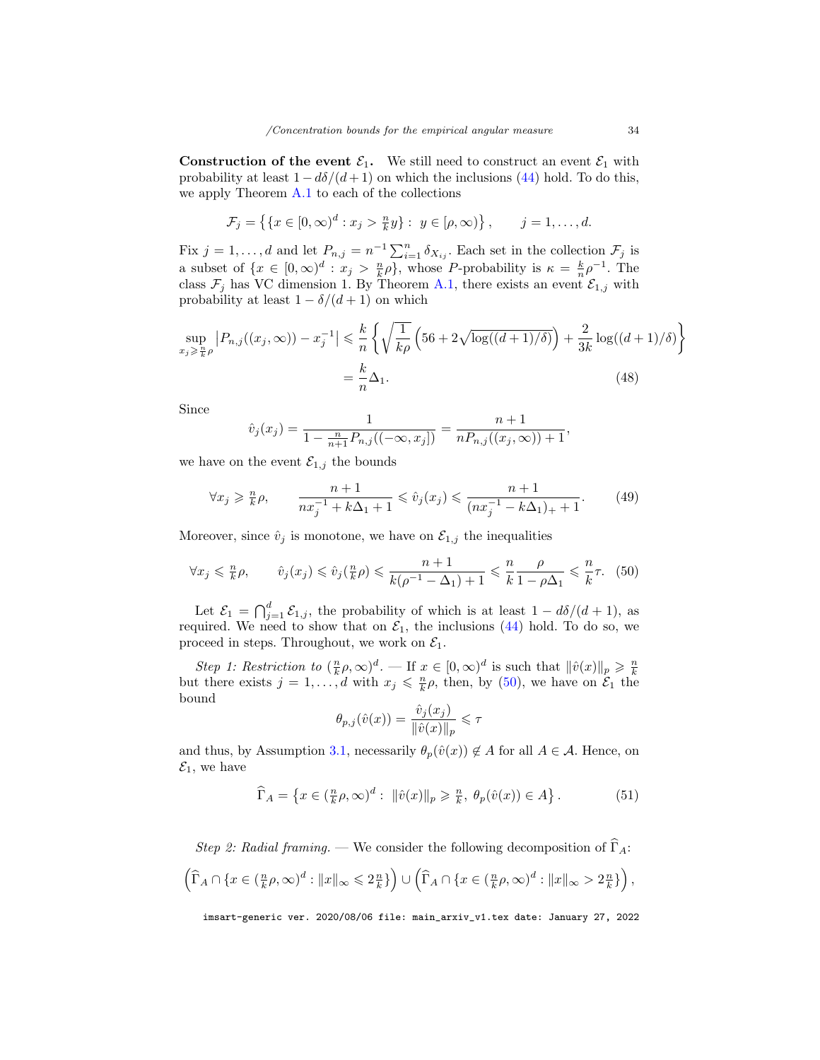**Construction of the event $\mathcal{E}_1$.** We still need to construct an event $\mathcal{E}_1$ with probability at least $1 - d\delta/(d+1)$ on which the inclusions (44) hold. To do this, we apply Theorem A.1 to each of the collections

$$\mathcal{F}_j = \left\{ \{x \in [0,\infty)^d : x_j > \tfrac{n}{k} y\} : \ y \in [\rho, \infty) \right\}, \qquad j = 1, \ldots, d.$$

Fix $j = 1, \ldots, d$ and let $P_{n,j} = n^{-1} \sum_{i=1}^n \delta_{X_{ij}}$. Each set in the collection $\mathcal{F}_j$ is a subset of $\{x \in [0,\infty)^d : x_j > \frac{n}{k}\rho\}$, whose $P$-probability is $\kappa = \frac{k}{n}\rho^{-1}$. The class $\mathcal{F}_j$ has VC dimension 1. By Theorem A.1, there exists an event $\mathcal{E}_{1,j}$ with probability at least $1 - \delta/(d+1)$ on which

$$\begin{aligned}
\sup_{x_j \geqslant \frac{n}{k}\rho} \left| P_{n,j}((x_j, \infty)) - x_j^{-1} \right| &\leqslant \frac{k}{n} \left\{ \sqrt{\frac{1}{k\rho}} \left( 56 + 2\sqrt{\log((d+1)/\delta)} \right) + \frac{2}{3k} \log((d+1)/\delta) \right\} \\
&= \frac{k}{n} \Delta_1. \qquad (48)
\end{aligned}$$

Since

$$\hat{v}_j(x_j) = \frac{1}{1 - \frac{n}{n+1} P_{n,j}((-\infty, x_j])} = \frac{n+1}{n P_{n,j}((x_j, \infty)) + 1},$$

we have on the event $\mathcal{E}_{1,j}$ the bounds

$$\forall x_j \geqslant \tfrac{n}{k}\rho, \qquad \frac{n+1}{n x_j^{-1} + k\Delta_1 + 1} \leqslant \hat{v}_j(x_j) \leqslant \frac{n+1}{(n x_j^{-1} - k\Delta_1)_+ + 1}. \qquad (49)$$

Moreover, since $\hat{v}_j$ is monotone, we have on $\mathcal{E}_{1,j}$ the inequalities

$$\forall x_j \leqslant \tfrac{n}{k}\rho, \qquad \hat{v}_j(x_j) \leqslant \hat{v}_j(\tfrac{n}{k}\rho) \leqslant \frac{n+1}{k(\rho^{-1} - \Delta_1) + 1} \leqslant \frac{n}{k} \frac{\rho}{1 - \rho\Delta_1} \leqslant \frac{n}{k}\tau. \quad (50)$$

Let $\mathcal{E}_1 = \bigcap_{j=1}^d \mathcal{E}_{1,j}$, the probability of which is at least $1 - d\delta/(d+1)$, as required. We need to show that on $\mathcal{E}_1$, the inclusions (44) hold. To do so, we proceed in steps. Throughout, we work on $\mathcal{E}_1$.

*Step 1: Restriction to* $(\frac{n}{k}\rho, \infty)^d$. — If $x \in [0,\infty)^d$ is such that $\|\hat{v}(x)\|_p \geqslant \frac{n}{k}$ but there exists $j = 1, \ldots, d$ with $x_j \leqslant \frac{n}{k}\rho$, then, by (50), we have on $\mathcal{E}_1$ the bound

$$\theta_{p,j}(\hat{v}(x)) = \frac{\hat{v}_j(x_j)}{\|\hat{v}(x)\|_p} \leqslant \tau$$

and thus, by Assumption 3.1, necessarily $\theta_p(\hat{v}(x)) \notin A$ for all $A \in \mathcal{A}$. Hence, on $\mathcal{E}_1$, we have

$$\widehat{\Gamma}_A = \left\{ x \in (\tfrac{n}{k}\rho, \infty)^d : \ \|\hat{v}(x)\|_p \geqslant \tfrac{n}{k}, \ \theta_p(\hat{v}(x)) \in A \right\}. \qquad (51)$$

*Step 2: Radial framing.* — We consider the following decomposition of $\widehat{\Gamma}_A$:

$$\left( \widehat{\Gamma}_A \cap \{x \in (\tfrac{n}{k}\rho, \infty)^d : \|x\|_\infty \leqslant 2\tfrac{n}{k}\} \right) \cup \left( \widehat{\Gamma}_A \cap \{x \in (\tfrac{n}{k}\rho, \infty)^d : \|x\|_\infty > 2\tfrac{n}{k}\} \right),$$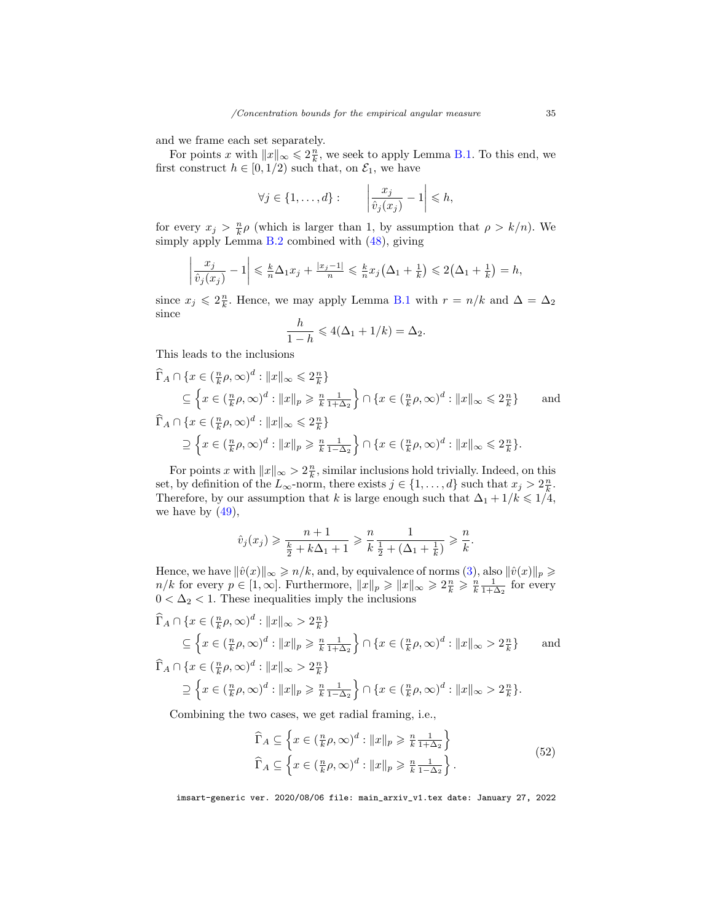and we frame each set separately.

For points $x$ with $\|x\|_\infty \leqslant 2\frac{n}{k}$, we seek to apply Lemma B.1. To this end, we first construct $h \in [0, 1/2)$ such that, on $\mathcal{E}_1$, we have

$$\forall j \in \{1, \dots, d\} : \qquad \left| \frac{x_j}{\hat{v}_j(x_j)} - 1 \right| \leqslant h,$$

for every $x_j > \frac{n}{k}\rho$ (which is larger than 1, by assumption that $\rho > k/n$). We simply apply Lemma B.2 combined with (48), giving

$$\left| \frac{x_j}{\hat{v}_j(x_j)} - 1 \right| \leqslant \tfrac{k}{n}\Delta_1 x_j + \tfrac{|x_j - 1|}{n} \leqslant \tfrac{k}{n} x_j \big(\Delta_1 + \tfrac{1}{k}\big) \leqslant 2\big(\Delta_1 + \tfrac{1}{k}\big) = h,$$

since $x_j \leqslant 2\frac{n}{k}$. Hence, we may apply Lemma B.1 with $r = n/k$ and $\Delta = \Delta_2$ since

$$\frac{h}{1-h} \leqslant 4(\Delta_1 + 1/k) = \Delta_2.$$

This leads to the inclusions

$$\begin{aligned}
&\widehat{\Gamma}_A \cap \{x \in (\tfrac{n}{k}\rho, \infty)^d : \|x\|_\infty \leqslant 2\tfrac{n}{k}\} \\
&\qquad \subseteq \Big\{x \in (\tfrac{n}{k}\rho, \infty)^d : \|x\|_p \geqslant \tfrac{n}{k}\tfrac{1}{1+\Delta_2}\Big\} \cap \{x \in (\tfrac{n}{k}\rho, \infty)^d : \|x\|_\infty \leqslant 2\tfrac{n}{k}\} \qquad \text{and} \\
&\widehat{\Gamma}_A \cap \{x \in (\tfrac{n}{k}\rho, \infty)^d : \|x\|_\infty \leqslant 2\tfrac{n}{k}\} \\
&\qquad \supseteq \Big\{x \in (\tfrac{n}{k}\rho, \infty)^d : \|x\|_p \geqslant \tfrac{n}{k}\tfrac{1}{1-\Delta_2}\Big\} \cap \{x \in (\tfrac{n}{k}\rho, \infty)^d : \|x\|_\infty \leqslant 2\tfrac{n}{k}\}.
\end{aligned}$$

For points $x$ with $\|x\|_\infty > 2\frac{n}{k}$, similar inclusions hold trivially. Indeed, on this set, by definition of the $L_\infty$-norm, there exists $j \in \{1, \dots, d\}$ such that $x_j > 2\frac{n}{k}$. Therefore, by our assumption that $k$ is large enough such that $\Delta_1 + 1/k \leqslant 1/4$, we have by (49),

$$\hat{v}_j(x_j) \geqslant \frac{n+1}{\frac{k}{2} + k\Delta_1 + 1} \geqslant \frac{n}{k}\frac{1}{\frac{1}{2} + (\Delta_1 + \frac{1}{k})} \geqslant \frac{n}{k}.$$

Hence, we have $\|\hat{v}(x)\|_\infty \geqslant n/k$, and, by equivalence of norms (3), also $\|\hat{v}(x)\|_p \geqslant n/k$ for every $p \in [1, \infty]$. Furthermore, $\|x\|_p \geqslant \|x\|_\infty \geqslant 2\frac{n}{k} \geqslant \frac{n}{k}\frac{1}{1+\Delta_2}$ for every $0 < \Delta_2 < 1$. These inequalities imply the inclusions

$$\begin{aligned}
&\widehat{\Gamma}_A \cap \{x \in (\tfrac{n}{k}\rho, \infty)^d : \|x\|_\infty > 2\tfrac{n}{k}\} \\
&\qquad \subseteq \Big\{x \in (\tfrac{n}{k}\rho, \infty)^d : \|x\|_p \geqslant \tfrac{n}{k}\tfrac{1}{1+\Delta_2}\Big\} \cap \{x \in (\tfrac{n}{k}\rho, \infty)^d : \|x\|_\infty > 2\tfrac{n}{k}\} \qquad \text{and} \\
&\widehat{\Gamma}_A \cap \{x \in (\tfrac{n}{k}\rho, \infty)^d : \|x\|_\infty > 2\tfrac{n}{k}\} \\
&\qquad \supseteq \Big\{x \in (\tfrac{n}{k}\rho, \infty)^d : \|x\|_p \geqslant \tfrac{n}{k}\tfrac{1}{1-\Delta_2}\Big\} \cap \{x \in (\tfrac{n}{k}\rho, \infty)^d : \|x\|_\infty > 2\tfrac{n}{k}\}.
\end{aligned}$$

Combining the two cases, we get radial framing, i.e.,

$$\begin{aligned}
\widehat{\Gamma}_A &\subseteq \Big\{x \in (\tfrac{n}{k}\rho, \infty)^d : \|x\|_p \geqslant \tfrac{n}{k}\tfrac{1}{1+\Delta_2}\Big\} \\
\widehat{\Gamma}_A &\subseteq \Big\{x \in (\tfrac{n}{k}\rho, \infty)^d : \|x\|_p \geqslant \tfrac{n}{k}\tfrac{1}{1-\Delta_2}\Big\}.
\end{aligned} \tag{52}$$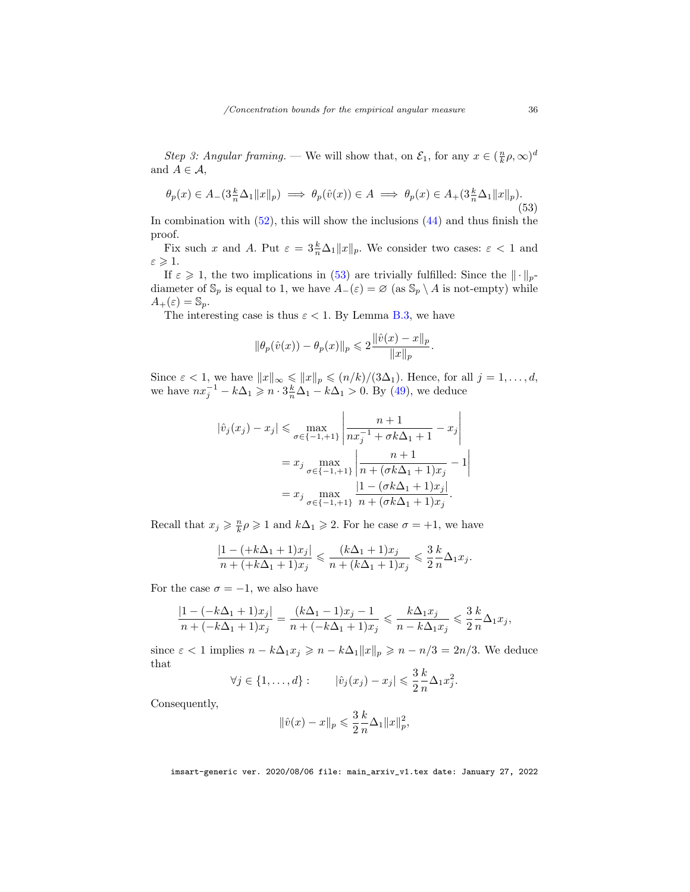*Step 3: Angular framing.* — We will show that, on $\mathcal{E}_1$, for any $x \in (\frac{n}{k}\rho, \infty)^d$ and $A \in \mathcal{A}$,

$$\theta_p(x) \in A_-(3\tfrac{k}{n}\Delta_1\|x\|_p) \implies \theta_p(\hat{v}(x)) \in A \implies \theta_p(x) \in A_+(3\tfrac{k}{n}\Delta_1\|x\|_p). \tag{53}$$

In combination with (52), this will show the inclusions (44) and thus finish the proof.

Fix such $x$ and $A$. Put $\varepsilon = 3\frac{k}{n}\Delta_1\|x\|_p$. We consider two cases: $\varepsilon < 1$ and $\varepsilon \geqslant 1$.

If $\varepsilon \geqslant 1$, the two implications in (53) are trivially fulfilled: Since the $\|\cdot\|_p$-diameter of $\mathbb{S}_p$ is equal to 1, we have $A_-(\varepsilon) = \varnothing$ (as $\mathbb{S}_p \setminus A$ is not-empty) while $A_+(\varepsilon) = \mathbb{S}_p$.

The interesting case is thus $\varepsilon < 1$. By Lemma B.3, we have

$$\|\theta_p(\hat{v}(x)) - \theta_p(x)\|_p \leqslant 2\frac{\|\hat{v}(x) - x\|_p}{\|x\|_p}.$$

Since $\varepsilon < 1$, we have $\|x\|_\infty \leqslant \|x\|_p \leqslant (n/k)/(3\Delta_1)$. Hence, for all $j = 1, \ldots, d$, we have $nx_j^{-1} - k\Delta_1 \geqslant n \cdot 3\frac{k}{n}\Delta_1 - k\Delta_1 > 0$. By (49), we deduce

$$\begin{aligned}
|\hat{v}_j(x_j) - x_j| &\leqslant \max_{\sigma \in \{-1,+1\}} \left| \frac{n+1}{nx_j^{-1} + \sigma k\Delta_1 + 1} - x_j \right| \\
&= x_j \max_{\sigma \in \{-1,+1\}} \left| \frac{n+1}{n + (\sigma k\Delta_1 + 1)x_j} - 1 \right| \\
&= x_j \max_{\sigma \in \{-1,+1\}} \frac{|1 - (\sigma k\Delta_1 + 1)x_j|}{n + (\sigma k\Delta_1 + 1)x_j}.
\end{aligned}$$

Recall that $x_j \geqslant \frac{n}{k}\rho \geqslant 1$ and $k\Delta_1 \geqslant 2$. For he case $\sigma = +1$, we have

$$\frac{|1 - (+k\Delta_1 + 1)x_j|}{n + (+k\Delta_1 + 1)x_j} \leqslant \frac{(k\Delta_1 + 1)x_j}{n + (k\Delta_1 + 1)x_j} \leqslant \frac{3}{2}\frac{k}{n}\Delta_1 x_j.$$

For the case $\sigma = -1$, we also have

$$\frac{|1 - (-k\Delta_1 + 1)x_j|}{n + (-k\Delta_1 + 1)x_j} = \frac{(k\Delta_1 - 1)x_j - 1}{n + (-k\Delta_1 + 1)x_j} \leqslant \frac{k\Delta_1 x_j}{n - k\Delta_1 x_j} \leqslant \frac{3}{2}\frac{k}{n}\Delta_1 x_j,$$

since $\varepsilon < 1$ implies $n - k\Delta_1 x_j \geqslant n - k\Delta_1\|x\|_p \geqslant n - n/3 = 2n/3$. We deduce that

$$\forall j \in \{1, \ldots, d\} : \qquad |\hat{v}_j(x_j) - x_j| \leqslant \frac{3}{2}\frac{k}{n}\Delta_1 x_j^2.$$

Consequently,

$$\|\hat{v}(x) - x\|_p \leqslant \frac{3}{2}\frac{k}{n}\Delta_1\|x\|_p^2,$$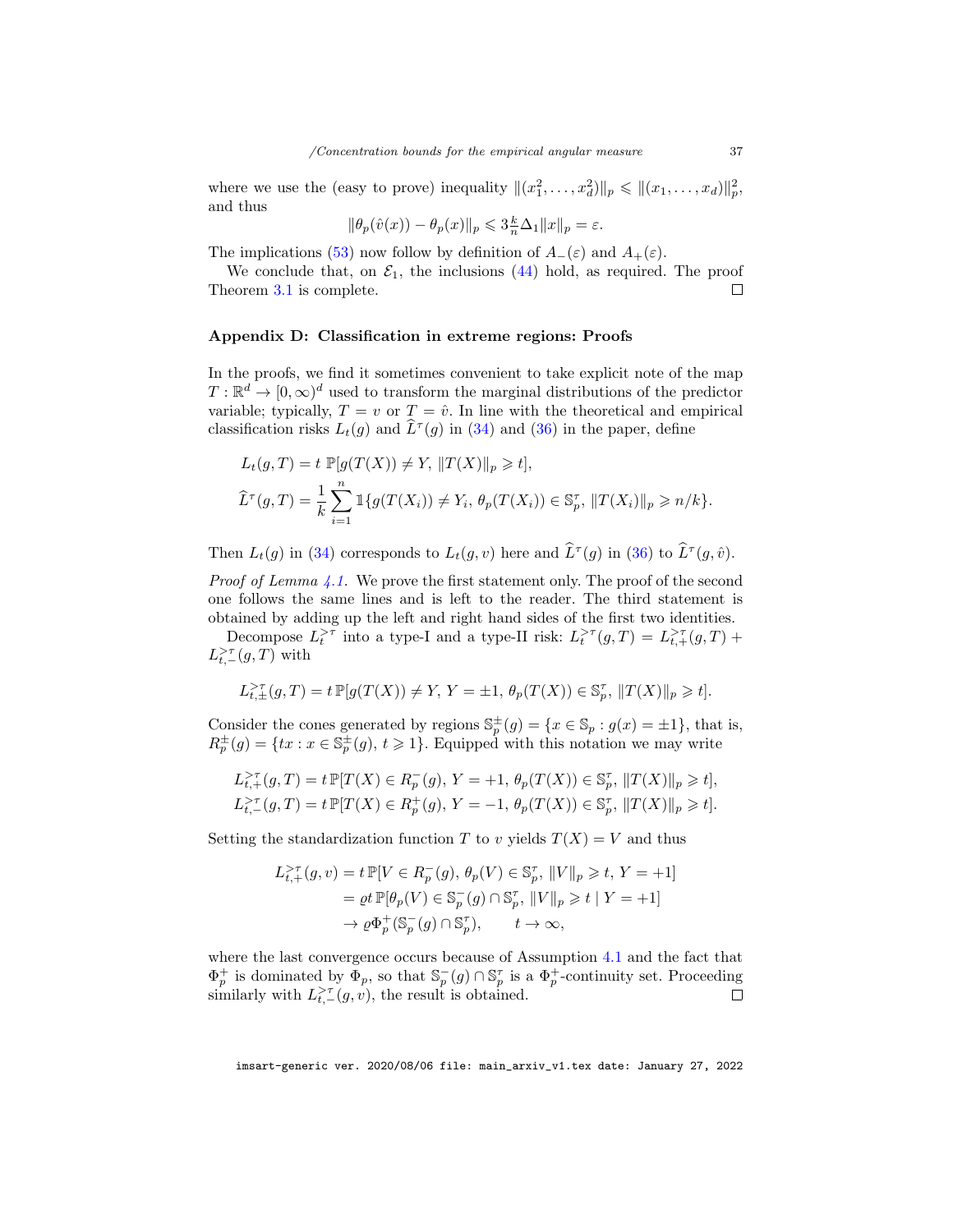where we use the (easy to prove) inequality $\|(x_1^2, \ldots, x_d^2)\|_p \leqslant \|(x_1, \ldots, x_d)\|_p^2$, and thus

$$\|\theta_p(\hat{v}(x)) - \theta_p(x)\|_p \leqslant 3\tfrac{k}{n}\Delta_1 \|x\|_p = \varepsilon.$$

The implications (53) now follow by definition of $A_-(\varepsilon)$ and $A_+(\varepsilon)$.

We conclude that, on $\mathcal{E}_1$, the inclusions (44) hold, as required. The proof Theorem 3.1 is complete. □

## Appendix D: Classification in extreme regions: Proofs

In the proofs, we find it sometimes convenient to take explicit note of the map $T : \mathbb{R}^d \to [0, \infty)^d$ used to transform the marginal distributions of the predictor variable; typically, $T = v$ or $T = \hat{v}$. In line with the theoretical and empirical classification risks $L_t(g)$ and $\widehat{L}^\tau(g)$ in (34) and (36) in the paper, define

$$L_t(g, T) = t\ \mathbb{P}[g(T(X)) \neq Y,\ \|T(X)\|_p \geqslant t],$$

$$\widehat{L}^\tau(g, T) = \frac{1}{k}\sum_{i=1}^{n} \mathbb{1}\{g(T(X_i)) \neq Y_i,\ \theta_p(T(X_i)) \in \mathbb{S}_p^\tau,\ \|T(X_i)\|_p \geqslant n/k\}.$$

Then $L_t(g)$ in (34) corresponds to $L_t(g, v)$ here and $\widehat{L}^\tau(g)$ in (36) to $\widehat{L}^\tau(g, \hat{v})$.

*Proof of Lemma 4.1.* We prove the first statement only. The proof of the second one follows the same lines and is left to the reader. The third statement is obtained by adding up the left and right hand sides of the first two identities.

Decompose $L_t^{>\tau}$ into a type-I and a type-II risk: $L_t^{>\tau}(g, T) = L_{t,+}^{>\tau}(g, T) + L_{t,-}^{>\tau}(g, T)$ with

$$L_{t,\pm}^{>\tau}(g, T) = t\,\mathbb{P}[g(T(X)) \neq Y,\ Y = \pm 1,\ \theta_p(T(X)) \in \mathbb{S}_p^\tau,\ \|T(X)\|_p \geqslant t].$$

Consider the cones generated by regions $\mathbb{S}_p^\pm(g) = \{x \in \mathbb{S}_p : g(x) = \pm 1\}$, that is, $R_p^\pm(g) = \{tx : x \in \mathbb{S}_p^\pm(g),\ t \geqslant 1\}$. Equipped with this notation we may write

$$\begin{aligned}
L_{t,+}^{>\tau}(g, T) &= t\,\mathbb{P}[T(X) \in R_p^-(g),\ Y = +1,\ \theta_p(T(X)) \in \mathbb{S}_p^\tau,\ \|T(X)\|_p \geqslant t], \\
L_{t,-}^{>\tau}(g, T) &= t\,\mathbb{P}[T(X) \in R_p^+(g),\ Y = -1,\ \theta_p(T(X)) \in \mathbb{S}_p^\tau,\ \|T(X)\|_p \geqslant t].
\end{aligned}$$

Setting the standardization function $T$ to $v$ yields $T(X) = V$ and thus

$$\begin{aligned}
L_{t,+}^{>\tau}(g, v) &= t\,\mathbb{P}[V \in R_p^-(g),\ \theta_p(V) \in \mathbb{S}_p^\tau,\ \|V\|_p \geqslant t,\ Y = +1] \\
&= \varrho t\,\mathbb{P}[\theta_p(V) \in \mathbb{S}_p^-(g) \cap \mathbb{S}_p^\tau,\ \|V\|_p \geqslant t \mid Y = +1] \\
&\to \varrho \Phi_p^+(\mathbb{S}_p^-(g) \cap \mathbb{S}_p^\tau), \qquad t \to \infty,
\end{aligned}$$

where the last convergence occurs because of Assumption 4.1 and the fact that $\Phi_p^+$ is dominated by $\Phi_p$, so that $\mathbb{S}_p^-(g) \cap \mathbb{S}_p^\tau$ is a $\Phi_p^+$-continuity set. Proceeding similarly with $L_{t,-}^{>\tau}(g, v)$, the result is obtained. □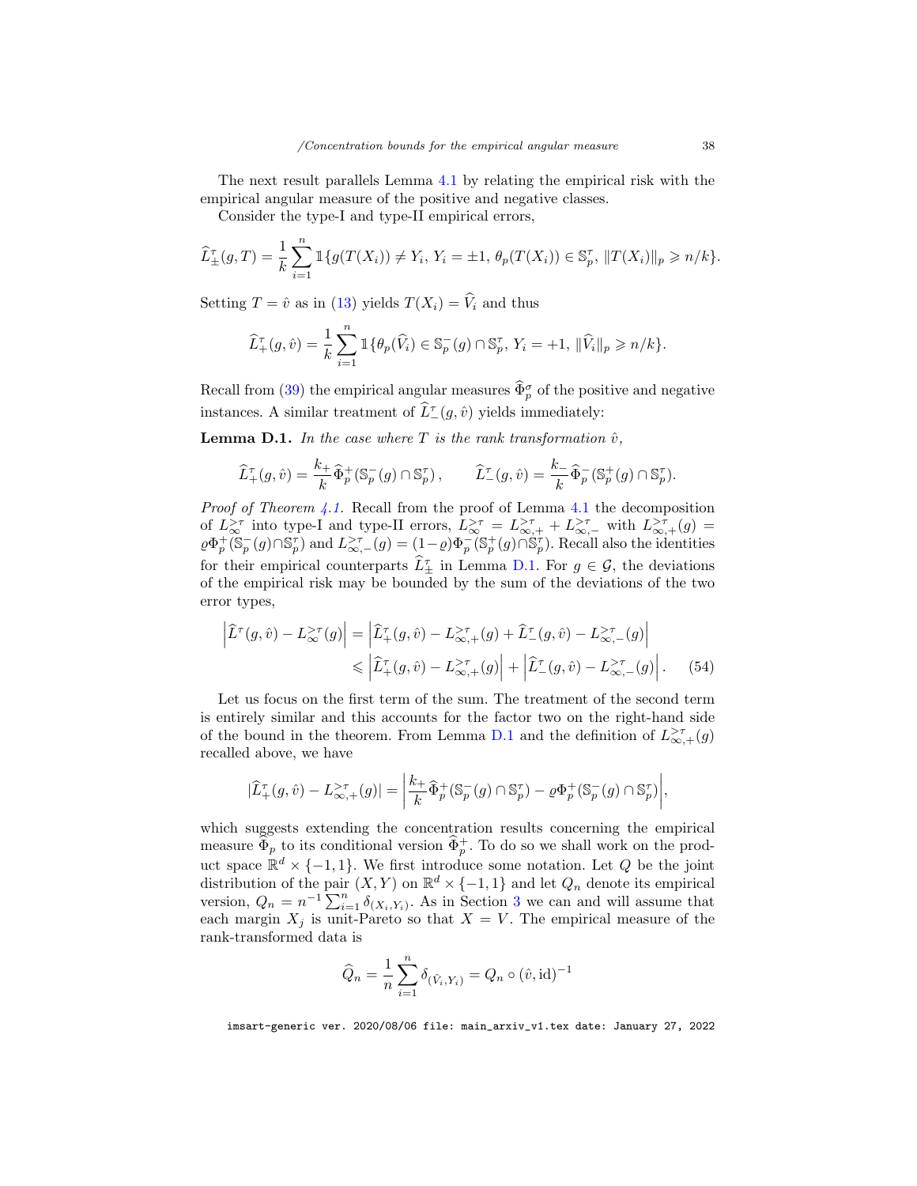The next result parallels Lemma 4.1 by relating the empirical risk with the empirical angular measure of the positive and negative classes.

Consider the type-I and type-II empirical errors,

$$\widehat{L}^{\tau}_{\pm}(g,T) = \frac{1}{k}\sum_{i=1}^{n} \mathbb{1}\{g(T(X_i)) \neq Y_i,\, Y_i = \pm 1,\, \theta_p(T(X_i)) \in \mathbb{S}_p^{\tau},\, \|T(X_i)\|_p \geqslant n/k\}.$$

Setting $T = \hat{v}$ as in (13) yields $T(X_i) = \widehat{V}_i$ and thus

$$\widehat{L}^{\tau}_{+}(g,\hat{v}) = \frac{1}{k}\sum_{i=1}^{n} \mathbb{1}\{\theta_p(\widehat{V}_i) \in \mathbb{S}_p^{-}(g) \cap \mathbb{S}_p^{\tau},\, Y_i = +1,\, \|\widehat{V}_i\|_p \geqslant n/k\}.$$

Recall from (39) the empirical angular measures $\widehat{\Phi}_p^{\sigma}$ of the positive and negative instances. A similar treatment of $\widehat{L}^{\tau}_{-}(g,\hat{v})$ yields immediately:

**Lemma D.1.** *In the case where $T$ is the rank transformation $\hat{v}$,*

$$\widehat{L}^{\tau}_{+}(g,\hat{v}) = \frac{k_+}{k}\widehat{\Phi}_p^{+}(\mathbb{S}_p^{-}(g) \cap \mathbb{S}_p^{\tau}), \qquad \widehat{L}^{\tau}_{-}(g,\hat{v}) = \frac{k_-}{k}\widehat{\Phi}_p^{-}(\mathbb{S}_p^{+}(g) \cap \mathbb{S}_p^{\tau}).$$

*Proof of Theorem 4.1.* Recall from the proof of Lemma 4.1 the decomposition of $L_{\infty}^{>\tau}$ into type-I and type-II errors, $L_{\infty}^{>\tau} = L_{\infty,+}^{>\tau} + L_{\infty,-}^{>\tau}$ with $L_{\infty,+}^{>\tau}(g) = \varrho\Phi_p^{+}(\mathbb{S}_p^{-}(g)\cap\mathbb{S}_p^{\tau})$ and $L_{\infty,-}^{>\tau}(g) = (1-\varrho)\Phi_p^{-}(\mathbb{S}_p^{+}(g)\cap\mathbb{S}_p^{\tau})$. Recall also the identities for their empirical counterparts $\widehat{L}^{\tau}_{\pm}$ in Lemma D.1. For $g \in \mathcal{G}$, the deviations of the empirical risk may be bounded by the sum of the deviations of the two error types,

$$\begin{aligned}\left|\widehat{L}^{\tau}(g,\hat{v}) - L_{\infty}^{>\tau}(g)\right| &= \left|\widehat{L}^{\tau}_{+}(g,\hat{v}) - L_{\infty,+}^{>\tau}(g) + \widehat{L}^{\tau}_{-}(g,\hat{v}) - L_{\infty,-}^{>\tau}(g)\right| \\ &\leqslant \left|\widehat{L}^{\tau}_{+}(g,\hat{v}) - L_{\infty,+}^{>\tau}(g)\right| + \left|\widehat{L}^{\tau}_{-}(g,\hat{v}) - L_{\infty,-}^{>\tau}(g)\right|. \quad (54)\end{aligned}$$

Let us focus on the first term of the sum. The treatment of the second term is entirely similar and this accounts for the factor two on the right-hand side of the bound in the theorem. From Lemma D.1 and the definition of $L_{\infty,+}^{>\tau}(g)$ recalled above, we have

$$|\widehat{L}^{\tau}_{+}(g,\hat{v}) - L_{\infty,+}^{>\tau}(g)| = \left|\frac{k_+}{k}\widehat{\Phi}_p^{+}(\mathbb{S}_p^{-}(g)\cap\mathbb{S}_p^{\tau}) - \varrho\Phi_p^{+}(\mathbb{S}_p^{-}(g)\cap\mathbb{S}_p^{\tau})\right|,$$

which suggests extending the concentration results concerning the empirical measure $\widehat{\Phi}_p$ to its conditional version $\widehat{\Phi}_p^{+}$. To do so we shall work on the product space $\mathbb{R}^d \times \{-1,1\}$. We first introduce some notation. Let $Q$ be the joint distribution of the pair $(X,Y)$ on $\mathbb{R}^d \times \{-1,1\}$ and let $Q_n$ denote its empirical version, $Q_n = n^{-1}\sum_{i=1}^{n}\delta_{(X_i,Y_i)}$. As in Section 3 we can and will assume that each margin $X_j$ is unit-Pareto so that $X = V$. The empirical measure of the rank-transformed data is

$$\widehat{Q}_n = \frac{1}{n}\sum_{i=1}^{n}\delta_{(\hat{V}_i,Y_i)} = Q_n \circ (\hat{v},\mathrm{id})^{-1}$$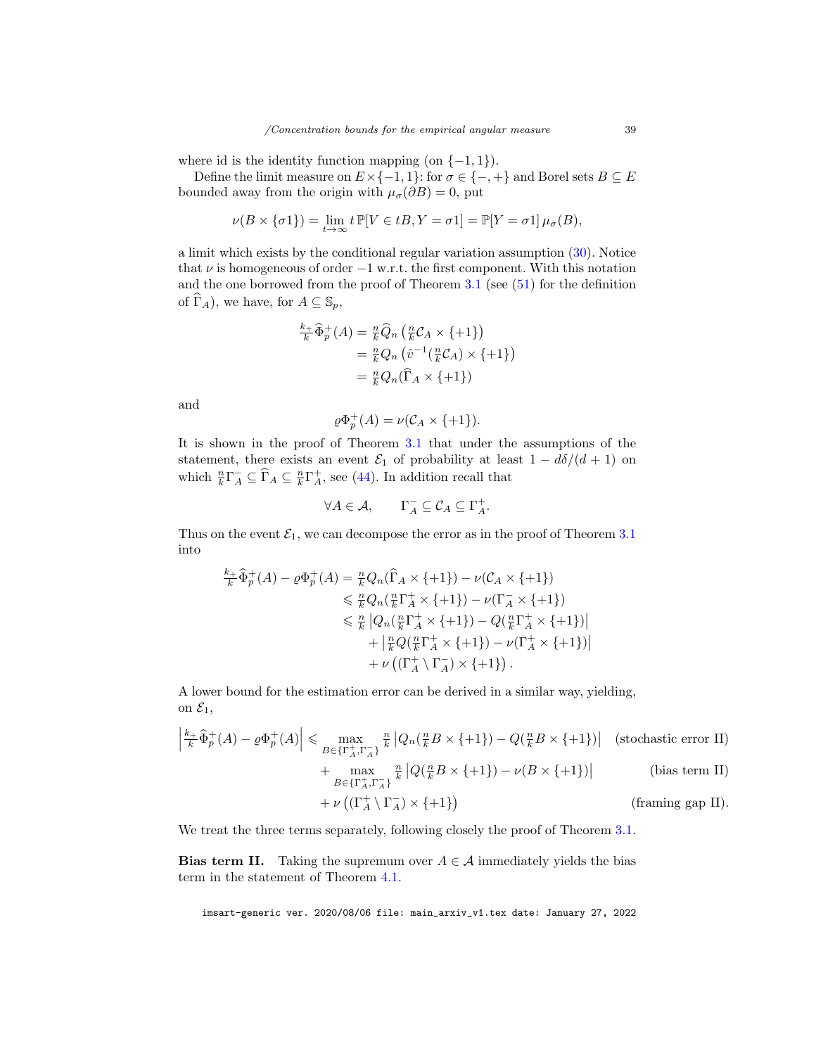where id is the identity function mapping (on $\{-1, 1\}$).

Define the limit measure on $E \times \{-1, 1\}$: for $\sigma \in \{-, +\}$ and Borel sets $B \subseteq E$ bounded away from the origin with $\mu_\sigma(\partial B) = 0$, put

$$\nu(B \times \{\sigma 1\}) = \lim_{t \to \infty} t\, \mathbb{P}[V \in tB, Y = \sigma 1] = \mathbb{P}[Y = \sigma 1]\, \mu_\sigma(B),$$

a limit which exists by the conditional regular variation assumption (30). Notice that $\nu$ is homogeneous of order $-1$ w.r.t. the first component. With this notation and the one borrowed from the proof of Theorem 3.1 (see (51) for the definition of $\widehat{\Gamma}_A$), we have, for $A \subseteq \mathbb{S}_p$,

$$\begin{aligned}
\tfrac{k_+}{k} \widehat{\Phi}_p^+(A) &= \tfrac{n}{k} \widehat{Q}_n \left( \tfrac{n}{k} \mathcal{C}_A \times \{+1\} \right) \\
&= \tfrac{n}{k} Q_n \left( \hat{v}^{-1}(\tfrac{n}{k} \mathcal{C}_A) \times \{+1\} \right) \\
&= \tfrac{n}{k} Q_n (\widehat{\Gamma}_A \times \{+1\})
\end{aligned}$$

and

$$\varrho \Phi_p^+(A) = \nu(\mathcal{C}_A \times \{+1\}).$$

It is shown in the proof of Theorem 3.1 that under the assumptions of the statement, there exists an event $\mathcal{E}_1$ of probability at least $1 - d\delta/(d+1)$ on which $\frac{n}{k} \Gamma_A^- \subseteq \widehat{\Gamma}_A \subseteq \frac{n}{k} \Gamma_A^+$, see (44). In addition recall that

$$\forall A \in \mathcal{A}, \qquad \Gamma_A^- \subseteq \mathcal{C}_A \subseteq \Gamma_A^+.$$

Thus on the event $\mathcal{E}_1$, we can decompose the error as in the proof of Theorem 3.1 into

$$\begin{aligned}
\tfrac{k_+}{k} \widehat{\Phi}_p^+(A) - \varrho \Phi_p^+(A) &= \tfrac{n}{k} Q_n (\widehat{\Gamma}_A \times \{+1\}) - \nu(\mathcal{C}_A \times \{+1\}) \\
&\leqslant \tfrac{n}{k} Q_n (\tfrac{n}{k} \Gamma_A^+ \times \{+1\}) - \nu(\Gamma_A^- \times \{+1\}) \\
&\leqslant \tfrac{n}{k} \left| Q_n (\tfrac{n}{k} \Gamma_A^+ \times \{+1\}) - Q(\tfrac{n}{k} \Gamma_A^+ \times \{+1\}) \right| \\
&\quad + \left| \tfrac{n}{k} Q(\tfrac{n}{k} \Gamma_A^+ \times \{+1\}) - \nu(\Gamma_A^+ \times \{+1\}) \right| \\
&\quad + \nu \left( (\Gamma_A^+ \setminus \Gamma_A^-) \times \{+1\} \right).
\end{aligned}$$

A lower bound for the estimation error can be derived in a similar way, yielding, on $\mathcal{E}_1$,

$$\begin{aligned}
\left| \tfrac{k_+}{k} \widehat{\Phi}_p^+(A) - \varrho \Phi_p^+(A) \right| &\leqslant \max_{B \in \{\Gamma_A^+, \Gamma_A^-\}} \tfrac{n}{k} \left| Q_n(\tfrac{n}{k} B \times \{+1\}) - Q(\tfrac{n}{k} B \times \{+1\}) \right| \quad &\text{(stochastic error II)} \\
&\quad + \max_{B \in \{\Gamma_A^+, \Gamma_A^-\}} \tfrac{n}{k} \left| Q(\tfrac{n}{k} B \times \{+1\}) - \nu(B \times \{+1\}) \right| &\text{(bias term II)} \\
&\quad + \nu \left( (\Gamma_A^+ \setminus \Gamma_A^-) \times \{+1\} \right) &\text{(framing gap II)}.
\end{aligned}$$

We treat the three terms separately, following closely the proof of Theorem 3.1.

**Bias term II.** Taking the supremum over $A \in \mathcal{A}$ immediately yields the bias term in the statement of Theorem 4.1.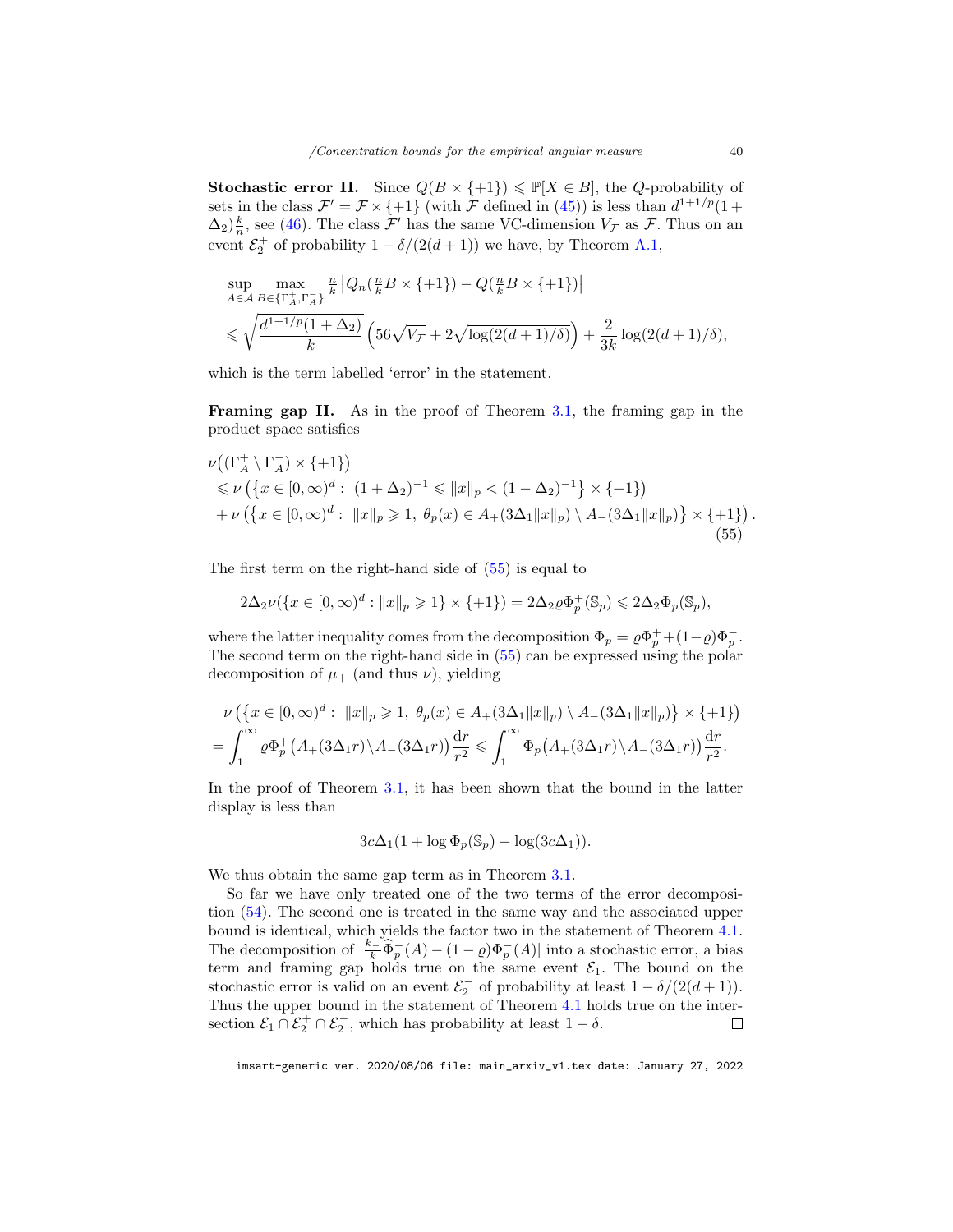**Stochastic error II.** Since $Q(B \times \{+1\}) \leqslant \mathbb{P}[X \in B]$, the $Q$-probability of sets in the class $\mathcal{F}' = \mathcal{F} \times \{+1\}$ (with $\mathcal{F}$ defined in (45)) is less than $d^{1+1/p}(1+\Delta_2)\frac{k}{n}$, see (46). The class $\mathcal{F}'$ has the same VC-dimension $V_\mathcal{F}$ as $\mathcal{F}$. Thus on an event $\mathcal{E}_2^+$ of probability $1 - \delta/(2(d+1))$ we have, by Theorem A.1,

$$
\begin{aligned}
&\sup_{A \in \mathcal{A}} \max_{B \in \{\Gamma_A^+, \Gamma_A^-\}} \tfrac{n}{k} \left| Q_n(\tfrac{n}{k} B \times \{+1\}) - Q(\tfrac{n}{k} B \times \{+1\}) \right| \\
&\leqslant \sqrt{\frac{d^{1+1/p}(1+\Delta_2)}{k}} \left( 56\sqrt{V_\mathcal{F}} + 2\sqrt{\log(2(d+1)/\delta)} \right) + \frac{2}{3k} \log(2(d+1)/\delta),
\end{aligned}
$$

which is the term labelled 'error' in the statement.

**Framing gap II.** As in the proof of Theorem 3.1, the framing gap in the product space satisfies

$$
\begin{aligned}
&\nu\big((\Gamma_A^+ \setminus \Gamma_A^-) \times \{+1\}\big) \\
&\leqslant \nu\left(\left\{x \in [0,\infty)^d : \ (1+\Delta_2)^{-1} \leqslant \|x\|_p < (1-\Delta_2)^{-1}\right\} \times \{+1\}\right) \\
&+ \nu\left(\left\{x \in [0,\infty)^d : \ \|x\|_p \geqslant 1, \ \theta_p(x) \in A_+(3\Delta_1\|x\|_p) \setminus A_-(3\Delta_1\|x\|_p)\right\} \times \{+1\}\right).
\end{aligned}
\tag{55}
$$

The first term on the right-hand side of (55) is equal to

$$
2\Delta_2 \nu(\{x \in [0,\infty)^d : \|x\|_p \geqslant 1\} \times \{+1\}) = 2\Delta_2 \varrho \Phi_p^+(\mathbb{S}_p) \leqslant 2\Delta_2 \Phi_p(\mathbb{S}_p),
$$

where the latter inequality comes from the decomposition $\Phi_p = \varrho\Phi_p^+ + (1-\varrho)\Phi_p^-$. The second term on the right-hand side in (55) can be expressed using the polar decomposition of $\mu_+$ (and thus $\nu$), yielding

$$
\begin{aligned}
&\nu\left(\left\{x \in [0,\infty)^d : \ \|x\|_p \geqslant 1, \ \theta_p(x) \in A_+(3\Delta_1\|x\|_p) \setminus A_-(3\Delta_1\|x\|_p)\right\} \times \{+1\}\right) \\
&= \int_1^\infty \varrho \Phi_p^+\big(A_+(3\Delta_1 r) \setminus A_-(3\Delta_1 r)\big) \frac{\mathrm{d}r}{r^2} \leqslant \int_1^\infty \Phi_p\big(A_+(3\Delta_1 r) \setminus A_-(3\Delta_1 r)\big) \frac{\mathrm{d}r}{r^2}.
\end{aligned}
$$

In the proof of Theorem 3.1, it has been shown that the bound in the latter display is less than

$$
3c\Delta_1(1 + \log \Phi_p(\mathbb{S}_p) - \log(3c\Delta_1)).
$$

We thus obtain the same gap term as in Theorem 3.1.

So far we have only treated one of the two terms of the error decomposition (54). The second one is treated in the same way and the associated upper bound is identical, which yields the factor two in the statement of Theorem 4.1. The decomposition of $|\frac{k_-}{k}\widehat{\Phi}_p^-(A) - (1-\varrho)\Phi_p^-(A)|$ into a stochastic error, a bias term and framing gap holds true on the same event $\mathcal{E}_1$. The bound on the stochastic error is valid on an event $\mathcal{E}_2^-$ of probability at least $1 - \delta/(2(d+1))$. Thus the upper bound in the statement of Theorem 4.1 holds true on the intersection $\mathcal{E}_1 \cap \mathcal{E}_2^+ \cap \mathcal{E}_2^-$, which has probability at least $1 - \delta$. □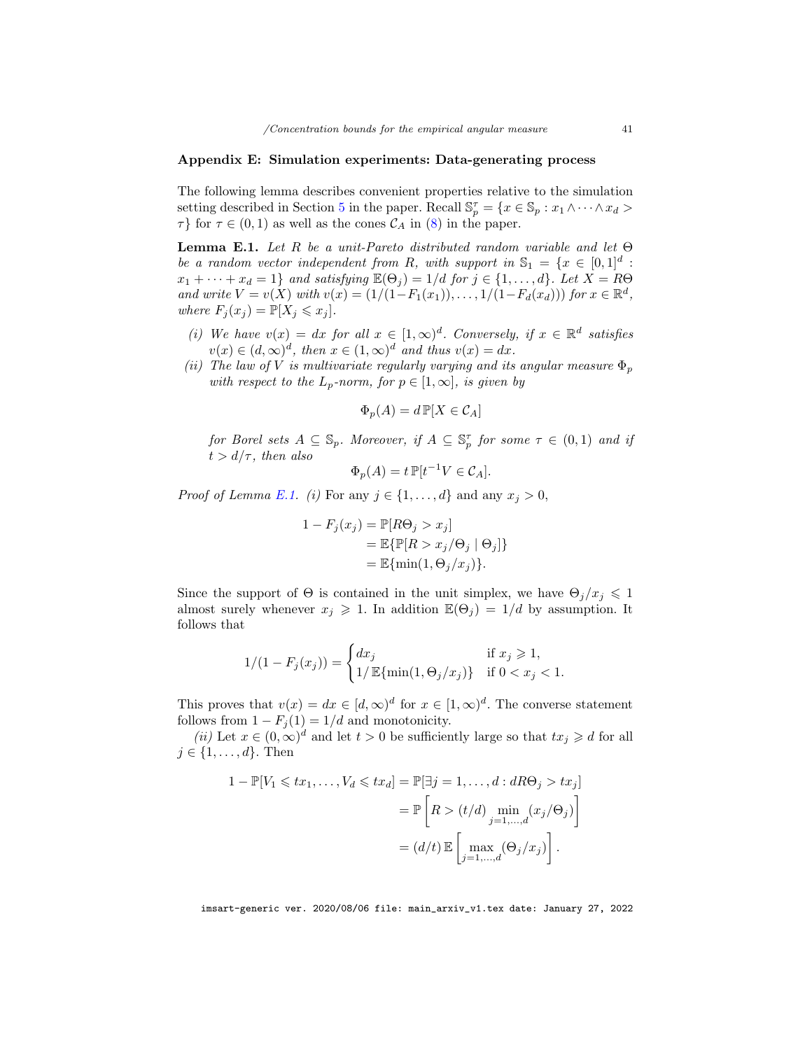## Appendix E: Simulation experiments: Data-generating process

The following lemma describes convenient properties relative to the simulation setting described in Section 5 in the paper. Recall $\mathbb{S}_p^\tau = \{x \in \mathbb{S}_p : x_1 \wedge \cdots \wedge x_d > \tau\}$ for $\tau \in (0,1)$ as well as the cones $\mathcal{C}_A$ in (8) in the paper.

**Lemma E.1.** *Let $R$ be a unit-Pareto distributed random variable and let $\Theta$ be a random vector independent from $R$, with support in $\mathbb{S}_1 = \{x \in [0,1]^d : x_1 + \cdots + x_d = 1\}$ and satisfying $\mathbb{E}(\Theta_j) = 1/d$ for $j \in \{1,\ldots,d\}$. Let $X = R\Theta$ and write $V = v(X)$ with $v(x) = (1/(1-F_1(x_1)),\ldots,1/(1-F_d(x_d)))$ for $x \in \mathbb{R}^d$, where $F_j(x_j) = \mathbb{P}[X_j \leqslant x_j]$.*

- *(i) We have $v(x) = dx$ for all $x \in [1,\infty)^d$. Conversely, if $x \in \mathbb{R}^d$ satisfies $v(x) \in (d,\infty)^d$, then $x \in (1,\infty)^d$ and thus $v(x) = dx$.*
- *(ii) The law of $V$ is multivariate regularly varying and its angular measure $\Phi_p$ with respect to the $L_p$-norm, for $p \in [1,\infty]$, is given by*

$$\Phi_p(A) = d\,\mathbb{P}[X \in \mathcal{C}_A]$$

*for Borel sets $A \subseteq \mathbb{S}_p$. Moreover, if $A \subseteq \mathbb{S}_p^\tau$ for some $\tau \in (0,1)$ and if $t > d/\tau$, then also*

$$\Phi_p(A) = t\,\mathbb{P}[t^{-1}V \in \mathcal{C}_A].$$

*Proof of Lemma E.1. (i)* For any $j \in \{1,\ldots,d\}$ and any $x_j > 0$,

$$\begin{aligned}
1 - F_j(x_j) &= \mathbb{P}[R\Theta_j > x_j] \\
&= \mathbb{E}\{\mathbb{P}[R > x_j/\Theta_j \mid \Theta_j]\} \\
&= \mathbb{E}\{\min(1, \Theta_j/x_j)\}.
\end{aligned}$$

Since the support of $\Theta$ is contained in the unit simplex, we have $\Theta_j/x_j \leqslant 1$ almost surely whenever $x_j \geqslant 1$. In addition $\mathbb{E}(\Theta_j) = 1/d$ by assumption. It follows that

$$1/(1-F_j(x_j)) = \begin{cases} dx_j & \text{if } x_j \geqslant 1, \\ 1/\,\mathbb{E}\{\min(1,\Theta_j/x_j)\} & \text{if } 0 < x_j < 1. \end{cases}$$

This proves that $v(x) = dx \in [d,\infty)^d$ for $x \in [1,\infty)^d$. The converse statement follows from $1 - F_j(1) = 1/d$ and monotonicity.

*(ii)* Let $x \in (0,\infty)^d$ and let $t > 0$ be sufficiently large so that $tx_j \geqslant d$ for all $j \in \{1,\ldots,d\}$. Then

$$\begin{aligned}
1 - \mathbb{P}[V_1 \leqslant tx_1,\ldots,V_d \leqslant tx_d] &= \mathbb{P}[\exists j = 1,\ldots,d : dR\Theta_j > tx_j] \\
&= \mathbb{P}\left[R > (t/d)\min_{j=1,\ldots,d}(x_j/\Theta_j)\right] \\
&= (d/t)\,\mathbb{E}\left[\max_{j=1,\ldots,d}(\Theta_j/x_j)\right].
\end{aligned}$$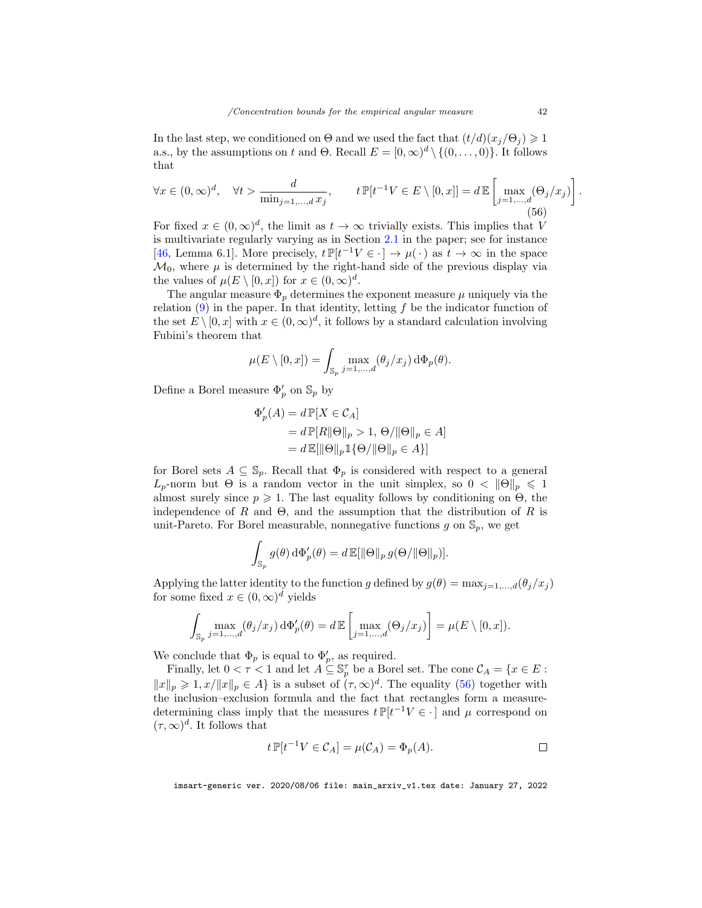In the last step, we conditioned on $\Theta$ and we used the fact that $(t/d)(x_j/\Theta_j) \geqslant 1$ a.s., by the assumptions on $t$ and $\Theta$. Recall $E = [0,\infty)^d \setminus \{(0,\dots,0)\}$. It follows that

$$\forall x \in (0,\infty)^d, \quad \forall t > \frac{d}{\min_{j=1,\dots,d} x_j}, \qquad t\,\mathbb{P}[t^{-1}V \in E \setminus [0,x]] = d\,\mathbb{E}\left[\max_{j=1,\dots,d} (\Theta_j/x_j)\right]. \tag{56}$$

For fixed $x \in (0,\infty)^d$, the limit as $t \to \infty$ trivially exists. This implies that $V$ is multivariate regularly varying as in Section 2.1 in the paper; see for instance [46, Lemma 6.1]. More precisely, $t\,\mathbb{P}[t^{-1}V \in \cdot\,] \to \mu(\,\cdot\,)$ as $t \to \infty$ in the space $\mathcal{M}_0$, where $\mu$ is determined by the right-hand side of the previous display via the values of $\mu(E \setminus [0,x])$ for $x \in (0,\infty)^d$.

The angular measure $\Phi_p$ determines the exponent measure $\mu$ uniquely via the relation (9) in the paper. In that identity, letting $f$ be the indicator function of the set $E \setminus [0,x]$ with $x \in (0,\infty)^d$, it follows by a standard calculation involving Fubini's theorem that

$$\mu(E \setminus [0,x]) = \int_{\mathbb{S}_p} \max_{j=1,\dots,d} (\theta_j/x_j) \,\mathrm{d}\Phi_p(\theta).$$

Define a Borel measure $\Phi_p'$ on $\mathbb{S}_p$ by

$$\begin{aligned}
\Phi_p'(A) &= d\,\mathbb{P}[X \in \mathcal{C}_A] \\
&= d\,\mathbb{P}[R\|\Theta\|_p > 1,\, \Theta/\|\Theta\|_p \in A] \\
&= d\,\mathbb{E}[\|\Theta\|_p \mathbb{1}\{\Theta/\|\Theta\|_p \in A\}]
\end{aligned}$$

for Borel sets $A \subseteq \mathbb{S}_p$. Recall that $\Phi_p$ is considered with respect to a general $L_p$-norm but $\Theta$ is a random vector in the unit simplex, so $0 < \|\Theta\|_p \leqslant 1$ almost surely since $p \geqslant 1$. The last equality follows by conditioning on $\Theta$, the independence of $R$ and $\Theta$, and the assumption that the distribution of $R$ is unit-Pareto. For Borel measurable, nonnegative functions $g$ on $\mathbb{S}_p$, we get

$$\int_{\mathbb{S}_p} g(\theta)\,\mathrm{d}\Phi_p'(\theta) = d\,\mathbb{E}[\|\Theta\|_p\, g(\Theta/\|\Theta\|_p)].$$

Applying the latter identity to the function $g$ defined by $g(\theta) = \max_{j=1,\dots,d}(\theta_j/x_j)$ for some fixed $x \in (0,\infty)^d$ yields

$$\int_{\mathbb{S}_p} \max_{j=1,\dots,d}(\theta_j/x_j)\,\mathrm{d}\Phi_p'(\theta) = d\,\mathbb{E}\left[\max_{j=1,\dots,d}(\Theta_j/x_j)\right] = \mu(E \setminus [0,x]).$$

We conclude that $\Phi_p$ is equal to $\Phi_p'$, as required.

Finally, let $0 < \tau < 1$ and let $A \subseteq \mathbb{S}_p^\tau$ be a Borel set. The cone $\mathcal{C}_A = \{x \in E : \|x\|_p \geqslant 1, x/\|x\|_p \in A\}$ is a subset of $(\tau,\infty)^d$. The equality (56) together with the inclusion–exclusion formula and the fact that rectangles form a measure-determining class imply that the measures $t\,\mathbb{P}[t^{-1}V \in \cdot\,]$ and $\mu$ correspond on $(\tau,\infty)^d$. It follows that

$$t\,\mathbb{P}[t^{-1}V \in \mathcal{C}_A] = \mu(\mathcal{C}_A) = \Phi_p(A).$$

$\square$